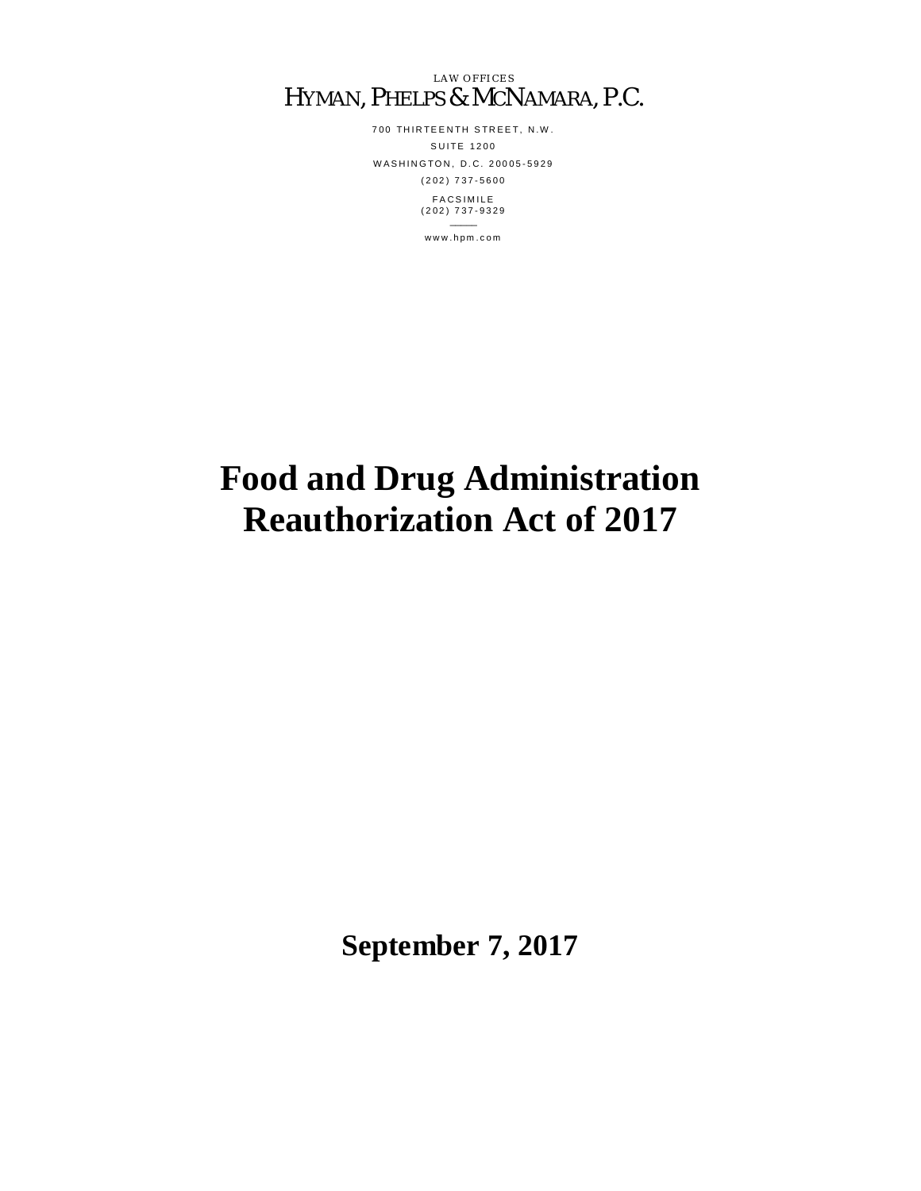LAW OFFICES

HYMAN, PHELPS & MCNAMARA, P.C.

700 THIRTEENTH STREET, N.W.

SUITE 1200

WASHINGTON, D.C. 20005-5929

(202) 737-5600

FACSIMILE

(202) 737-9329

www.hpm.com

# Food and Drug Administration Reauthorization Act of 2017

**September 7, 2017**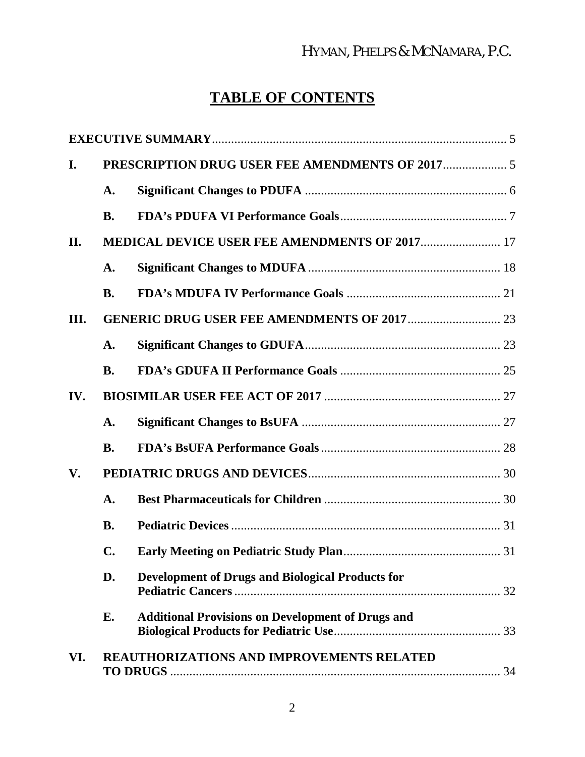# TABLE OF CONTENTS

**EXECUTIVE SUMMARY** ........ 5

**I. PRESCRIPTION DRUG USER FEE AMENDMENTS OF 2017** ........ 5

- **A. Significant Changes to PDUFA** ........ 6
- **B. FDA's PDUFA VI Performance Goals** ........ 7

**II. MEDICAL DEVICE USER FEE AMENDMENTS OF 2017** ........ 17

- **A. Significant Changes to MDUFA** ........ 18
- **B. FDA's MDUFA IV Performance Goals** ........ 21

**III. GENERIC DRUG USER FEE AMENDMENTS OF 2017** ........ 23

- **A. Significant Changes to GDUFA** ........ 23
- **B. FDA's GDUFA II Performance Goals** ........ 25

**IV. BIOSIMILAR USER FEE ACT OF 2017** ........ 27

- **A. Significant Changes to BsUFA** ........ 27
- **B. FDA's BsUFA Performance Goals** ........ 28

**V. PEDIATRIC DRUGS AND DEVICES** ........ 30

- **A. Best Pharmaceuticals for Children** ........ 30
- **B. Pediatric Devices** ........ 31
- **C. Early Meeting on Pediatric Study Plan** ........ 31
- **D. Development of Drugs and Biological Products for Pediatric Cancers** ........ 32
- **E. Additional Provisions on Development of Drugs and Biological Products for Pediatric Use** ........ 33

**VI. REAUTHORIZATIONS AND IMPROVEMENTS RELATED TO DRUGS** ........ 34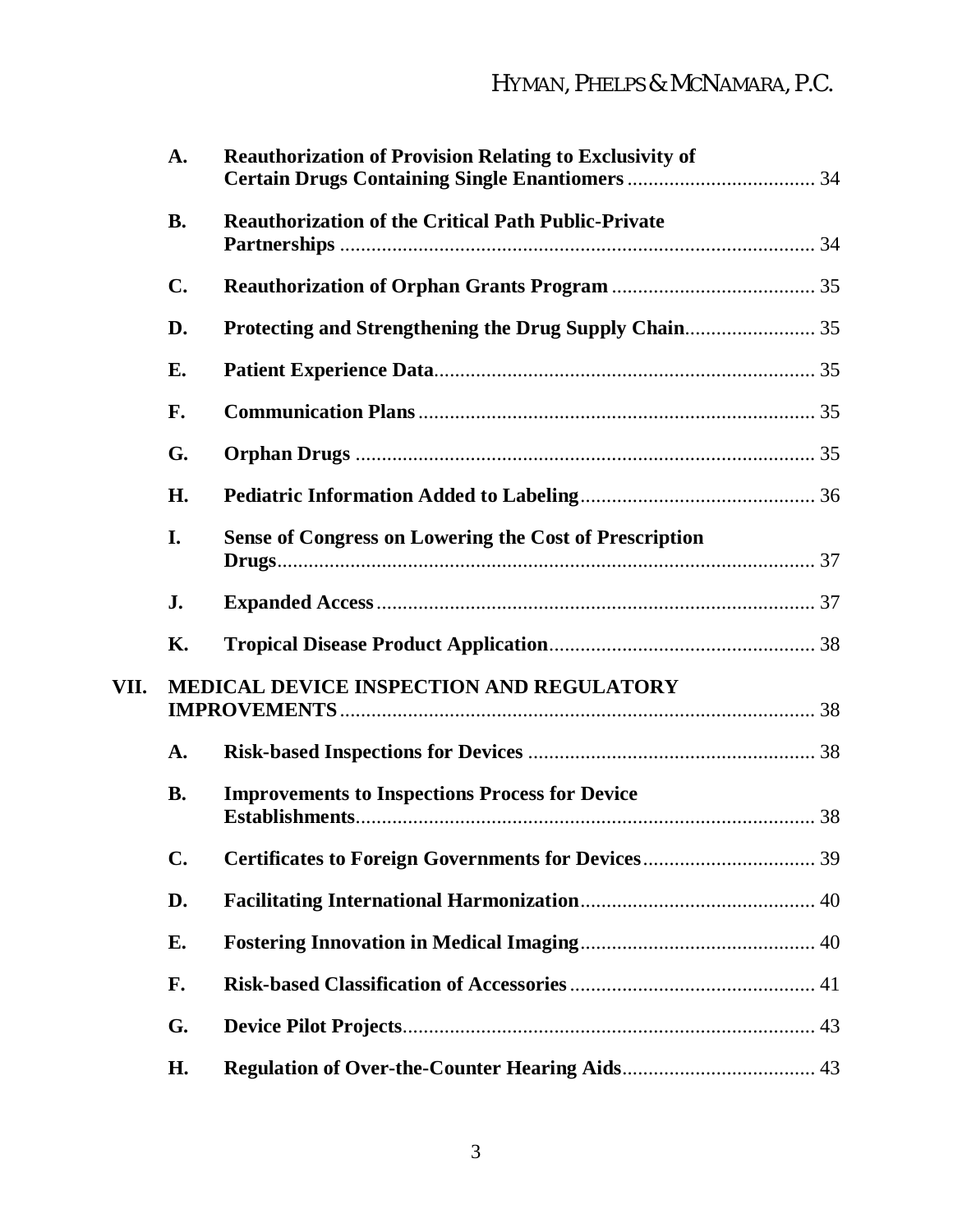- **A. Reauthorization of Provision Relating to Exclusivity of Certain Drugs Containing Single Enantiomers** .................................... 34
- **B. Reauthorization of the Critical Path Public-Private Partnerships** .......................................................................................... 34
- **C. Reauthorization of Orphan Grants Program** ....................................... 35
- **D. Protecting and Strengthening the Drug Supply Chain**......................... 35
- **E. Patient Experience Data**........................................................................ 35
- **F. Communication Plans** ............................................................................ 35
- **G. Orphan Drugs** ........................................................................................ 35
- **H. Pediatric Information Added to Labeling**............................................. 36
- **I. Sense of Congress on Lowering the Cost of Prescription Drugs**...................................................................................................... 37
- **J. Expanded Access** .................................................................................... 37
- **K. Tropical Disease Product Application**.................................................. 38

**VII. MEDICAL DEVICE INSPECTION AND REGULATORY IMPROVEMENTS** .......................................................................................... 38

- **A. Risk-based Inspections for Devices** ....................................................... 38
- **B. Improvements to Inspections Process for Device Establishments**........................................................................................ 38
- **C. Certificates to Foreign Governments for Devices**................................. 39
- **D. Facilitating International Harmonization**............................................. 40
- **E. Fostering Innovation in Medical Imaging**............................................. 40
- **F. Risk-based Classification of Accessories** ............................................... 41
- **G. Device Pilot Projects**............................................................................... 43
- **H. Regulation of Over-the-Counter Hearing Aids**..................................... 43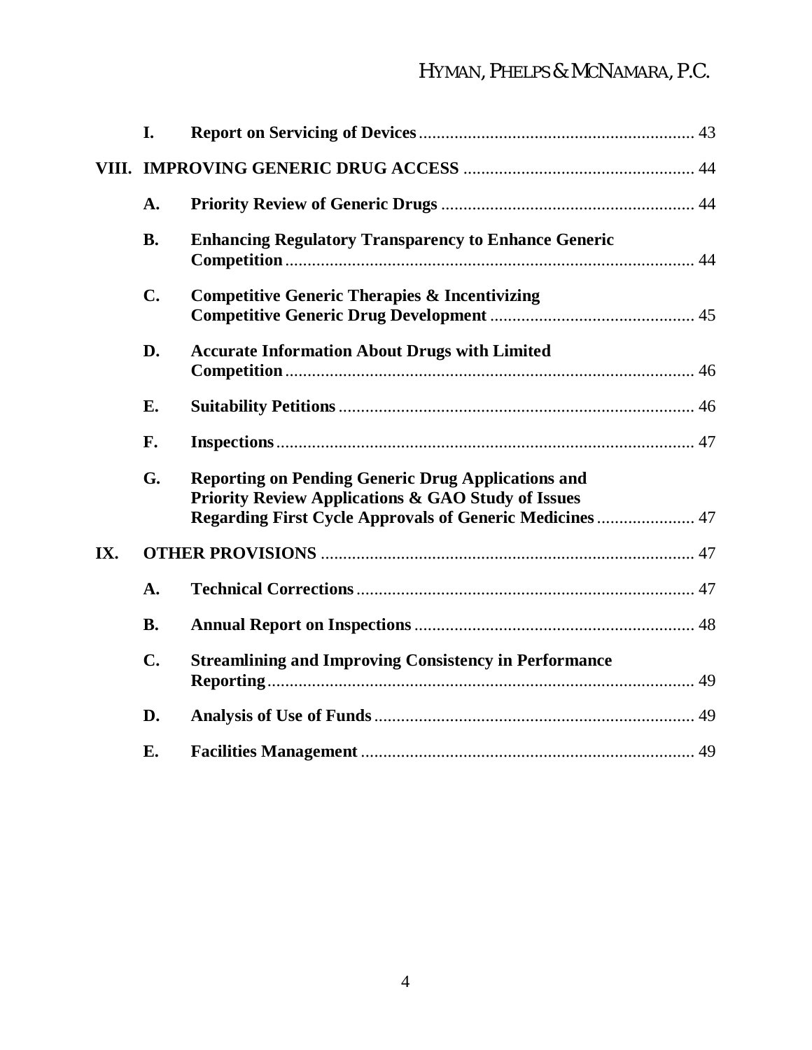- **I. Report on Servicing of Devices** ... 43

**VIII. IMPROVING GENERIC DRUG ACCESS** ... 44

- **A. Priority Review of Generic Drugs** ... 44
- **B. Enhancing Regulatory Transparency to Enhance Generic Competition** ... 44
- **C. Competitive Generic Therapies & Incentivizing Competitive Generic Drug Development** ... 45
- **D. Accurate Information About Drugs with Limited Competition** ... 46
- **E. Suitability Petitions** ... 46
- **F. Inspections** ... 47
- **G. Reporting on Pending Generic Drug Applications and Priority Review Applications & GAO Study of Issues Regarding First Cycle Approvals of Generic Medicines** ... 47

**IX. OTHER PROVISIONS** ... 47

- **A. Technical Corrections** ... 47
- **B. Annual Report on Inspections** ... 48
- **C. Streamlining and Improving Consistency in Performance Reporting** ... 49
- **D. Analysis of Use of Funds** ... 49
- **E. Facilities Management** ... 49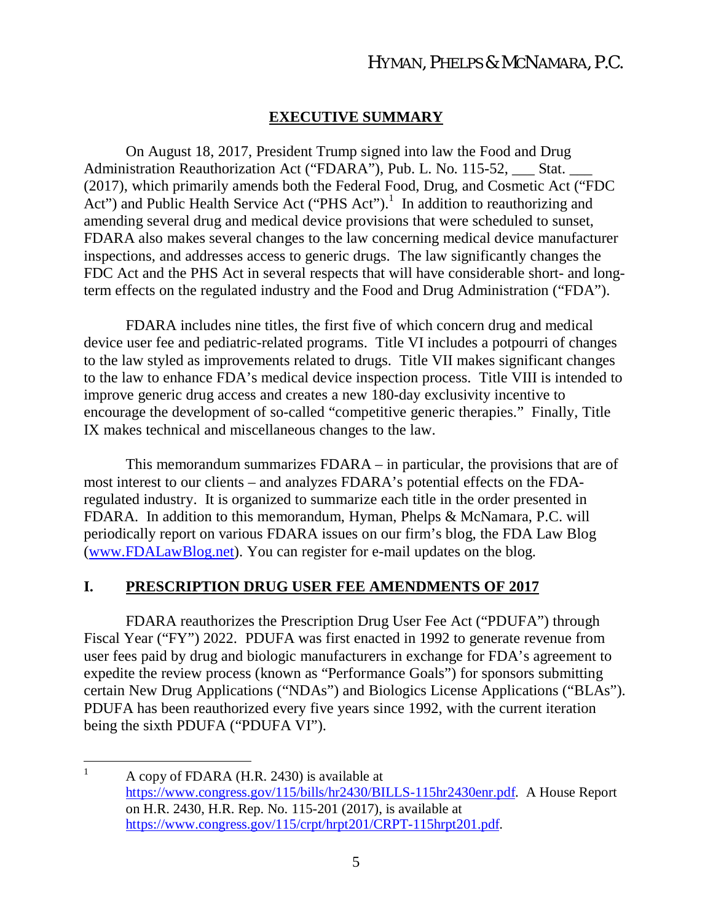## EXECUTIVE SUMMARY

On August 18, 2017, President Trump signed into law the Food and Drug Administration Reauthorization Act ("FDARA"), Pub. L. No. 115-52, ___ Stat. ___ (2017), which primarily amends both the Federal Food, Drug, and Cosmetic Act ("FDC Act") and Public Health Service Act ("PHS Act").[1] In addition to reauthorizing and amending several drug and medical device provisions that were scheduled to sunset, FDARA also makes several changes to the law concerning medical device manufacturer inspections, and addresses access to generic drugs. The law significantly changes the FDC Act and the PHS Act in several respects that will have considerable short- and long-term effects on the regulated industry and the Food and Drug Administration ("FDA").

FDARA includes nine titles, the first five of which concern drug and medical device user fee and pediatric-related programs. Title VI includes a potpourri of changes to the law styled as improvements related to drugs. Title VII makes significant changes to the law to enhance FDA's medical device inspection process. Title VIII is intended to improve generic drug access and creates a new 180-day exclusivity incentive to encourage the development of so-called "competitive generic therapies." Finally, Title IX makes technical and miscellaneous changes to the law.

This memorandum summarizes FDARA – in particular, the provisions that are of most interest to our clients – and analyzes FDARA's potential effects on the FDA-regulated industry. It is organized to summarize each title in the order presented in FDARA. In addition to this memorandum, Hyman, Phelps & McNamara, P.C. will periodically report on various FDARA issues on our firm's blog, the FDA Law Blog (www.FDALawBlog.net). You can register for e-mail updates on the blog.

## I. PRESCRIPTION DRUG USER FEE AMENDMENTS OF 2017

FDARA reauthorizes the Prescription Drug User Fee Act ("PDUFA") through Fiscal Year ("FY") 2022. PDUFA was first enacted in 1992 to generate revenue from user fees paid by drug and biologic manufacturers in exchange for FDA's agreement to expedite the review process (known as "Performance Goals") for sponsors submitting certain New Drug Applications ("NDAs") and Biologics License Applications ("BLAs"). PDUFA has been reauthorized every five years since 1992, with the current iteration being the sixth PDUFA ("PDUFA VI").

---

[1] A copy of FDARA (H.R. 2430) is available at https://www.congress.gov/115/bills/hr2430/BILLS-115hr2430enr.pdf. A House Report on H.R. 2430, H.R. Rep. No. 115-201 (2017), is available at https://www.congress.gov/115/crpt/hrpt201/CRPT-115hrpt201.pdf.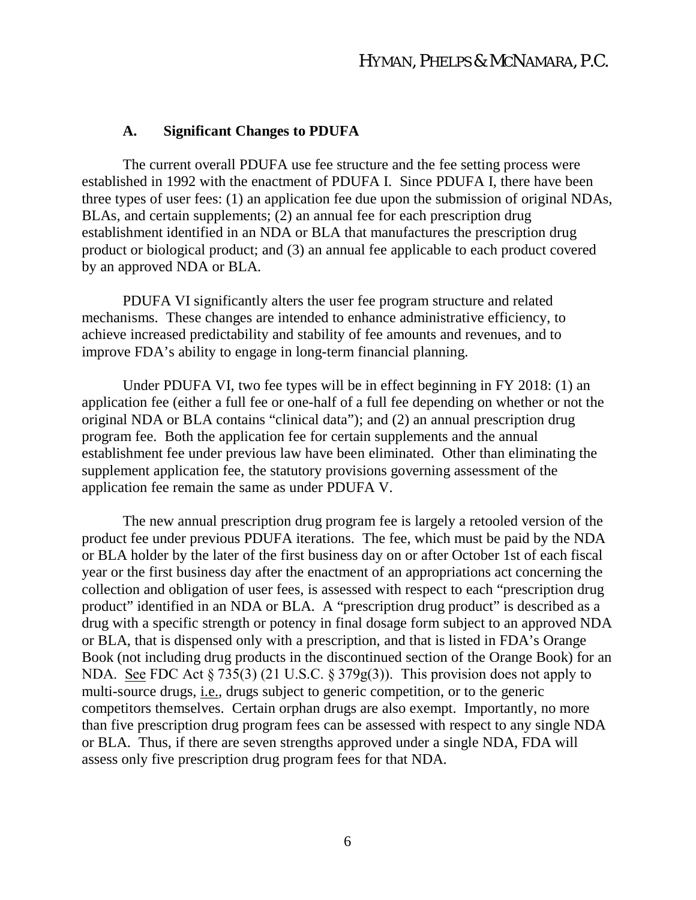### A. Significant Changes to PDUFA

The current overall PDUFA use fee structure and the fee setting process were established in 1992 with the enactment of PDUFA I. Since PDUFA I, there have been three types of user fees: (1) an application fee due upon the submission of original NDAs, BLAs, and certain supplements; (2) an annual fee for each prescription drug establishment identified in an NDA or BLA that manufactures the prescription drug product or biological product; and (3) an annual fee applicable to each product covered by an approved NDA or BLA.

PDUFA VI significantly alters the user fee program structure and related mechanisms. These changes are intended to enhance administrative efficiency, to achieve increased predictability and stability of fee amounts and revenues, and to improve FDA's ability to engage in long-term financial planning.

Under PDUFA VI, two fee types will be in effect beginning in FY 2018: (1) an application fee (either a full fee or one-half of a full fee depending on whether or not the original NDA or BLA contains "clinical data"); and (2) an annual prescription drug program fee. Both the application fee for certain supplements and the annual establishment fee under previous law have been eliminated. Other than eliminating the supplement application fee, the statutory provisions governing assessment of the application fee remain the same as under PDUFA V.

The new annual prescription drug program fee is largely a retooled version of the product fee under previous PDUFA iterations. The fee, which must be paid by the NDA or BLA holder by the later of the first business day on or after October 1st of each fiscal year or the first business day after the enactment of an appropriations act concerning the collection and obligation of user fees, is assessed with respect to each "prescription drug product" identified in an NDA or BLA. A "prescription drug product" is described as a drug with a specific strength or potency in final dosage form subject to an approved NDA or BLA, that is dispensed only with a prescription, and that is listed in FDA's Orange Book (not including drug products in the discontinued section of the Orange Book) for an NDA. See FDC Act § 735(3) (21 U.S.C. § 379g(3)). This provision does not apply to multi-source drugs, i.e., drugs subject to generic competition, or to the generic competitors themselves. Certain orphan drugs are also exempt. Importantly, no more than five prescription drug program fees can be assessed with respect to any single NDA or BLA. Thus, if there are seven strengths approved under a single NDA, FDA will assess only five prescription drug program fees for that NDA.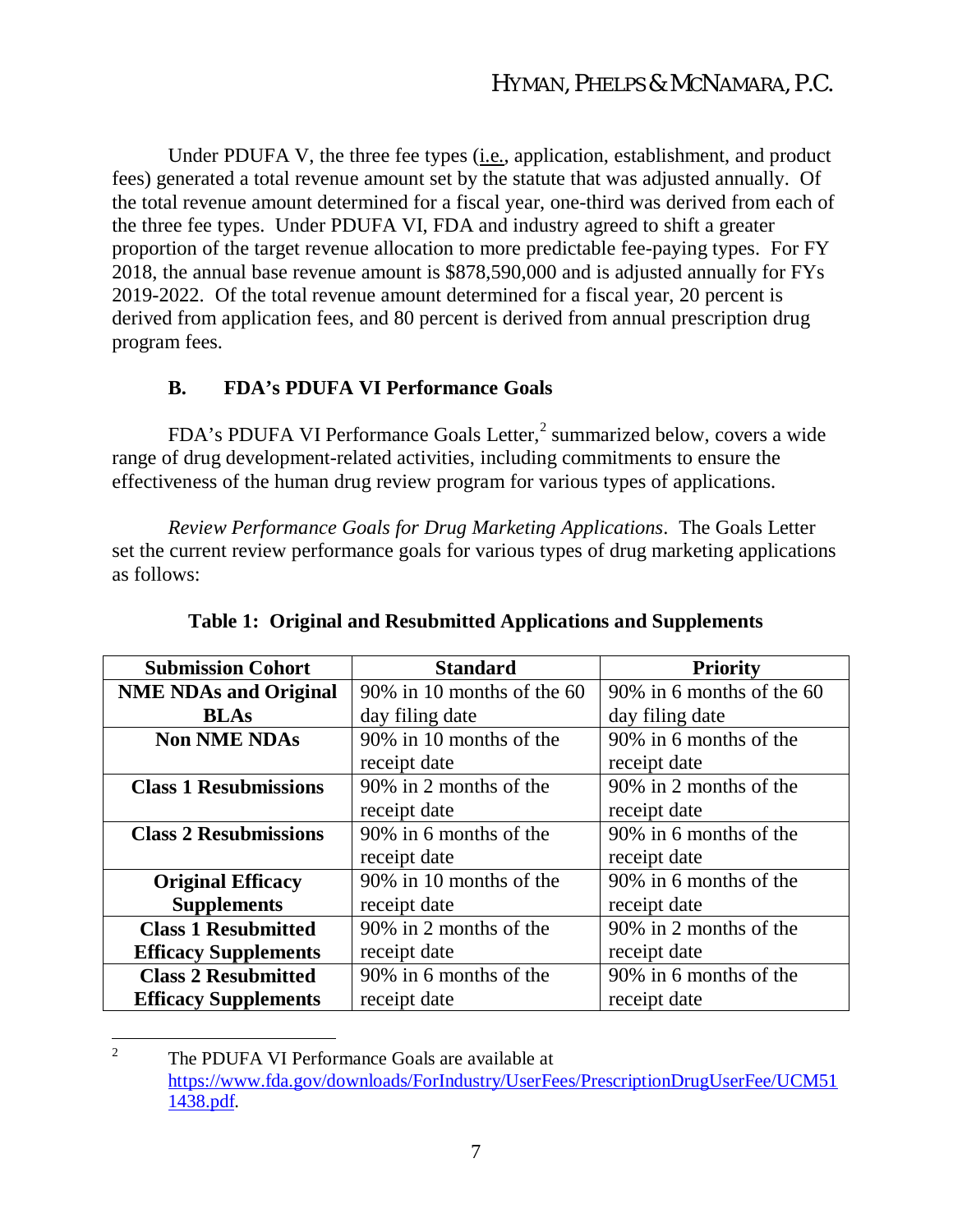Under PDUFA V, the three fee types (i.e., application, establishment, and product fees) generated a total revenue amount set by the statute that was adjusted annually. Of the total revenue amount determined for a fiscal year, one-third was derived from each of the three fee types. Under PDUFA VI, FDA and industry agreed to shift a greater proportion of the target revenue allocation to more predictable fee-paying types. For FY 2018, the annual base revenue amount is $878,590,000 and is adjusted annually for FYs 2019-2022. Of the total revenue amount determined for a fiscal year, 20 percent is derived from application fees, and 80 percent is derived from annual prescription drug program fees.

### B. FDA's PDUFA VI Performance Goals

FDA's PDUFA VI Performance Goals Letter,[2] summarized below, covers a wide range of drug development-related activities, including commitments to ensure the effectiveness of the human drug review program for various types of applications.

*Review Performance Goals for Drug Marketing Applications*. The Goals Letter set the current review performance goals for various types of drug marketing applications as follows:

**Table 1: Original and Resubmitted Applications and Supplements**

| Submission Cohort | Standard | Priority |
|---|---|---|
| **NME NDAs and Original BLAs** | 90% in 10 months of the 60 day filing date | 90% in 6 months of the 60 day filing date |
| **Non NME NDAs** | 90% in 10 months of the receipt date | 90% in 6 months of the receipt date |
| **Class 1 Resubmissions** | 90% in 2 months of the receipt date | 90% in 2 months of the receipt date |
| **Class 2 Resubmissions** | 90% in 6 months of the receipt date | 90% in 6 months of the receipt date |
| **Original Efficacy Supplements** | 90% in 10 months of the receipt date | 90% in 6 months of the receipt date |
| **Class 1 Resubmitted Efficacy Supplements** | 90% in 2 months of the receipt date | 90% in 2 months of the receipt date |
| **Class 2 Resubmitted Efficacy Supplements** | 90% in 6 months of the receipt date | 90% in 6 months of the receipt date |

[2] The PDUFA VI Performance Goals are available at https://www.fda.gov/downloads/ForIndustry/UserFees/PrescriptionDrugUserFee/UCM511438.pdf.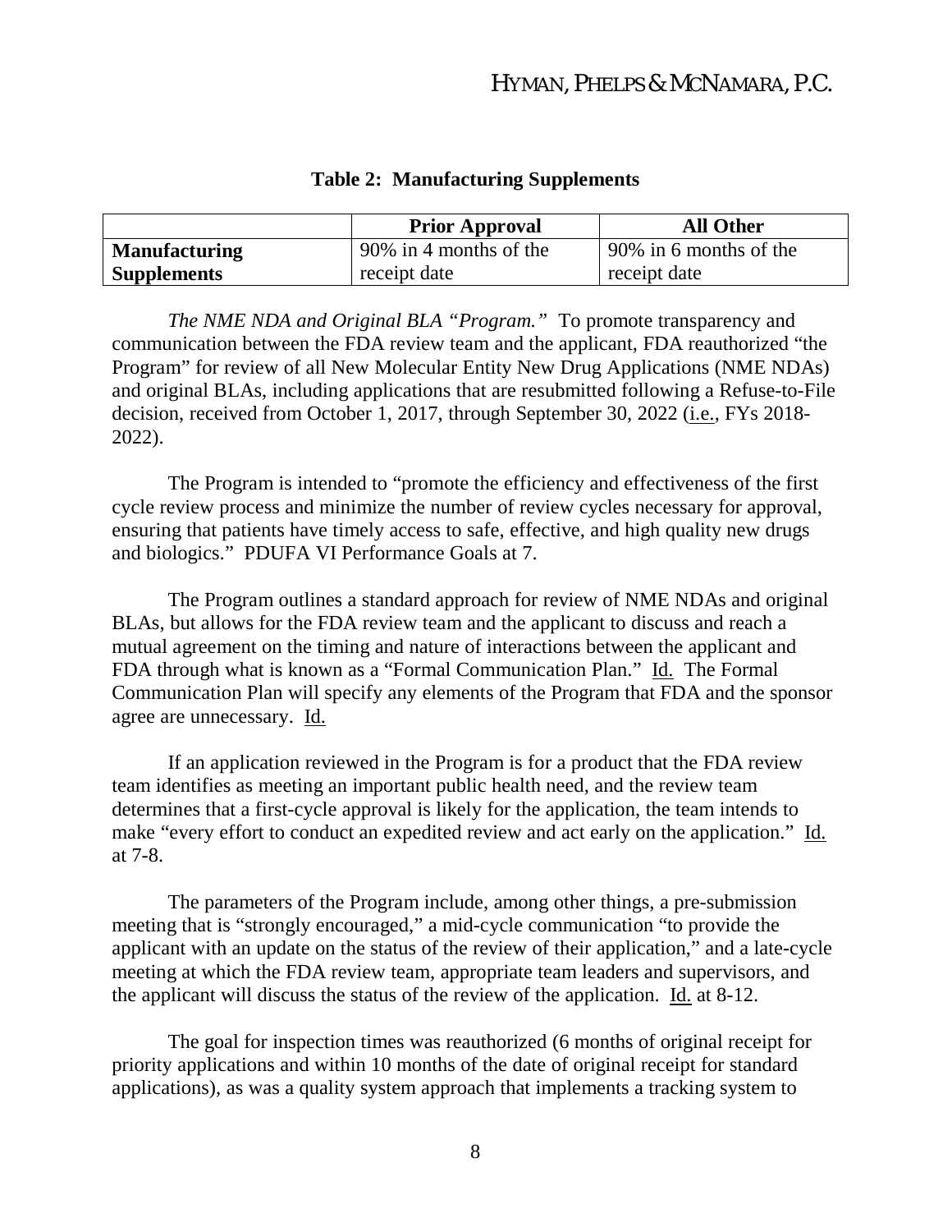**Table 2: Manufacturing Supplements**

| | Prior Approval | All Other |
|---|---|---|
| **Manufacturing Supplements** | 90% in 4 months of the receipt date | 90% in 6 months of the receipt date |

*The NME NDA and Original BLA "Program."* To promote transparency and communication between the FDA review team and the applicant, FDA reauthorized "the Program" for review of all New Molecular Entity New Drug Applications (NME NDAs) and original BLAs, including applications that are resubmitted following a Refuse-to-File decision, received from October 1, 2017, through September 30, 2022 (i.e., FYs 2018-2022).

The Program is intended to "promote the efficiency and effectiveness of the first cycle review process and minimize the number of review cycles necessary for approval, ensuring that patients have timely access to safe, effective, and high quality new drugs and biologics." PDUFA VI Performance Goals at 7.

The Program outlines a standard approach for review of NME NDAs and original BLAs, but allows for the FDA review team and the applicant to discuss and reach a mutual agreement on the timing and nature of interactions between the applicant and FDA through what is known as a "Formal Communication Plan." Id. The Formal Communication Plan will specify any elements of the Program that FDA and the sponsor agree are unnecessary. Id.

If an application reviewed in the Program is for a product that the FDA review team identifies as meeting an important public health need, and the review team determines that a first-cycle approval is likely for the application, the team intends to make "every effort to conduct an expedited review and act early on the application." Id. at 7-8.

The parameters of the Program include, among other things, a pre-submission meeting that is "strongly encouraged," a mid-cycle communication "to provide the applicant with an update on the status of the review of their application," and a late-cycle meeting at which the FDA review team, appropriate team leaders and supervisors, and the applicant will discuss the status of the review of the application. Id. at 8-12.

The goal for inspection times was reauthorized (6 months of original receipt for priority applications and within 10 months of the date of original receipt for standard applications), as was a quality system approach that implements a tracking system to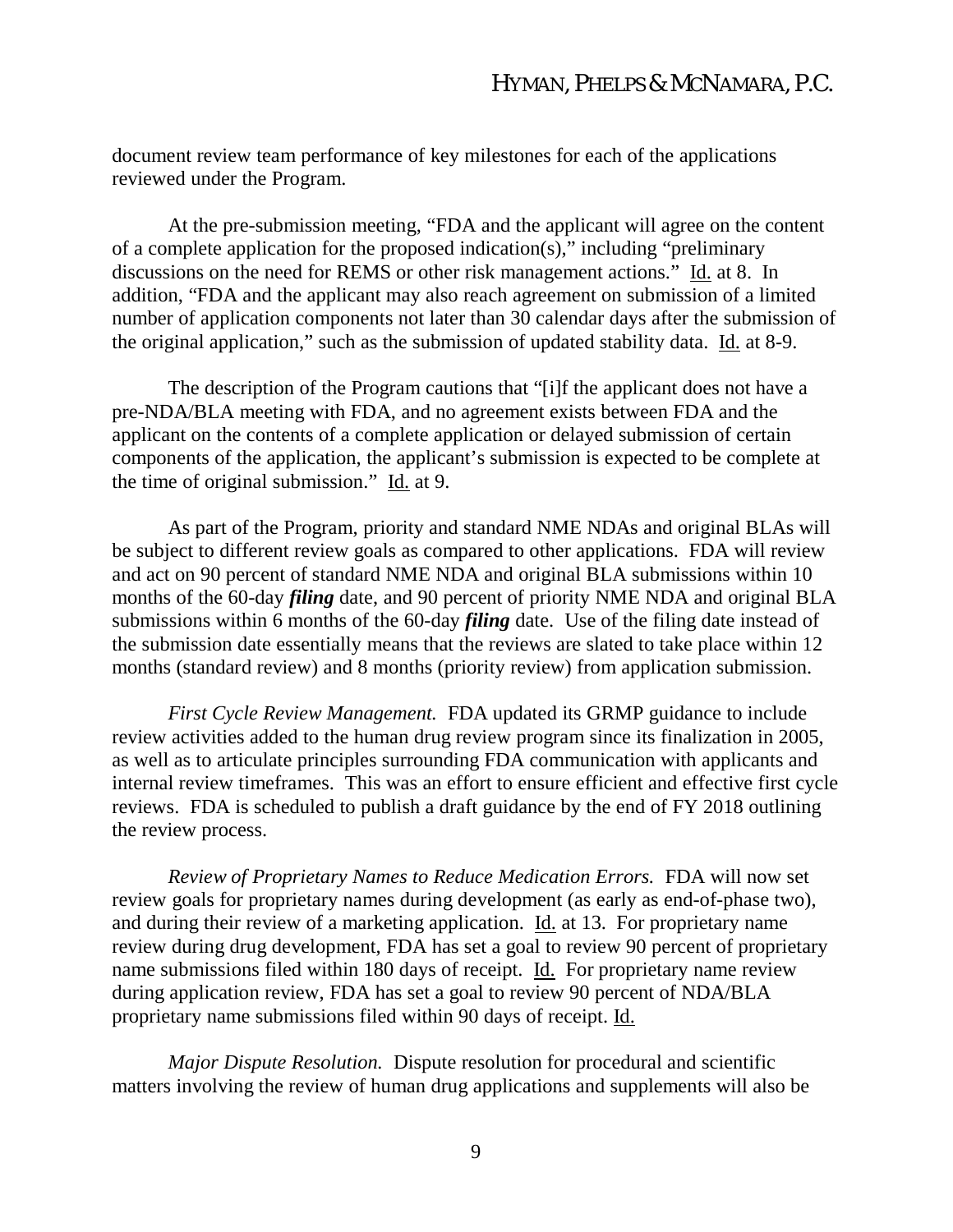document review team performance of key milestones for each of the applications reviewed under the Program.

At the pre-submission meeting, "FDA and the applicant will agree on the content of a complete application for the proposed indication(s)," including "preliminary discussions on the need for REMS or other risk management actions." Id. at 8. In addition, "FDA and the applicant may also reach agreement on submission of a limited number of application components not later than 30 calendar days after the submission of the original application," such as the submission of updated stability data. Id. at 8-9.

The description of the Program cautions that "[i]f the applicant does not have a pre-NDA/BLA meeting with FDA, and no agreement exists between FDA and the applicant on the contents of a complete application or delayed submission of certain components of the application, the applicant's submission is expected to be complete at the time of original submission." Id. at 9.

As part of the Program, priority and standard NME NDAs and original BLAs will be subject to different review goals as compared to other applications. FDA will review and act on 90 percent of standard NME NDA and original BLA submissions within 10 months of the 60-day ***filing*** date, and 90 percent of priority NME NDA and original BLA submissions within 6 months of the 60-day ***filing*** date. Use of the filing date instead of the submission date essentially means that the reviews are slated to take place within 12 months (standard review) and 8 months (priority review) from application submission.

*First Cycle Review Management.* FDA updated its GRMP guidance to include review activities added to the human drug review program since its finalization in 2005, as well as to articulate principles surrounding FDA communication with applicants and internal review timeframes. This was an effort to ensure efficient and effective first cycle reviews. FDA is scheduled to publish a draft guidance by the end of FY 2018 outlining the review process.

*Review of Proprietary Names to Reduce Medication Errors.* FDA will now set review goals for proprietary names during development (as early as end-of-phase two), and during their review of a marketing application. Id. at 13. For proprietary name review during drug development, FDA has set a goal to review 90 percent of proprietary name submissions filed within 180 days of receipt. Id. For proprietary name review during application review, FDA has set a goal to review 90 percent of NDA/BLA proprietary name submissions filed within 90 days of receipt. Id.

*Major Dispute Resolution.* Dispute resolution for procedural and scientific matters involving the review of human drug applications and supplements will also be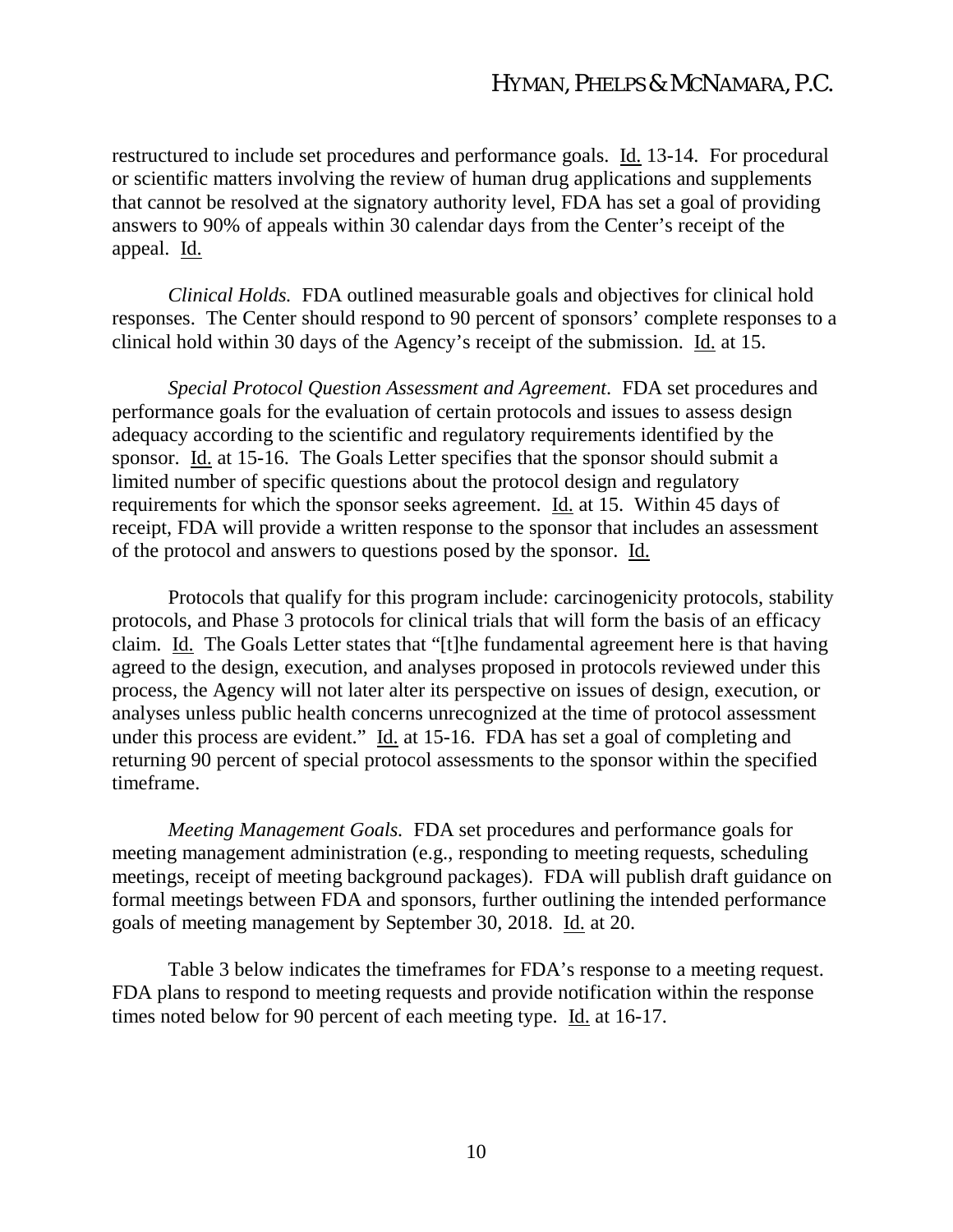restructured to include set procedures and performance goals. Id. 13-14. For procedural or scientific matters involving the review of human drug applications and supplements that cannot be resolved at the signatory authority level, FDA has set a goal of providing answers to 90% of appeals within 30 calendar days from the Center's receipt of the appeal. Id.

*Clinical Holds.* FDA outlined measurable goals and objectives for clinical hold responses. The Center should respond to 90 percent of sponsors' complete responses to a clinical hold within 30 days of the Agency's receipt of the submission. Id. at 15.

*Special Protocol Question Assessment and Agreement*. FDA set procedures and performance goals for the evaluation of certain protocols and issues to assess design adequacy according to the scientific and regulatory requirements identified by the sponsor. Id. at 15-16. The Goals Letter specifies that the sponsor should submit a limited number of specific questions about the protocol design and regulatory requirements for which the sponsor seeks agreement. Id. at 15. Within 45 days of receipt, FDA will provide a written response to the sponsor that includes an assessment of the protocol and answers to questions posed by the sponsor. Id.

Protocols that qualify for this program include: carcinogenicity protocols, stability protocols, and Phase 3 protocols for clinical trials that will form the basis of an efficacy claim. Id. The Goals Letter states that "[t]he fundamental agreement here is that having agreed to the design, execution, and analyses proposed in protocols reviewed under this process, the Agency will not later alter its perspective on issues of design, execution, or analyses unless public health concerns unrecognized at the time of protocol assessment under this process are evident." Id. at 15-16. FDA has set a goal of completing and returning 90 percent of special protocol assessments to the sponsor within the specified timeframe.

*Meeting Management Goals.* FDA set procedures and performance goals for meeting management administration (e.g., responding to meeting requests, scheduling meetings, receipt of meeting background packages). FDA will publish draft guidance on formal meetings between FDA and sponsors, further outlining the intended performance goals of meeting management by September 30, 2018. Id. at 20.

Table 3 below indicates the timeframes for FDA's response to a meeting request. FDA plans to respond to meeting requests and provide notification within the response times noted below for 90 percent of each meeting type. Id. at 16-17.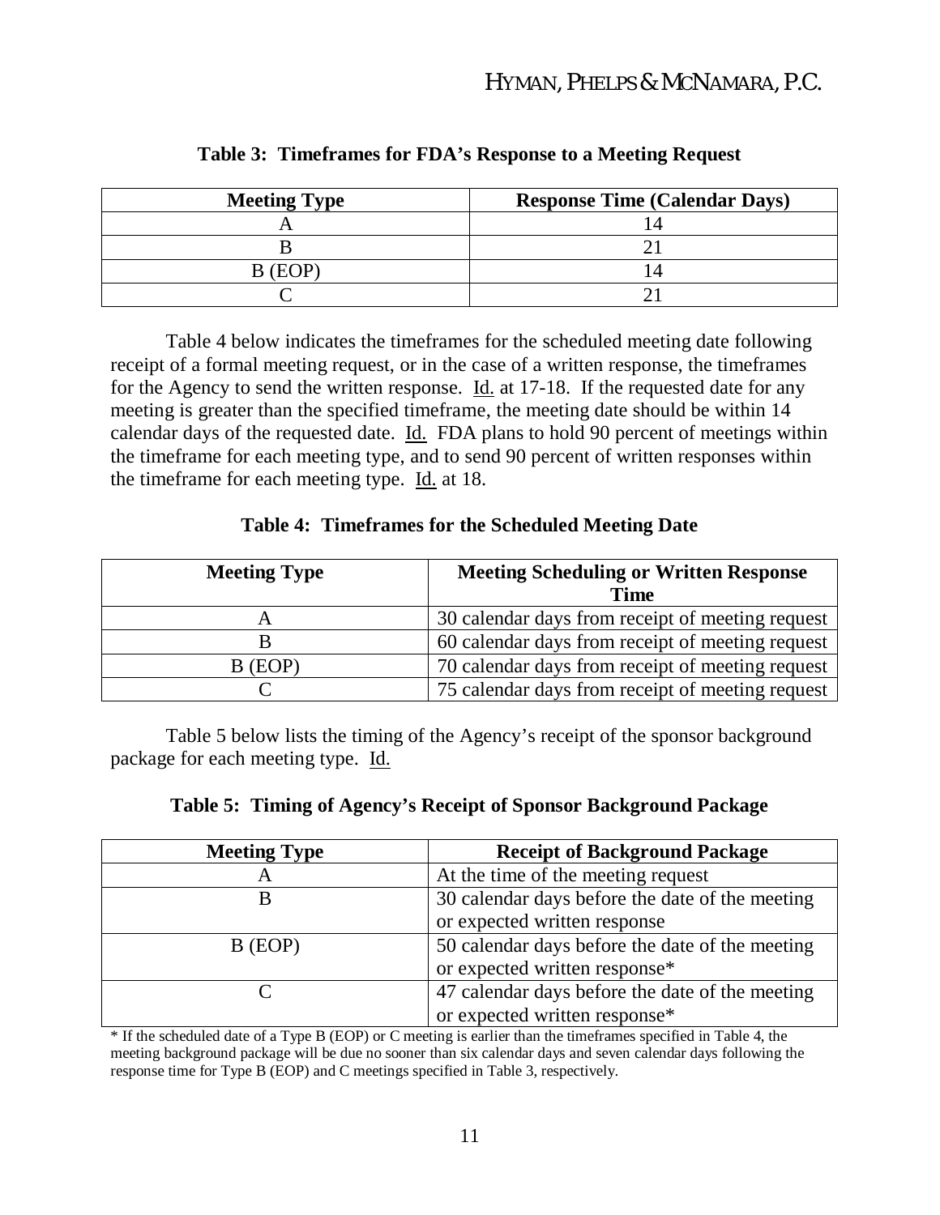**Table 3: Timeframes for FDA's Response to a Meeting Request**

| Meeting Type | Response Time (Calendar Days) |
|---|---|
| A | 14 |
| B | 21 |
| B (EOP) | 14 |
| C | 21 |

Table 4 below indicates the timeframes for the scheduled meeting date following receipt of a formal meeting request, or in the case of a written response, the timeframes for the Agency to send the written response. Id. at 17-18. If the requested date for any meeting is greater than the specified timeframe, the meeting date should be within 14 calendar days of the requested date. Id. FDA plans to hold 90 percent of meetings within the timeframe for each meeting type, and to send 90 percent of written responses within the timeframe for each meeting type. Id. at 18.

**Table 4: Timeframes for the Scheduled Meeting Date**

| Meeting Type | Meeting Scheduling or Written Response Time |
|---|---|
| A | 30 calendar days from receipt of meeting request |
| B | 60 calendar days from receipt of meeting request |
| B (EOP) | 70 calendar days from receipt of meeting request |
| C | 75 calendar days from receipt of meeting request |

Table 5 below lists the timing of the Agency's receipt of the sponsor background package for each meeting type. Id.

**Table 5: Timing of Agency's Receipt of Sponsor Background Package**

| Meeting Type | Receipt of Background Package |
|---|---|
| A | At the time of the meeting request |
| B | 30 calendar days before the date of the meeting or expected written response |
| B (EOP) | 50 calendar days before the date of the meeting or expected written response* |
| C | 47 calendar days before the date of the meeting or expected written response* |

* If the scheduled date of a Type B (EOP) or C meeting is earlier than the timeframes specified in Table 4, the meeting background package will be due no sooner than six calendar days and seven calendar days following the response time for Type B (EOP) and C meetings specified in Table 3, respectively.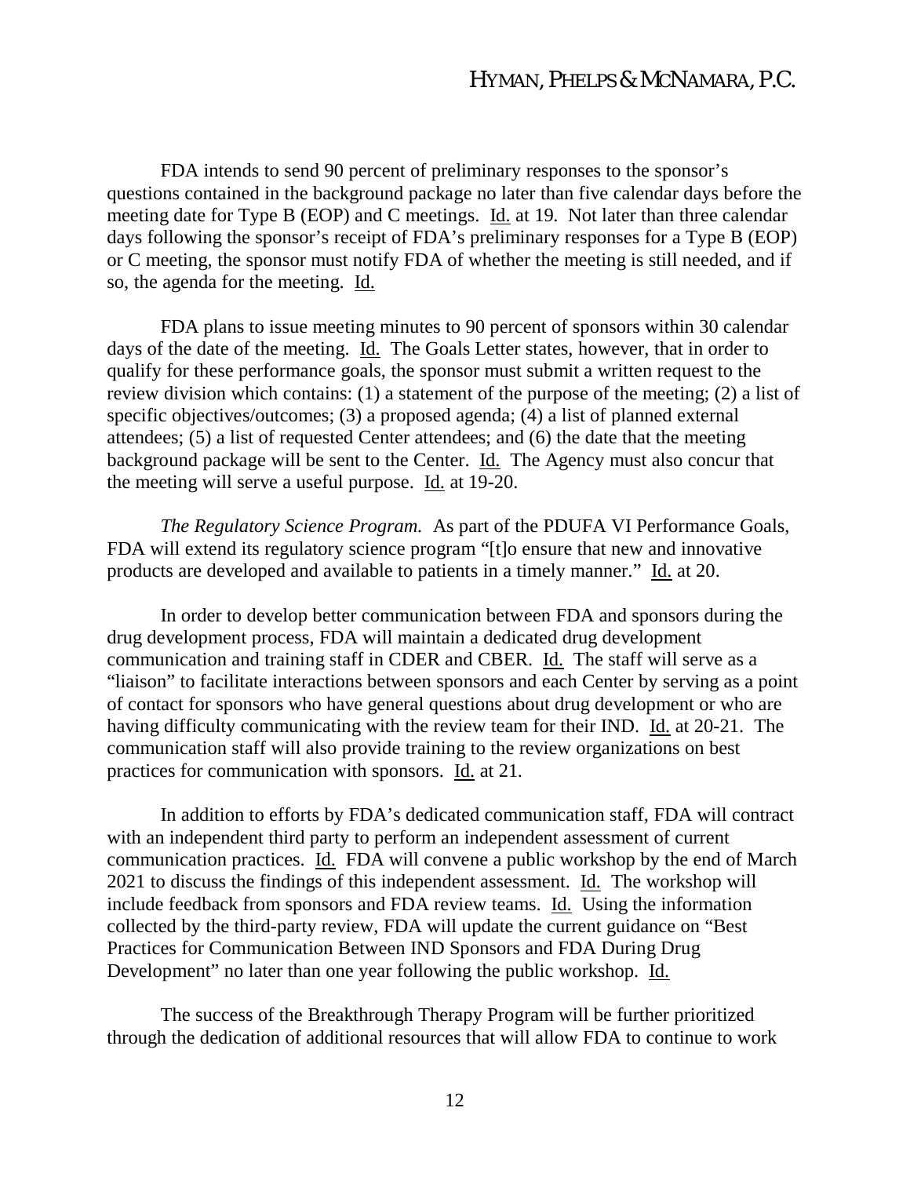FDA intends to send 90 percent of preliminary responses to the sponsor's questions contained in the background package no later than five calendar days before the meeting date for Type B (EOP) and C meetings. Id. at 19. Not later than three calendar days following the sponsor's receipt of FDA's preliminary responses for a Type B (EOP) or C meeting, the sponsor must notify FDA of whether the meeting is still needed, and if so, the agenda for the meeting. Id.

FDA plans to issue meeting minutes to 90 percent of sponsors within 30 calendar days of the date of the meeting. Id. The Goals Letter states, however, that in order to qualify for these performance goals, the sponsor must submit a written request to the review division which contains: (1) a statement of the purpose of the meeting; (2) a list of specific objectives/outcomes; (3) a proposed agenda; (4) a list of planned external attendees; (5) a list of requested Center attendees; and (6) the date that the meeting background package will be sent to the Center. Id. The Agency must also concur that the meeting will serve a useful purpose. Id. at 19-20.

*The Regulatory Science Program.* As part of the PDUFA VI Performance Goals, FDA will extend its regulatory science program "[t]o ensure that new and innovative products are developed and available to patients in a timely manner." Id. at 20.

In order to develop better communication between FDA and sponsors during the drug development process, FDA will maintain a dedicated drug development communication and training staff in CDER and CBER. Id. The staff will serve as a "liaison" to facilitate interactions between sponsors and each Center by serving as a point of contact for sponsors who have general questions about drug development or who are having difficulty communicating with the review team for their IND. Id. at 20-21. The communication staff will also provide training to the review organizations on best practices for communication with sponsors. Id. at 21.

In addition to efforts by FDA's dedicated communication staff, FDA will contract with an independent third party to perform an independent assessment of current communication practices. Id. FDA will convene a public workshop by the end of March 2021 to discuss the findings of this independent assessment. Id. The workshop will include feedback from sponsors and FDA review teams. Id. Using the information collected by the third-party review, FDA will update the current guidance on "Best Practices for Communication Between IND Sponsors and FDA During Drug Development" no later than one year following the public workshop. Id.

The success of the Breakthrough Therapy Program will be further prioritized through the dedication of additional resources that will allow FDA to continue to work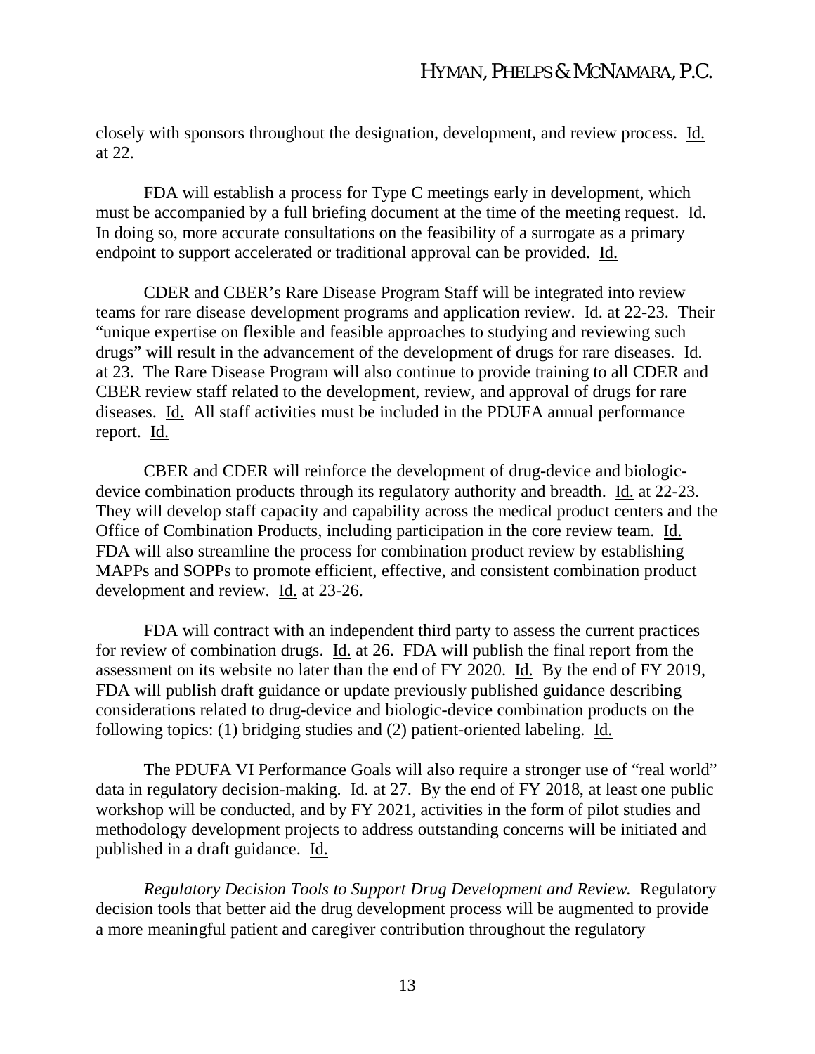closely with sponsors throughout the designation, development, and review process. Id. at 22.

FDA will establish a process for Type C meetings early in development, which must be accompanied by a full briefing document at the time of the meeting request. Id. In doing so, more accurate consultations on the feasibility of a surrogate as a primary endpoint to support accelerated or traditional approval can be provided. Id.

CDER and CBER's Rare Disease Program Staff will be integrated into review teams for rare disease development programs and application review. Id. at 22-23. Their "unique expertise on flexible and feasible approaches to studying and reviewing such drugs" will result in the advancement of the development of drugs for rare diseases. Id. at 23. The Rare Disease Program will also continue to provide training to all CDER and CBER review staff related to the development, review, and approval of drugs for rare diseases. Id. All staff activities must be included in the PDUFA annual performance report. Id.

CBER and CDER will reinforce the development of drug-device and biologic-device combination products through its regulatory authority and breadth. Id. at 22-23. They will develop staff capacity and capability across the medical product centers and the Office of Combination Products, including participation in the core review team. Id. FDA will also streamline the process for combination product review by establishing MAPPs and SOPPs to promote efficient, effective, and consistent combination product development and review. Id. at 23-26.

FDA will contract with an independent third party to assess the current practices for review of combination drugs. Id. at 26. FDA will publish the final report from the assessment on its website no later than the end of FY 2020. Id. By the end of FY 2019, FDA will publish draft guidance or update previously published guidance describing considerations related to drug-device and biologic-device combination products on the following topics: (1) bridging studies and (2) patient-oriented labeling. Id.

The PDUFA VI Performance Goals will also require a stronger use of "real world" data in regulatory decision-making. Id. at 27. By the end of FY 2018, at least one public workshop will be conducted, and by FY 2021, activities in the form of pilot studies and methodology development projects to address outstanding concerns will be initiated and published in a draft guidance. Id.

*Regulatory Decision Tools to Support Drug Development and Review.* Regulatory decision tools that better aid the drug development process will be augmented to provide a more meaningful patient and caregiver contribution throughout the regulatory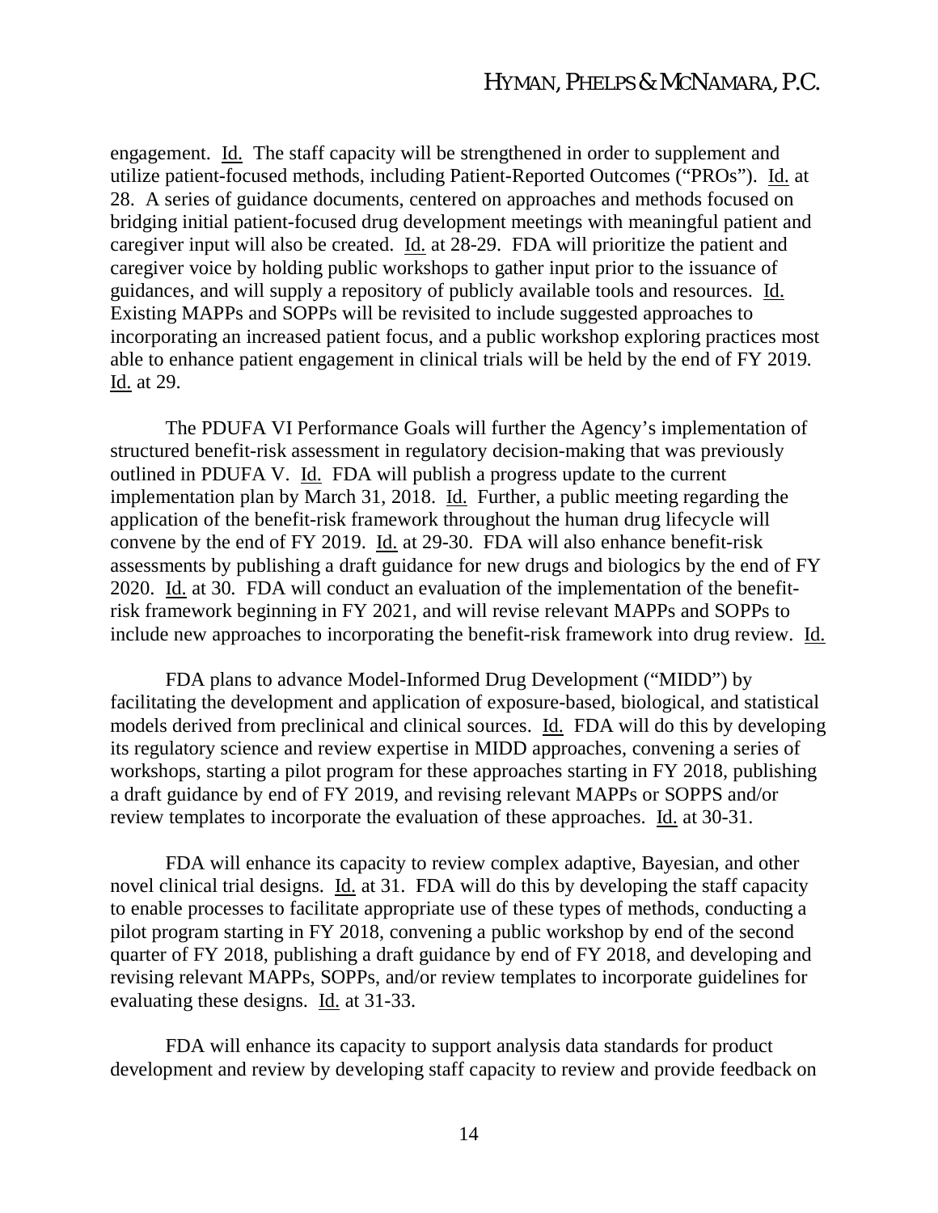engagement. Id. The staff capacity will be strengthened in order to supplement and utilize patient-focused methods, including Patient-Reported Outcomes ("PROs"). Id. at 28. A series of guidance documents, centered on approaches and methods focused on bridging initial patient-focused drug development meetings with meaningful patient and caregiver input will also be created. Id. at 28-29. FDA will prioritize the patient and caregiver voice by holding public workshops to gather input prior to the issuance of guidances, and will supply a repository of publicly available tools and resources. Id. Existing MAPPs and SOPPs will be revisited to include suggested approaches to incorporating an increased patient focus, and a public workshop exploring practices most able to enhance patient engagement in clinical trials will be held by the end of FY 2019. Id. at 29.

The PDUFA VI Performance Goals will further the Agency's implementation of structured benefit-risk assessment in regulatory decision-making that was previously outlined in PDUFA V. Id. FDA will publish a progress update to the current implementation plan by March 31, 2018. Id. Further, a public meeting regarding the application of the benefit-risk framework throughout the human drug lifecycle will convene by the end of FY 2019. Id. at 29-30. FDA will also enhance benefit-risk assessments by publishing a draft guidance for new drugs and biologics by the end of FY 2020. Id. at 30. FDA will conduct an evaluation of the implementation of the benefit-risk framework beginning in FY 2021, and will revise relevant MAPPs and SOPPs to include new approaches to incorporating the benefit-risk framework into drug review. Id.

FDA plans to advance Model-Informed Drug Development ("MIDD") by facilitating the development and application of exposure-based, biological, and statistical models derived from preclinical and clinical sources. Id. FDA will do this by developing its regulatory science and review expertise in MIDD approaches, convening a series of workshops, starting a pilot program for these approaches starting in FY 2018, publishing a draft guidance by end of FY 2019, and revising relevant MAPPs or SOPPS and/or review templates to incorporate the evaluation of these approaches. Id. at 30-31.

FDA will enhance its capacity to review complex adaptive, Bayesian, and other novel clinical trial designs. Id. at 31. FDA will do this by developing the staff capacity to enable processes to facilitate appropriate use of these types of methods, conducting a pilot program starting in FY 2018, convening a public workshop by end of the second quarter of FY 2018, publishing a draft guidance by end of FY 2018, and developing and revising relevant MAPPs, SOPPs, and/or review templates to incorporate guidelines for evaluating these designs. Id. at 31-33.

FDA will enhance its capacity to support analysis data standards for product development and review by developing staff capacity to review and provide feedback on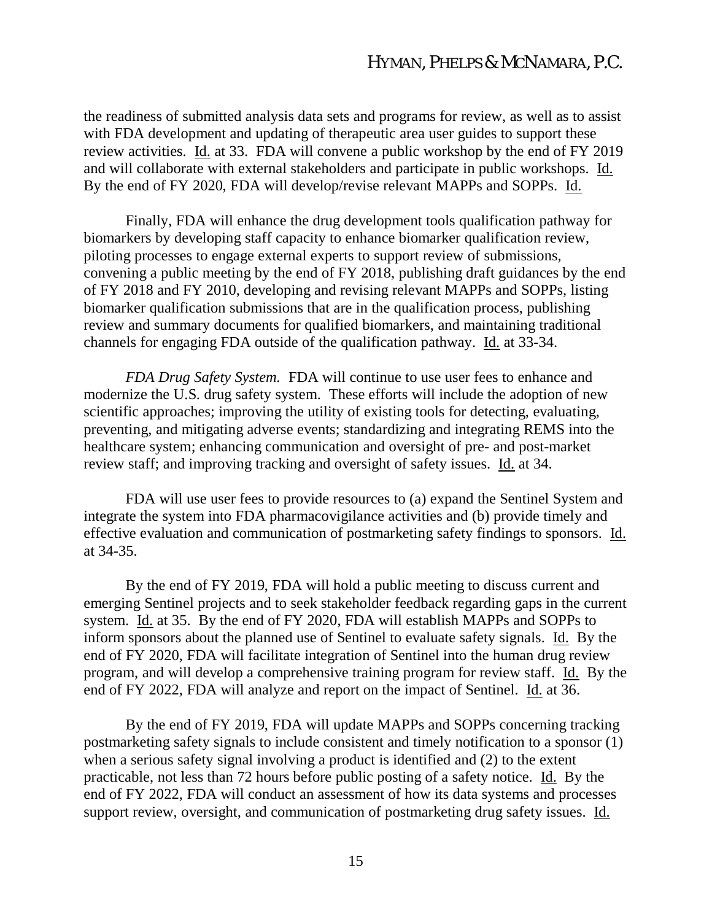the readiness of submitted analysis data sets and programs for review, as well as to assist with FDA development and updating of therapeutic area user guides to support these review activities. Id. at 33. FDA will convene a public workshop by the end of FY 2019 and will collaborate with external stakeholders and participate in public workshops. Id. By the end of FY 2020, FDA will develop/revise relevant MAPPs and SOPPs. Id.

Finally, FDA will enhance the drug development tools qualification pathway for biomarkers by developing staff capacity to enhance biomarker qualification review, piloting processes to engage external experts to support review of submissions, convening a public meeting by the end of FY 2018, publishing draft guidances by the end of FY 2018 and FY 2010, developing and revising relevant MAPPs and SOPPs, listing biomarker qualification submissions that are in the qualification process, publishing review and summary documents for qualified biomarkers, and maintaining traditional channels for engaging FDA outside of the qualification pathway. Id. at 33-34.

*FDA Drug Safety System.* FDA will continue to use user fees to enhance and modernize the U.S. drug safety system. These efforts will include the adoption of new scientific approaches; improving the utility of existing tools for detecting, evaluating, preventing, and mitigating adverse events; standardizing and integrating REMS into the healthcare system; enhancing communication and oversight of pre- and post-market review staff; and improving tracking and oversight of safety issues. Id. at 34.

FDA will use user fees to provide resources to (a) expand the Sentinel System and integrate the system into FDA pharmacovigilance activities and (b) provide timely and effective evaluation and communication of postmarketing safety findings to sponsors. Id. at 34-35.

By the end of FY 2019, FDA will hold a public meeting to discuss current and emerging Sentinel projects and to seek stakeholder feedback regarding gaps in the current system. Id. at 35. By the end of FY 2020, FDA will establish MAPPs and SOPPs to inform sponsors about the planned use of Sentinel to evaluate safety signals. Id. By the end of FY 2020, FDA will facilitate integration of Sentinel into the human drug review program, and will develop a comprehensive training program for review staff. Id. By the end of FY 2022, FDA will analyze and report on the impact of Sentinel. Id. at 36.

By the end of FY 2019, FDA will update MAPPs and SOPPs concerning tracking postmarketing safety signals to include consistent and timely notification to a sponsor (1) when a serious safety signal involving a product is identified and (2) to the extent practicable, not less than 72 hours before public posting of a safety notice. Id. By the end of FY 2022, FDA will conduct an assessment of how its data systems and processes support review, oversight, and communication of postmarketing drug safety issues. Id.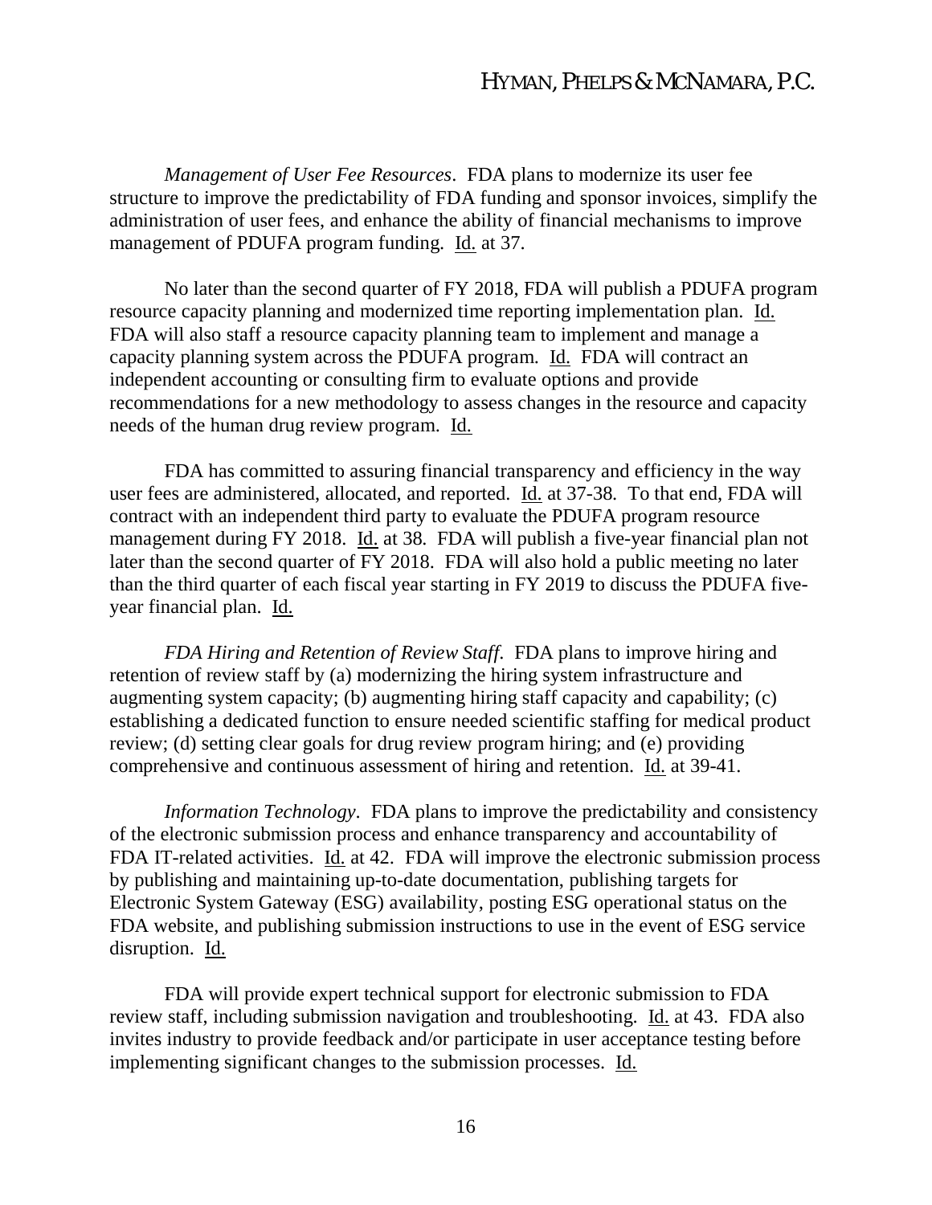*Management of User Fee Resources*. FDA plans to modernize its user fee structure to improve the predictability of FDA funding and sponsor invoices, simplify the administration of user fees, and enhance the ability of financial mechanisms to improve management of PDUFA program funding. Id. at 37.

No later than the second quarter of FY 2018, FDA will publish a PDUFA program resource capacity planning and modernized time reporting implementation plan. Id. FDA will also staff a resource capacity planning team to implement and manage a capacity planning system across the PDUFA program. Id. FDA will contract an independent accounting or consulting firm to evaluate options and provide recommendations for a new methodology to assess changes in the resource and capacity needs of the human drug review program. Id.

FDA has committed to assuring financial transparency and efficiency in the way user fees are administered, allocated, and reported. Id. at 37-38. To that end, FDA will contract with an independent third party to evaluate the PDUFA program resource management during FY 2018. Id. at 38. FDA will publish a five-year financial plan not later than the second quarter of FY 2018. FDA will also hold a public meeting no later than the third quarter of each fiscal year starting in FY 2019 to discuss the PDUFA five-year financial plan. Id.

*FDA Hiring and Retention of Review Staff*. FDA plans to improve hiring and retention of review staff by (a) modernizing the hiring system infrastructure and augmenting system capacity; (b) augmenting hiring staff capacity and capability; (c) establishing a dedicated function to ensure needed scientific staffing for medical product review; (d) setting clear goals for drug review program hiring; and (e) providing comprehensive and continuous assessment of hiring and retention. Id. at 39-41.

*Information Technology*. FDA plans to improve the predictability and consistency of the electronic submission process and enhance transparency and accountability of FDA IT-related activities. Id. at 42. FDA will improve the electronic submission process by publishing and maintaining up-to-date documentation, publishing targets for Electronic System Gateway (ESG) availability, posting ESG operational status on the FDA website, and publishing submission instructions to use in the event of ESG service disruption. Id.

FDA will provide expert technical support for electronic submission to FDA review staff, including submission navigation and troubleshooting. Id. at 43. FDA also invites industry to provide feedback and/or participate in user acceptance testing before implementing significant changes to the submission processes. Id.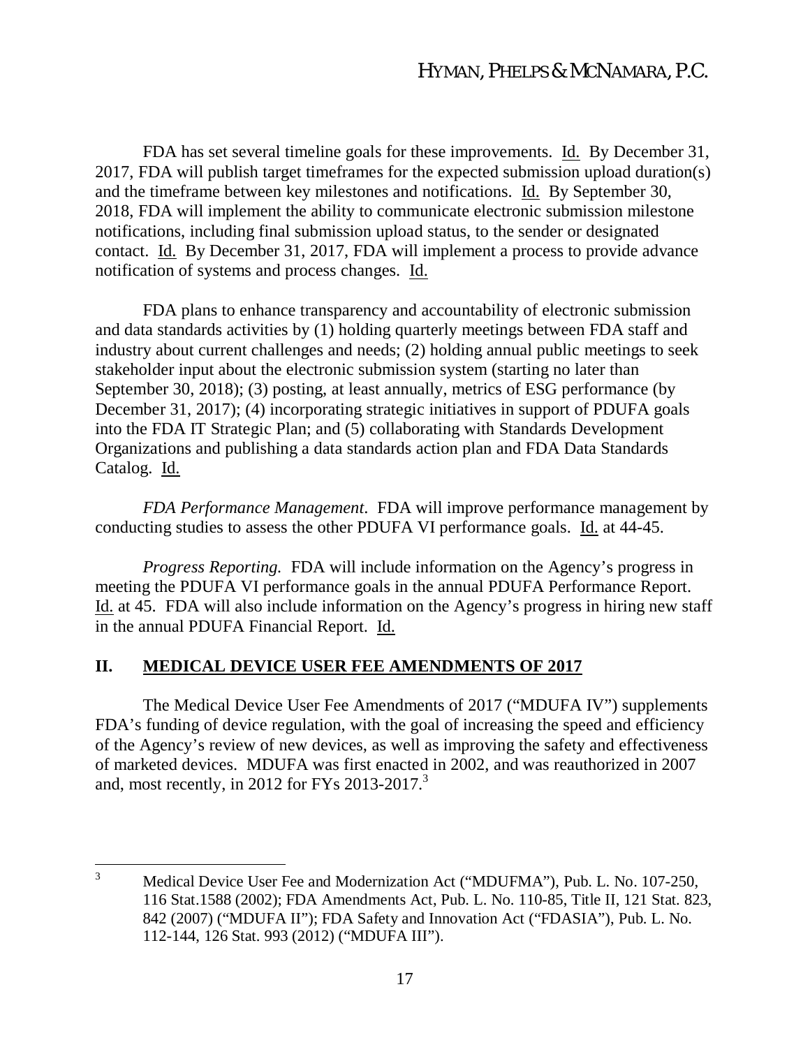FDA has set several timeline goals for these improvements. Id. By December 31, 2017, FDA will publish target timeframes for the expected submission upload duration(s) and the timeframe between key milestones and notifications. Id. By September 30, 2018, FDA will implement the ability to communicate electronic submission milestone notifications, including final submission upload status, to the sender or designated contact. Id. By December 31, 2017, FDA will implement a process to provide advance notification of systems and process changes. Id.

FDA plans to enhance transparency and accountability of electronic submission and data standards activities by (1) holding quarterly meetings between FDA staff and industry about current challenges and needs; (2) holding annual public meetings to seek stakeholder input about the electronic submission system (starting no later than September 30, 2018); (3) posting, at least annually, metrics of ESG performance (by December 31, 2017); (4) incorporating strategic initiatives in support of PDUFA goals into the FDA IT Strategic Plan; and (5) collaborating with Standards Development Organizations and publishing a data standards action plan and FDA Data Standards Catalog. Id.

*FDA Performance Management.* FDA will improve performance management by conducting studies to assess the other PDUFA VI performance goals. Id. at 44-45.

*Progress Reporting.* FDA will include information on the Agency's progress in meeting the PDUFA VI performance goals in the annual PDUFA Performance Report. Id. at 45. FDA will also include information on the Agency's progress in hiring new staff in the annual PDUFA Financial Report. Id.

## II. MEDICAL DEVICE USER FEE AMENDMENTS OF 2017

The Medical Device User Fee Amendments of 2017 ("MDUFA IV") supplements FDA's funding of device regulation, with the goal of increasing the speed and efficiency of the Agency's review of new devices, as well as improving the safety and effectiveness of marketed devices. MDUFA was first enacted in 2002, and was reauthorized in 2007 and, most recently, in 2012 for FYs 2013-2017.[3]

---

[3] Medical Device User Fee and Modernization Act ("MDUFMA"), Pub. L. No. 107-250, 116 Stat.1588 (2002); FDA Amendments Act, Pub. L. No. 110-85, Title II, 121 Stat. 823, 842 (2007) ("MDUFA II"); FDA Safety and Innovation Act ("FDASIA"), Pub. L. No. 112-144, 126 Stat. 993 (2012) ("MDUFA III").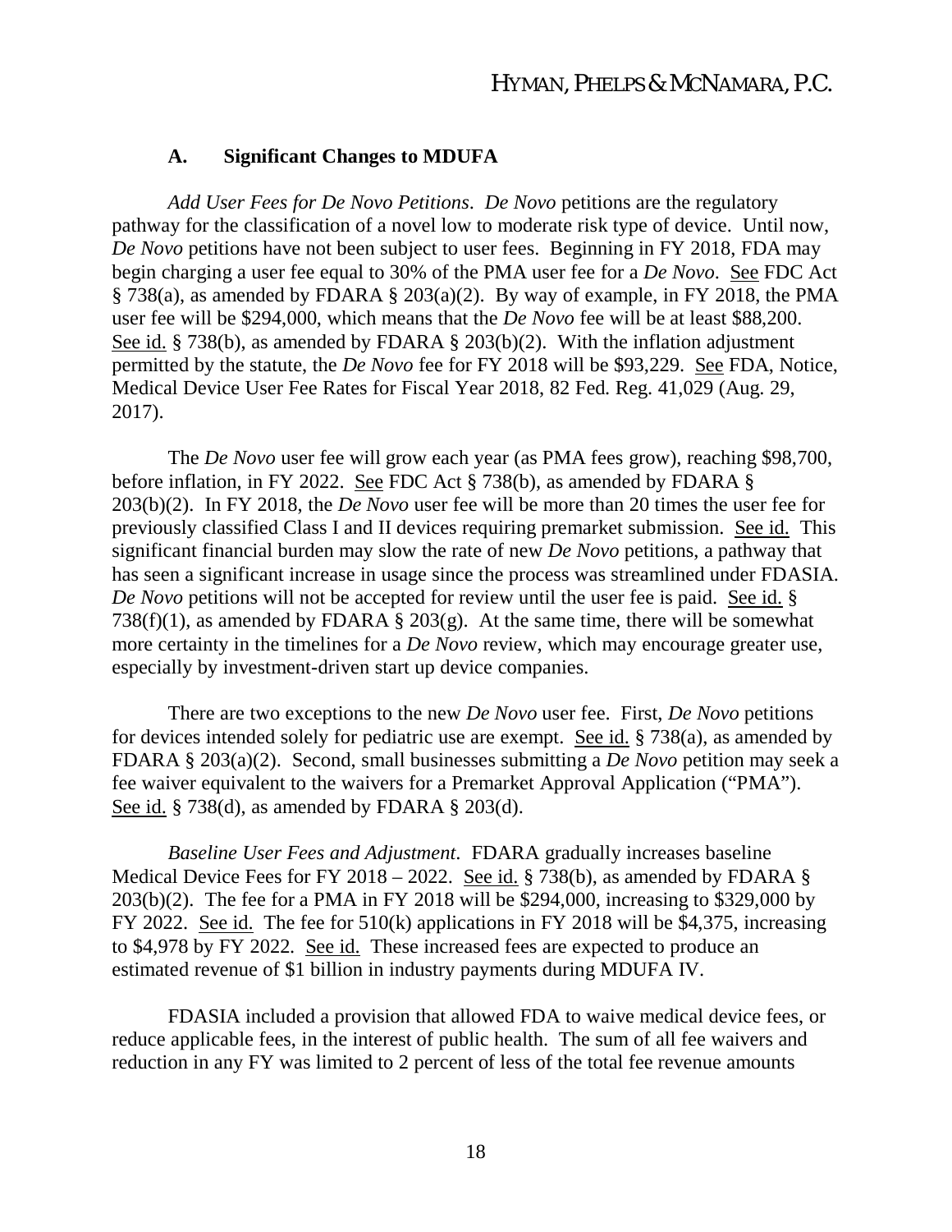### A. Significant Changes to MDUFA

*Add User Fees for De Novo Petitions*. *De Novo* petitions are the regulatory pathway for the classification of a novel low to moderate risk type of device. Until now, *De Novo* petitions have not been subject to user fees. Beginning in FY 2018, FDA may begin charging a user fee equal to 30% of the PMA user fee for a *De Novo*. See FDC Act § 738(a), as amended by FDARA § 203(a)(2). By way of example, in FY 2018, the PMA user fee will be $294,000, which means that the *De Novo* fee will be at least $88,200. See id. § 738(b), as amended by FDARA § 203(b)(2). With the inflation adjustment permitted by the statute, the *De Novo* fee for FY 2018 will be $93,229. See FDA, Notice, Medical Device User Fee Rates for Fiscal Year 2018, 82 Fed. Reg. 41,029 (Aug. 29, 2017).

The *De Novo* user fee will grow each year (as PMA fees grow), reaching $98,700, before inflation, in FY 2022. See FDC Act § 738(b), as amended by FDARA § 203(b)(2). In FY 2018, the *De Novo* user fee will be more than 20 times the user fee for previously classified Class I and II devices requiring premarket submission. See id. This significant financial burden may slow the rate of new *De Novo* petitions, a pathway that has seen a significant increase in usage since the process was streamlined under FDASIA. *De Novo* petitions will not be accepted for review until the user fee is paid. See id. § 738(f)(1), as amended by FDARA § 203(g). At the same time, there will be somewhat more certainty in the timelines for a *De Novo* review, which may encourage greater use, especially by investment-driven start up device companies.

There are two exceptions to the new *De Novo* user fee. First, *De Novo* petitions for devices intended solely for pediatric use are exempt. See id. § 738(a), as amended by FDARA § 203(a)(2). Second, small businesses submitting a *De Novo* petition may seek a fee waiver equivalent to the waivers for a Premarket Approval Application ("PMA"). See id. § 738(d), as amended by FDARA § 203(d).

*Baseline User Fees and Adjustment*. FDARA gradually increases baseline Medical Device Fees for FY 2018 – 2022. See id. § 738(b), as amended by FDARA § 203(b)(2). The fee for a PMA in FY 2018 will be $294,000, increasing to $329,000 by FY 2022. See id. The fee for 510(k) applications in FY 2018 will be $4,375, increasing to $4,978 by FY 2022. See id. These increased fees are expected to produce an estimated revenue of $1 billion in industry payments during MDUFA IV.

FDASIA included a provision that allowed FDA to waive medical device fees, or reduce applicable fees, in the interest of public health. The sum of all fee waivers and reduction in any FY was limited to 2 percent of less of the total fee revenue amounts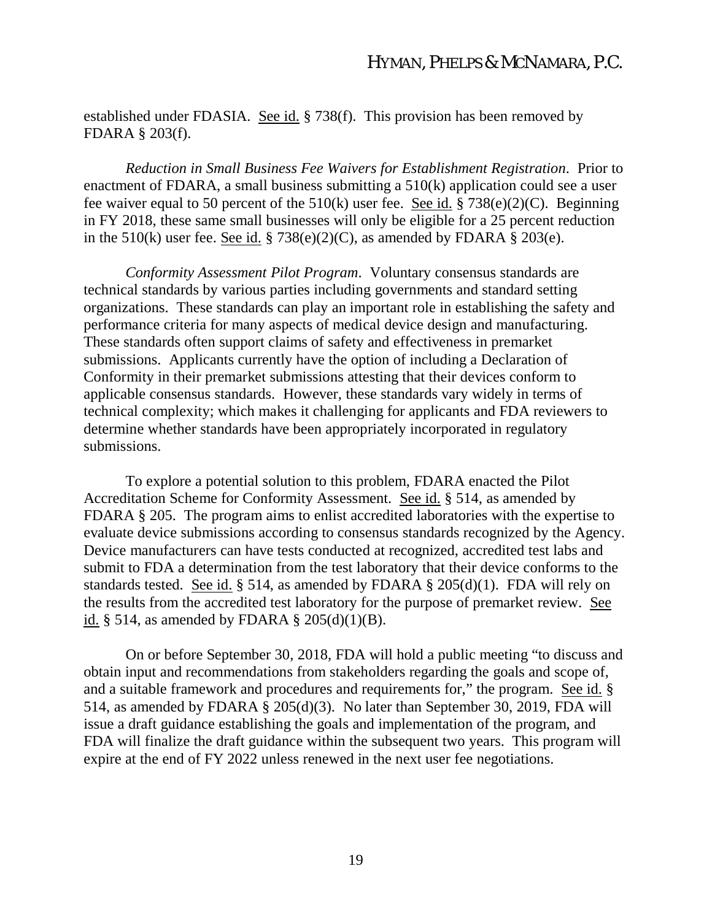established under FDASIA. See id. § 738(f). This provision has been removed by FDARA § 203(f).

*Reduction in Small Business Fee Waivers for Establishment Registration*. Prior to enactment of FDARA, a small business submitting a 510(k) application could see a user fee waiver equal to 50 percent of the 510(k) user fee. See id. § 738(e)(2)(C). Beginning in FY 2018, these same small businesses will only be eligible for a 25 percent reduction in the 510(k) user fee. See id. § 738(e)(2)(C), as amended by FDARA § 203(e).

*Conformity Assessment Pilot Program*. Voluntary consensus standards are technical standards by various parties including governments and standard setting organizations. These standards can play an important role in establishing the safety and performance criteria for many aspects of medical device design and manufacturing. These standards often support claims of safety and effectiveness in premarket submissions. Applicants currently have the option of including a Declaration of Conformity in their premarket submissions attesting that their devices conform to applicable consensus standards. However, these standards vary widely in terms of technical complexity; which makes it challenging for applicants and FDA reviewers to determine whether standards have been appropriately incorporated in regulatory submissions.

To explore a potential solution to this problem, FDARA enacted the Pilot Accreditation Scheme for Conformity Assessment. See id. § 514, as amended by FDARA § 205. The program aims to enlist accredited laboratories with the expertise to evaluate device submissions according to consensus standards recognized by the Agency. Device manufacturers can have tests conducted at recognized, accredited test labs and submit to FDA a determination from the test laboratory that their device conforms to the standards tested. See id. § 514, as amended by FDARA § 205(d)(1). FDA will rely on the results from the accredited test laboratory for the purpose of premarket review. See id. § 514, as amended by FDARA § 205(d)(1)(B).

On or before September 30, 2018, FDA will hold a public meeting "to discuss and obtain input and recommendations from stakeholders regarding the goals and scope of, and a suitable framework and procedures and requirements for," the program. See id. § 514, as amended by FDARA § 205(d)(3). No later than September 30, 2019, FDA will issue a draft guidance establishing the goals and implementation of the program, and FDA will finalize the draft guidance within the subsequent two years. This program will expire at the end of FY 2022 unless renewed in the next user fee negotiations.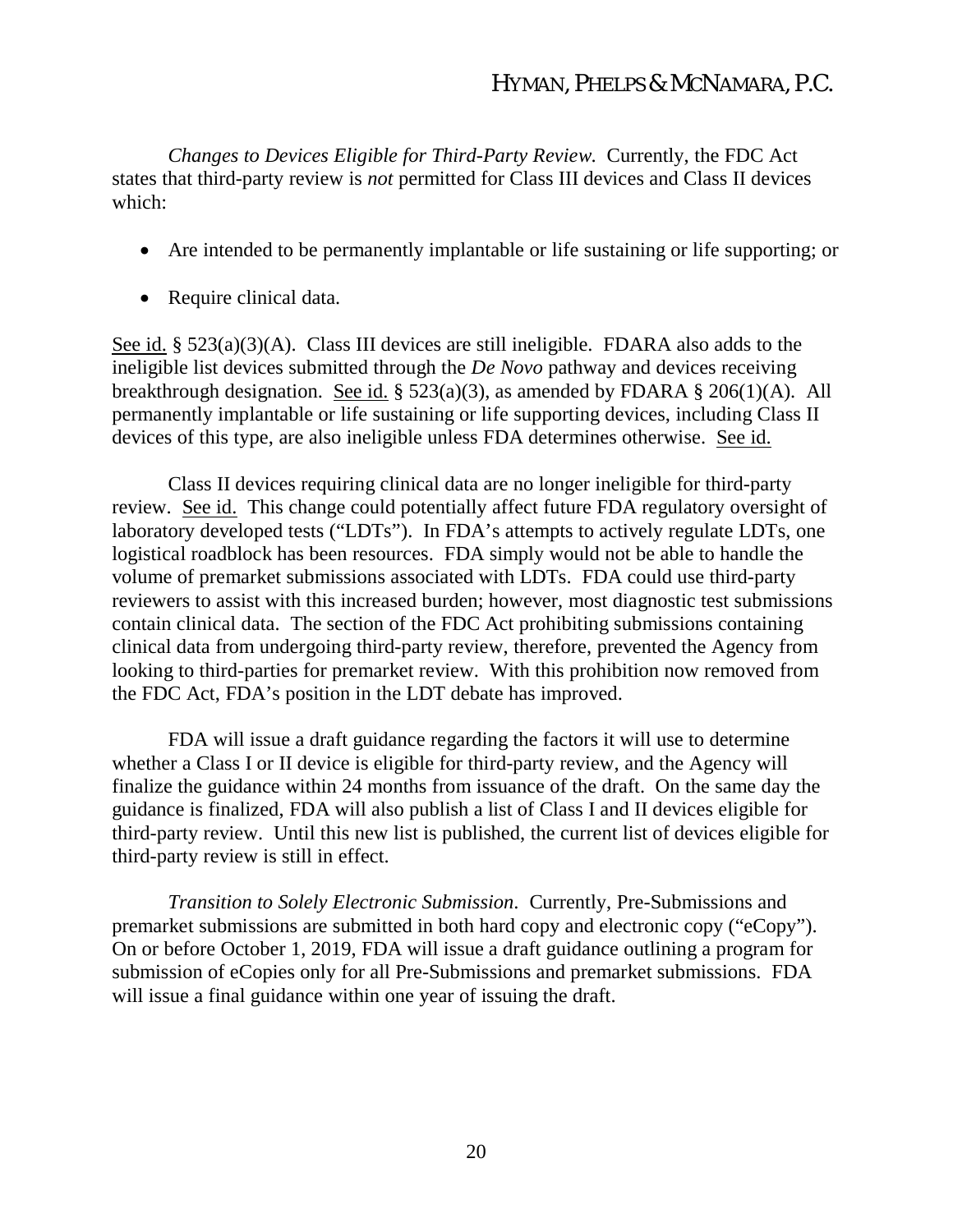*Changes to Devices Eligible for Third-Party Review.* Currently, the FDC Act states that third-party review is *not* permitted for Class III devices and Class II devices which:

- Are intended to be permanently implantable or life sustaining or life supporting; or
- Require clinical data.

See id. § 523(a)(3)(A). Class III devices are still ineligible. FDARA also adds to the ineligible list devices submitted through the *De Novo* pathway and devices receiving breakthrough designation. See id. § 523(a)(3), as amended by FDARA § 206(1)(A). All permanently implantable or life sustaining or life supporting devices, including Class II devices of this type, are also ineligible unless FDA determines otherwise. See id.

Class II devices requiring clinical data are no longer ineligible for third-party review. See id. This change could potentially affect future FDA regulatory oversight of laboratory developed tests ("LDTs"). In FDA's attempts to actively regulate LDTs, one logistical roadblock has been resources. FDA simply would not be able to handle the volume of premarket submissions associated with LDTs. FDA could use third-party reviewers to assist with this increased burden; however, most diagnostic test submissions contain clinical data. The section of the FDC Act prohibiting submissions containing clinical data from undergoing third-party review, therefore, prevented the Agency from looking to third-parties for premarket review. With this prohibition now removed from the FDC Act, FDA's position in the LDT debate has improved.

FDA will issue a draft guidance regarding the factors it will use to determine whether a Class I or II device is eligible for third-party review, and the Agency will finalize the guidance within 24 months from issuance of the draft. On the same day the guidance is finalized, FDA will also publish a list of Class I and II devices eligible for third-party review. Until this new list is published, the current list of devices eligible for third-party review is still in effect.

*Transition to Solely Electronic Submission*. Currently, Pre-Submissions and premarket submissions are submitted in both hard copy and electronic copy ("eCopy"). On or before October 1, 2019, FDA will issue a draft guidance outlining a program for submission of eCopies only for all Pre-Submissions and premarket submissions. FDA will issue a final guidance within one year of issuing the draft.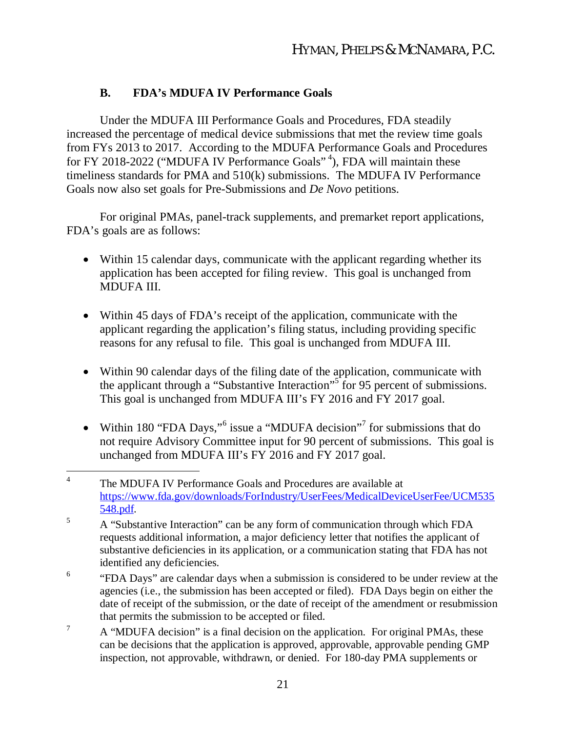### B. FDA's MDUFA IV Performance Goals

Under the MDUFA III Performance Goals and Procedures, FDA steadily increased the percentage of medical device submissions that met the review time goals from FYs 2013 to 2017. According to the MDUFA Performance Goals and Procedures for FY 2018-2022 ("MDUFA IV Performance Goals" [4]), FDA will maintain these timeliness standards for PMA and 510(k) submissions. The MDUFA IV Performance Goals now also set goals for Pre-Submissions and *De Novo* petitions.

For original PMAs, panel-track supplements, and premarket report applications, FDA's goals are as follows:

- Within 15 calendar days, communicate with the applicant regarding whether its application has been accepted for filing review. This goal is unchanged from MDUFA III.
- Within 45 days of FDA's receipt of the application, communicate with the applicant regarding the application's filing status, including providing specific reasons for any refusal to file. This goal is unchanged from MDUFA III.
- Within 90 calendar days of the filing date of the application, communicate with the applicant through a "Substantive Interaction"[5] for 95 percent of submissions. This goal is unchanged from MDUFA III's FY 2016 and FY 2017 goal.
- Within 180 "FDA Days,"[6] issue a "MDUFA decision"[7] for submissions that do not require Advisory Committee input for 90 percent of submissions. This goal is unchanged from MDUFA III's FY 2016 and FY 2017 goal.

---

[4] The MDUFA IV Performance Goals and Procedures are available at [https://www.fda.gov/downloads/ForIndustry/UserFees/MedicalDeviceUserFee/UCM535548.pdf](https://www.fda.gov/downloads/ForIndustry/UserFees/MedicalDeviceUserFee/UCM535548.pdf).

[5] A "Substantive Interaction" can be any form of communication through which FDA requests additional information, a major deficiency letter that notifies the applicant of substantive deficiencies in its application, or a communication stating that FDA has not identified any deficiencies.

[6] "FDA Days" are calendar days when a submission is considered to be under review at the agencies (i.e., the submission has been accepted or filed). FDA Days begin on either the date of receipt of the submission, or the date of receipt of the amendment or resubmission that permits the submission to be accepted or filed.

[7] A "MDUFA decision" is a final decision on the application. For original PMAs, these can be decisions that the application is approved, approvable, approvable pending GMP inspection, not approvable, withdrawn, or denied. For 180-day PMA supplements or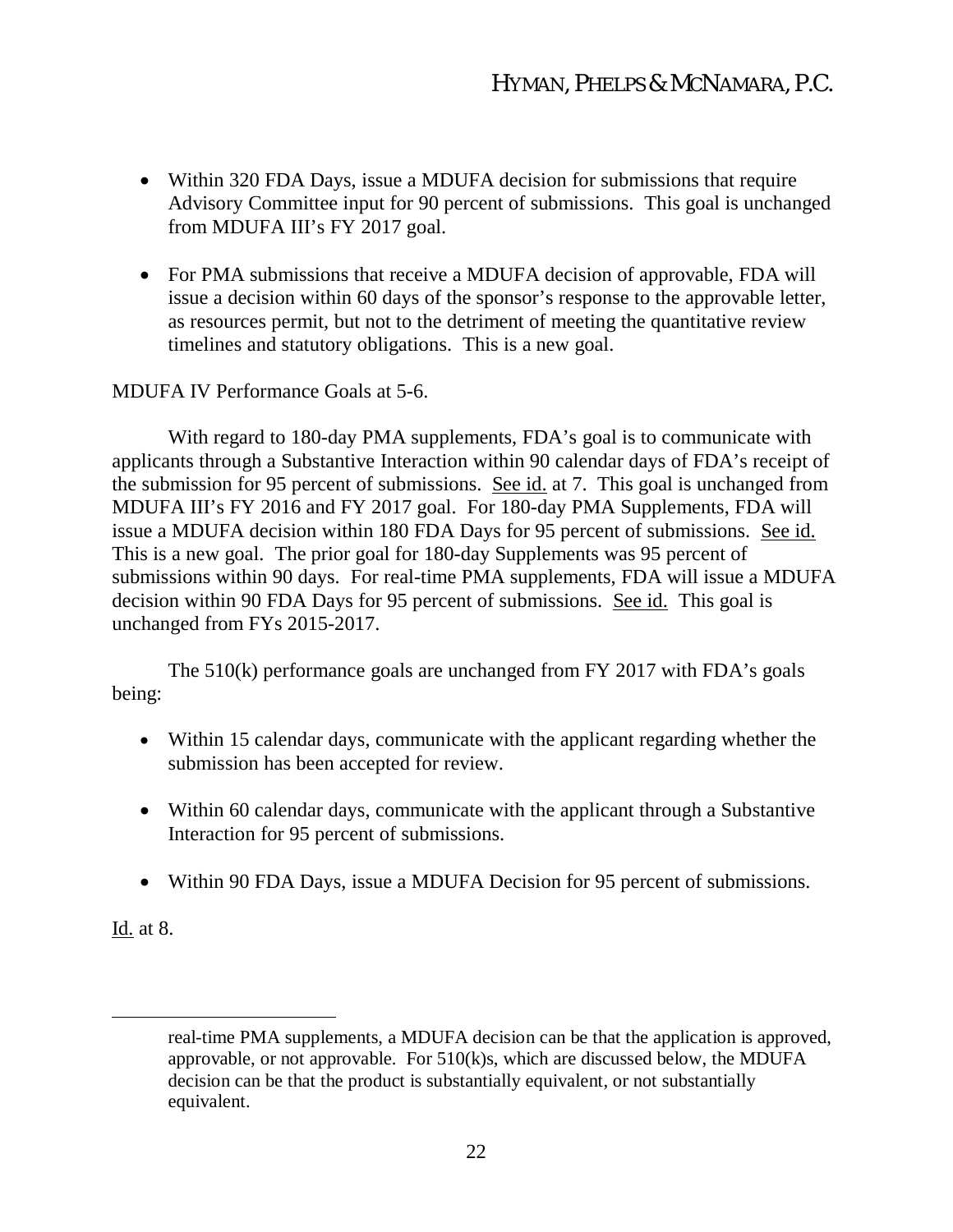- Within 320 FDA Days, issue a MDUFA decision for submissions that require Advisory Committee input for 90 percent of submissions. This goal is unchanged from MDUFA III's FY 2017 goal.

- For PMA submissions that receive a MDUFA decision of approvable, FDA will issue a decision within 60 days of the sponsor's response to the approvable letter, as resources permit, but not to the detriment of meeting the quantitative review timelines and statutory obligations. This is a new goal.

MDUFA IV Performance Goals at 5-6.

With regard to 180-day PMA supplements, FDA's goal is to communicate with applicants through a Substantive Interaction within 90 calendar days of FDA's receipt of the submission for 95 percent of submissions. See id. at 7. This goal is unchanged from MDUFA III's FY 2016 and FY 2017 goal. For 180-day PMA Supplements, FDA will issue a MDUFA decision within 180 FDA Days for 95 percent of submissions. See id. This is a new goal. The prior goal for 180-day Supplements was 95 percent of submissions within 90 days. For real-time PMA supplements, FDA will issue a MDUFA decision within 90 FDA Days for 95 percent of submissions. See id. This goal is unchanged from FYs 2015-2017.

The 510(k) performance goals are unchanged from FY 2017 with FDA's goals being:

- Within 15 calendar days, communicate with the applicant regarding whether the submission has been accepted for review.

- Within 60 calendar days, communicate with the applicant through a Substantive Interaction for 95 percent of submissions.

- Within 90 FDA Days, issue a MDUFA Decision for 95 percent of submissions.

Id. at 8.

---

real-time PMA supplements, a MDUFA decision can be that the application is approved, approvable, or not approvable. For 510(k)s, which are discussed below, the MDUFA decision can be that the product is substantially equivalent, or not substantially equivalent.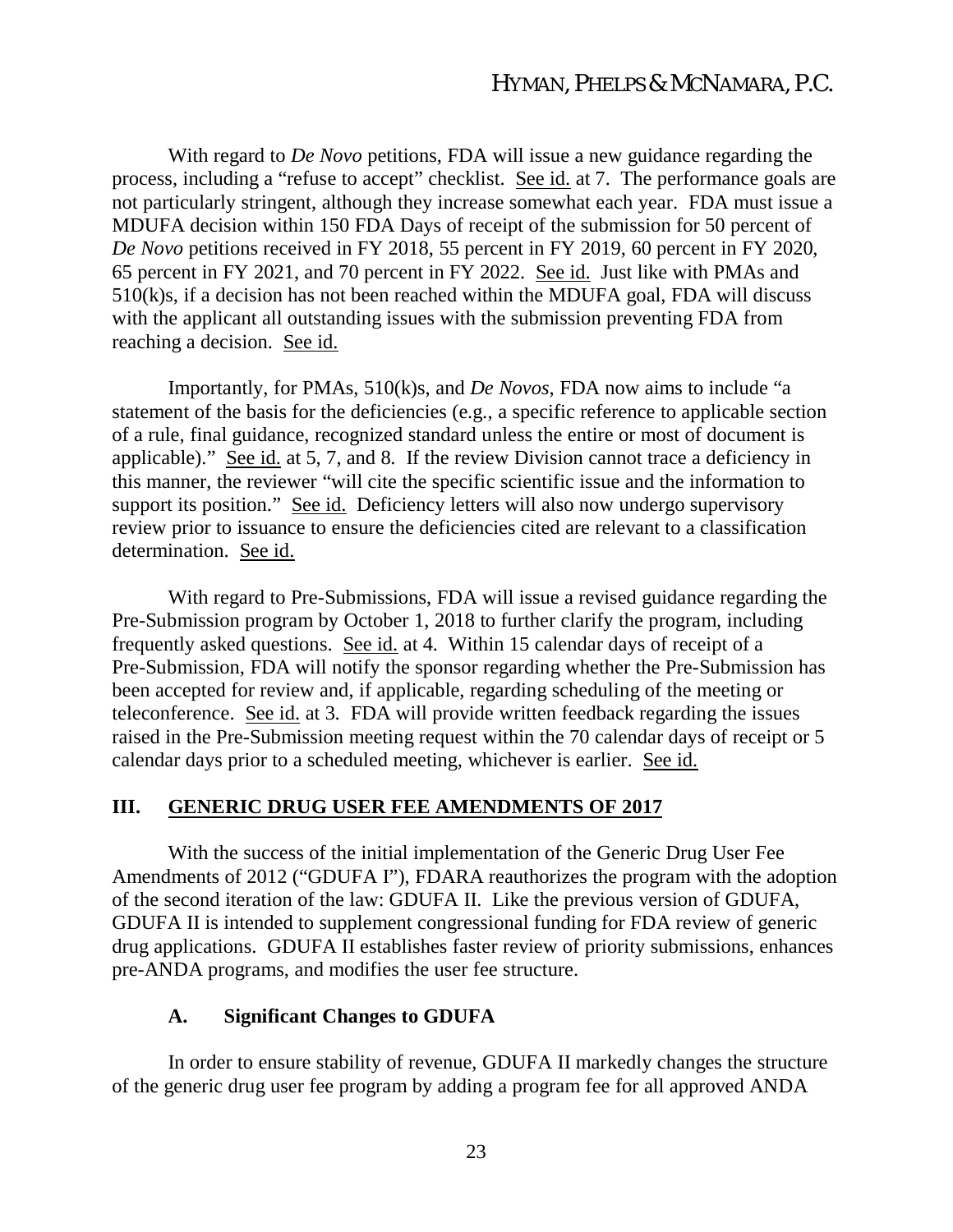With regard to *De Novo* petitions, FDA will issue a new guidance regarding the process, including a "refuse to accept" checklist. See id. at 7. The performance goals are not particularly stringent, although they increase somewhat each year. FDA must issue a MDUFA decision within 150 FDA Days of receipt of the submission for 50 percent of *De Novo* petitions received in FY 2018, 55 percent in FY 2019, 60 percent in FY 2020, 65 percent in FY 2021, and 70 percent in FY 2022. See id. Just like with PMAs and 510(k)s, if a decision has not been reached within the MDUFA goal, FDA will discuss with the applicant all outstanding issues with the submission preventing FDA from reaching a decision. See id.

Importantly, for PMAs, 510(k)s, and *De Novos*, FDA now aims to include "a statement of the basis for the deficiencies (e.g., a specific reference to applicable section of a rule, final guidance, recognized standard unless the entire or most of document is applicable)." See id. at 5, 7, and 8. If the review Division cannot trace a deficiency in this manner, the reviewer "will cite the specific scientific issue and the information to support its position." See id. Deficiency letters will also now undergo supervisory review prior to issuance to ensure the deficiencies cited are relevant to a classification determination. See id.

With regard to Pre-Submissions, FDA will issue a revised guidance regarding the Pre-Submission program by October 1, 2018 to further clarify the program, including frequently asked questions. See id. at 4. Within 15 calendar days of receipt of a Pre-Submission, FDA will notify the sponsor regarding whether the Pre-Submission has been accepted for review and, if applicable, regarding scheduling of the meeting or teleconference. See id. at 3. FDA will provide written feedback regarding the issues raised in the Pre-Submission meeting request within the 70 calendar days of receipt or 5 calendar days prior to a scheduled meeting, whichever is earlier. See id.

## III. GENERIC DRUG USER FEE AMENDMENTS OF 2017

With the success of the initial implementation of the Generic Drug User Fee Amendments of 2012 ("GDUFA I"), FDARA reauthorizes the program with the adoption of the second iteration of the law: GDUFA II. Like the previous version of GDUFA, GDUFA II is intended to supplement congressional funding for FDA review of generic drug applications. GDUFA II establishes faster review of priority submissions, enhances pre-ANDA programs, and modifies the user fee structure.

### A. Significant Changes to GDUFA

In order to ensure stability of revenue, GDUFA II markedly changes the structure of the generic drug user fee program by adding a program fee for all approved ANDA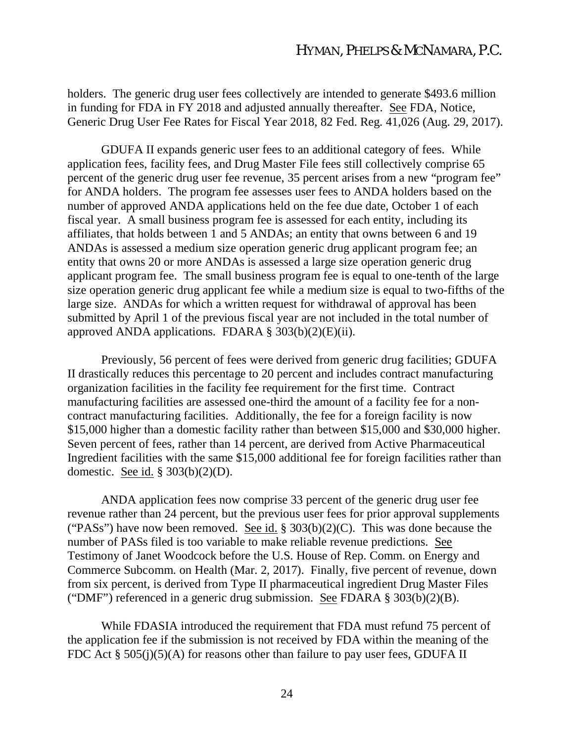holders. The generic drug user fees collectively are intended to generate $493.6 million in funding for FDA in FY 2018 and adjusted annually thereafter. See FDA, Notice, Generic Drug User Fee Rates for Fiscal Year 2018, 82 Fed. Reg. 41,026 (Aug. 29, 2017).

GDUFA II expands generic user fees to an additional category of fees. While application fees, facility fees, and Drug Master File fees still collectively comprise 65 percent of the generic drug user fee revenue, 35 percent arises from a new "program fee" for ANDA holders. The program fee assesses user fees to ANDA holders based on the number of approved ANDA applications held on the fee due date, October 1 of each fiscal year. A small business program fee is assessed for each entity, including its affiliates, that holds between 1 and 5 ANDAs; an entity that owns between 6 and 19 ANDAs is assessed a medium size operation generic drug applicant program fee; an entity that owns 20 or more ANDAs is assessed a large size operation generic drug applicant program fee. The small business program fee is equal to one-tenth of the large size operation generic drug applicant fee while a medium size is equal to two-fifths of the large size. ANDAs for which a written request for withdrawal of approval has been submitted by April 1 of the previous fiscal year are not included in the total number of approved ANDA applications. FDARA § 303(b)(2)(E)(ii).

Previously, 56 percent of fees were derived from generic drug facilities; GDUFA II drastically reduces this percentage to 20 percent and includes contract manufacturing organization facilities in the facility fee requirement for the first time. Contract manufacturing facilities are assessed one-third the amount of a facility fee for a non-contract manufacturing facilities. Additionally, the fee for a foreign facility is now $15,000 higher than a domestic facility rather than between $15,000 and $30,000 higher. Seven percent of fees, rather than 14 percent, are derived from Active Pharmaceutical Ingredient facilities with the same $15,000 additional fee for foreign facilities rather than domestic. See id. § 303(b)(2)(D).

ANDA application fees now comprise 33 percent of the generic drug user fee revenue rather than 24 percent, but the previous user fees for prior approval supplements ("PASs") have now been removed. See id. § 303(b)(2)(C). This was done because the number of PASs filed is too variable to make reliable revenue predictions. See Testimony of Janet Woodcock before the U.S. House of Rep. Comm. on Energy and Commerce Subcomm. on Health (Mar. 2, 2017). Finally, five percent of revenue, down from six percent, is derived from Type II pharmaceutical ingredient Drug Master Files ("DMF") referenced in a generic drug submission. See FDARA § 303(b)(2)(B).

While FDASIA introduced the requirement that FDA must refund 75 percent of the application fee if the submission is not received by FDA within the meaning of the FDC Act § 505(j)(5)(A) for reasons other than failure to pay user fees, GDUFA II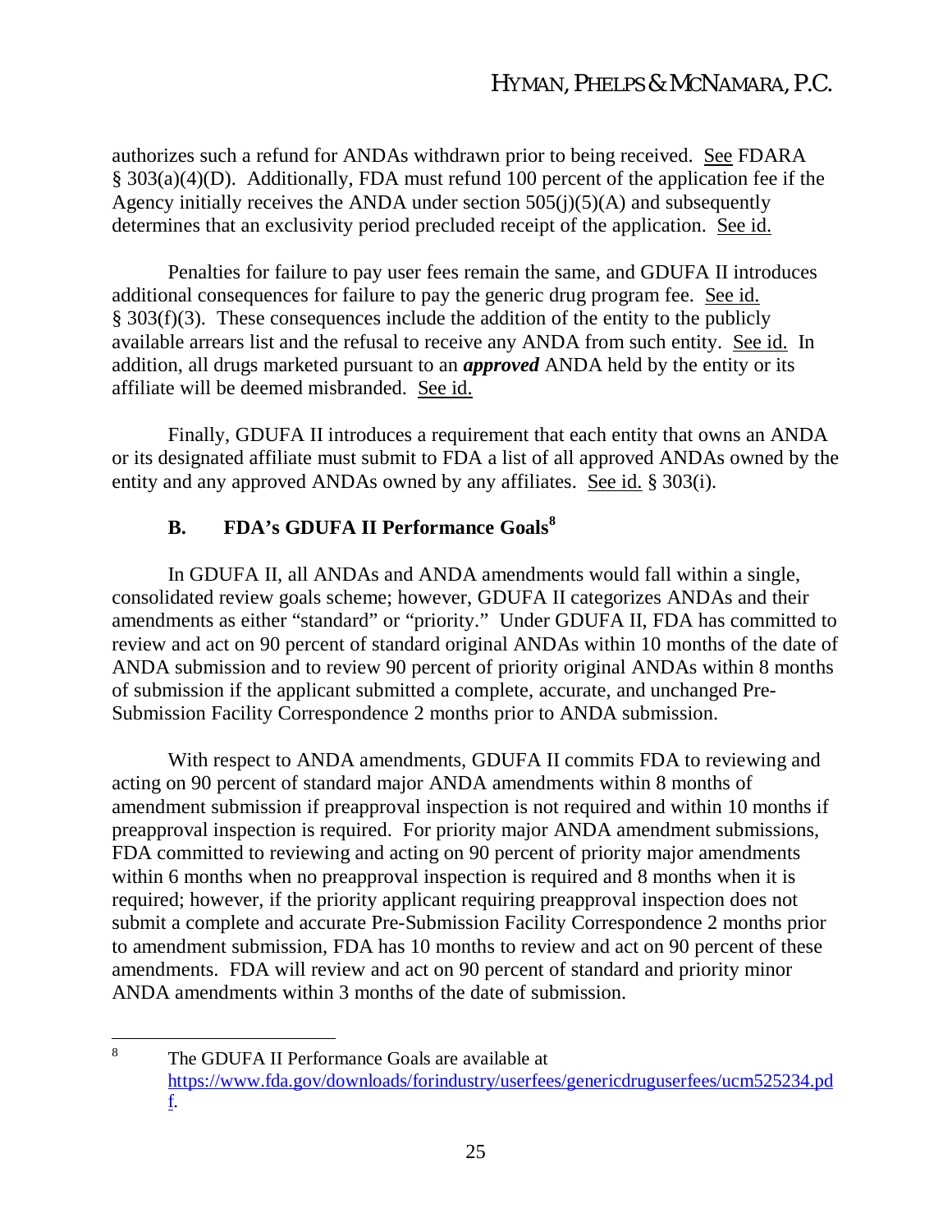authorizes such a refund for ANDAs withdrawn prior to being received. See FDARA § 303(a)(4)(D). Additionally, FDA must refund 100 percent of the application fee if the Agency initially receives the ANDA under section 505(j)(5)(A) and subsequently determines that an exclusivity period precluded receipt of the application. See id.

Penalties for failure to pay user fees remain the same, and GDUFA II introduces additional consequences for failure to pay the generic drug program fee. See id. § 303(f)(3). These consequences include the addition of the entity to the publicly available arrears list and the refusal to receive any ANDA from such entity. See id. In addition, all drugs marketed pursuant to an ***approved*** ANDA held by the entity or its affiliate will be deemed misbranded. See id.

Finally, GDUFA II introduces a requirement that each entity that owns an ANDA or its designated affiliate must submit to FDA a list of all approved ANDAs owned by the entity and any approved ANDAs owned by any affiliates. See id. § 303(i).

### B. FDA's GDUFA II Performance Goals[8]

In GDUFA II, all ANDAs and ANDA amendments would fall within a single, consolidated review goals scheme; however, GDUFA II categorizes ANDAs and their amendments as either "standard" or "priority." Under GDUFA II, FDA has committed to review and act on 90 percent of standard original ANDAs within 10 months of the date of ANDA submission and to review 90 percent of priority original ANDAs within 8 months of submission if the applicant submitted a complete, accurate, and unchanged Pre-Submission Facility Correspondence 2 months prior to ANDA submission.

With respect to ANDA amendments, GDUFA II commits FDA to reviewing and acting on 90 percent of standard major ANDA amendments within 8 months of amendment submission if preapproval inspection is not required and within 10 months if preapproval inspection is required. For priority major ANDA amendment submissions, FDA committed to reviewing and acting on 90 percent of priority major amendments within 6 months when no preapproval inspection is required and 8 months when it is required; however, if the priority applicant requiring preapproval inspection does not submit a complete and accurate Pre-Submission Facility Correspondence 2 months prior to amendment submission, FDA has 10 months to review and act on 90 percent of these amendments. FDA will review and act on 90 percent of standard and priority minor ANDA amendments within 3 months of the date of submission.

---

[8] The GDUFA II Performance Goals are available at https://www.fda.gov/downloads/forindustry/userfees/genericdruguserfees/ucm525234.pdf.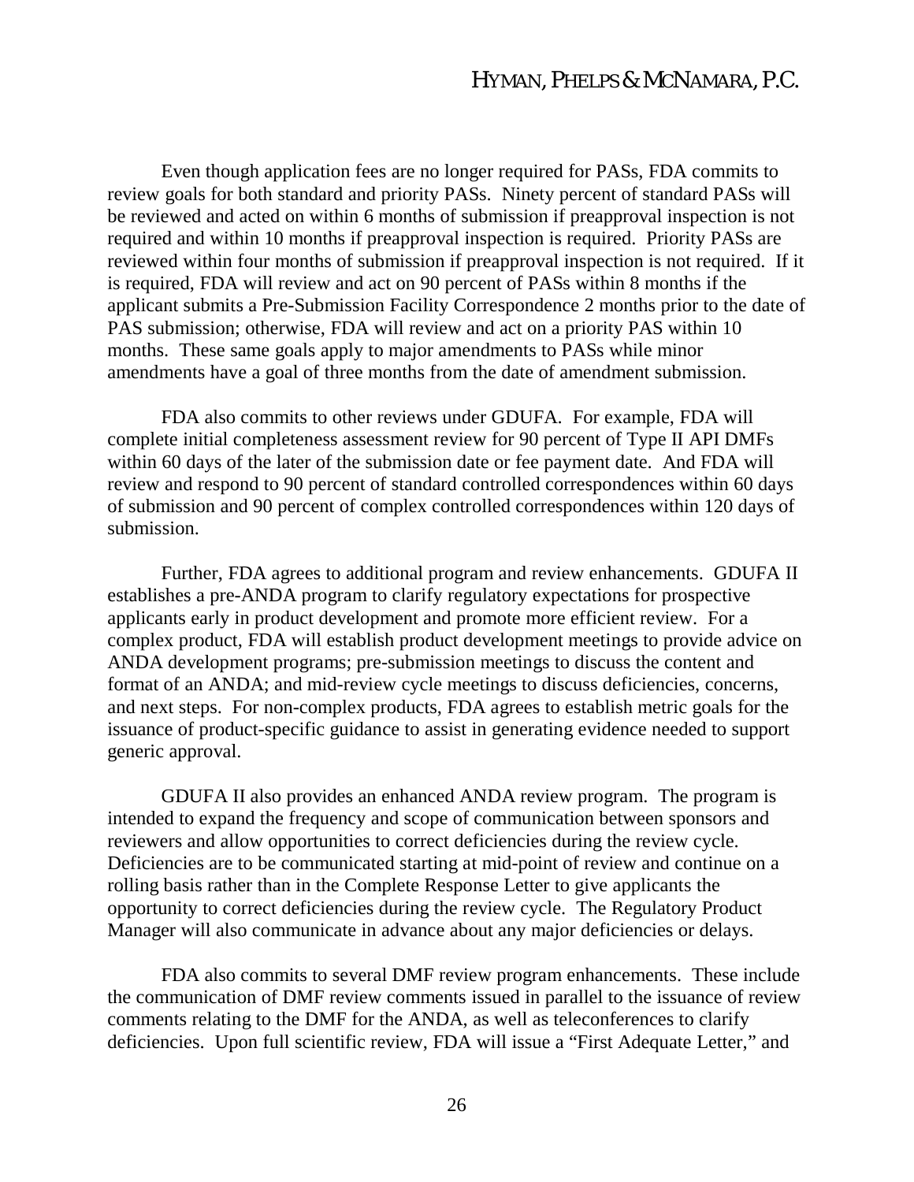Even though application fees are no longer required for PASs, FDA commits to review goals for both standard and priority PASs. Ninety percent of standard PASs will be reviewed and acted on within 6 months of submission if preapproval inspection is not required and within 10 months if preapproval inspection is required. Priority PASs are reviewed within four months of submission if preapproval inspection is not required. If it is required, FDA will review and act on 90 percent of PASs within 8 months if the applicant submits a Pre-Submission Facility Correspondence 2 months prior to the date of PAS submission; otherwise, FDA will review and act on a priority PAS within 10 months. These same goals apply to major amendments to PASs while minor amendments have a goal of three months from the date of amendment submission.

FDA also commits to other reviews under GDUFA. For example, FDA will complete initial completeness assessment review for 90 percent of Type II API DMFs within 60 days of the later of the submission date or fee payment date. And FDA will review and respond to 90 percent of standard controlled correspondences within 60 days of submission and 90 percent of complex controlled correspondences within 120 days of submission.

Further, FDA agrees to additional program and review enhancements. GDUFA II establishes a pre-ANDA program to clarify regulatory expectations for prospective applicants early in product development and promote more efficient review. For a complex product, FDA will establish product development meetings to provide advice on ANDA development programs; pre-submission meetings to discuss the content and format of an ANDA; and mid-review cycle meetings to discuss deficiencies, concerns, and next steps. For non-complex products, FDA agrees to establish metric goals for the issuance of product-specific guidance to assist in generating evidence needed to support generic approval.

GDUFA II also provides an enhanced ANDA review program. The program is intended to expand the frequency and scope of communication between sponsors and reviewers and allow opportunities to correct deficiencies during the review cycle. Deficiencies are to be communicated starting at mid-point of review and continue on a rolling basis rather than in the Complete Response Letter to give applicants the opportunity to correct deficiencies during the review cycle. The Regulatory Product Manager will also communicate in advance about any major deficiencies or delays.

FDA also commits to several DMF review program enhancements. These include the communication of DMF review comments issued in parallel to the issuance of review comments relating to the DMF for the ANDA, as well as teleconferences to clarify deficiencies. Upon full scientific review, FDA will issue a "First Adequate Letter," and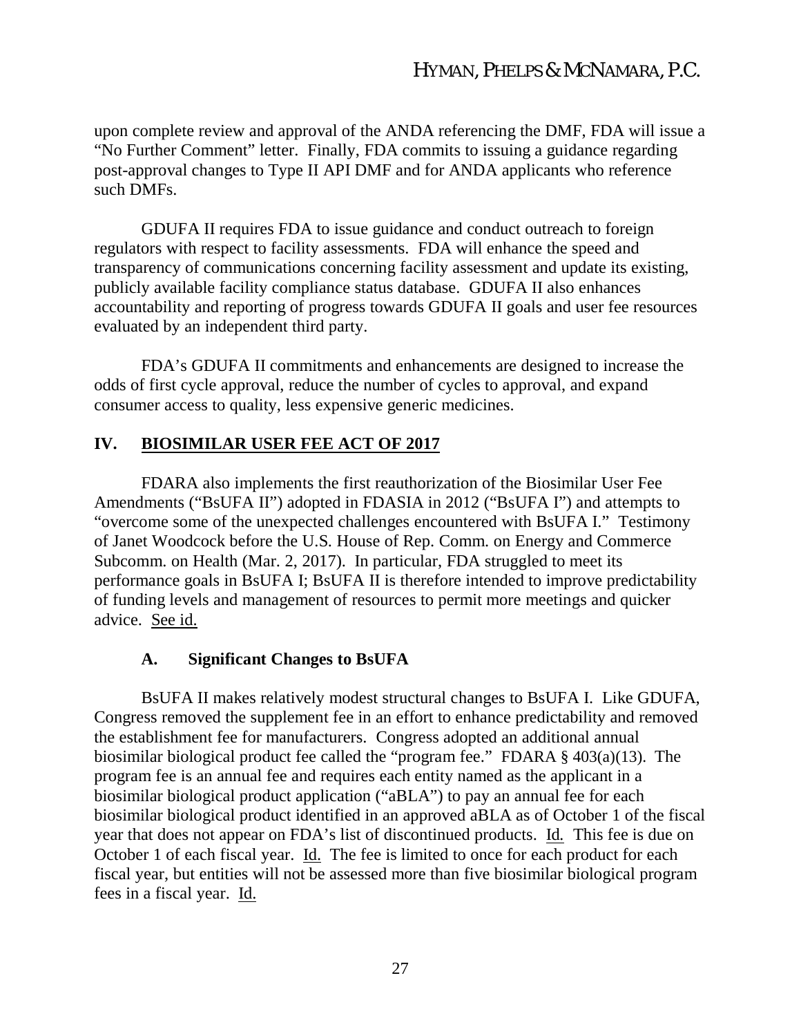upon complete review and approval of the ANDA referencing the DMF, FDA will issue a "No Further Comment" letter. Finally, FDA commits to issuing a guidance regarding post-approval changes to Type II API DMF and for ANDA applicants who reference such DMFs.

GDUFA II requires FDA to issue guidance and conduct outreach to foreign regulators with respect to facility assessments. FDA will enhance the speed and transparency of communications concerning facility assessment and update its existing, publicly available facility compliance status database. GDUFA II also enhances accountability and reporting of progress towards GDUFA II goals and user fee resources evaluated by an independent third party.

FDA's GDUFA II commitments and enhancements are designed to increase the odds of first cycle approval, reduce the number of cycles to approval, and expand consumer access to quality, less expensive generic medicines.

## IV. BIOSIMILAR USER FEE ACT OF 2017

FDARA also implements the first reauthorization of the Biosimilar User Fee Amendments ("BsUFA II") adopted in FDASIA in 2012 ("BsUFA I") and attempts to "overcome some of the unexpected challenges encountered with BsUFA I." Testimony of Janet Woodcock before the U.S. House of Rep. Comm. on Energy and Commerce Subcomm. on Health (Mar. 2, 2017). In particular, FDA struggled to meet its performance goals in BsUFA I; BsUFA II is therefore intended to improve predictability of funding levels and management of resources to permit more meetings and quicker advice. See id.

### A. Significant Changes to BsUFA

BsUFA II makes relatively modest structural changes to BsUFA I. Like GDUFA, Congress removed the supplement fee in an effort to enhance predictability and removed the establishment fee for manufacturers. Congress adopted an additional annual biosimilar biological product fee called the "program fee." FDARA § 403(a)(13). The program fee is an annual fee and requires each entity named as the applicant in a biosimilar biological product application ("aBLA") to pay an annual fee for each biosimilar biological product identified in an approved aBLA as of October 1 of the fiscal year that does not appear on FDA's list of discontinued products. Id. This fee is due on October 1 of each fiscal year. Id. The fee is limited to once for each product for each fiscal year, but entities will not be assessed more than five biosimilar biological program fees in a fiscal year. Id.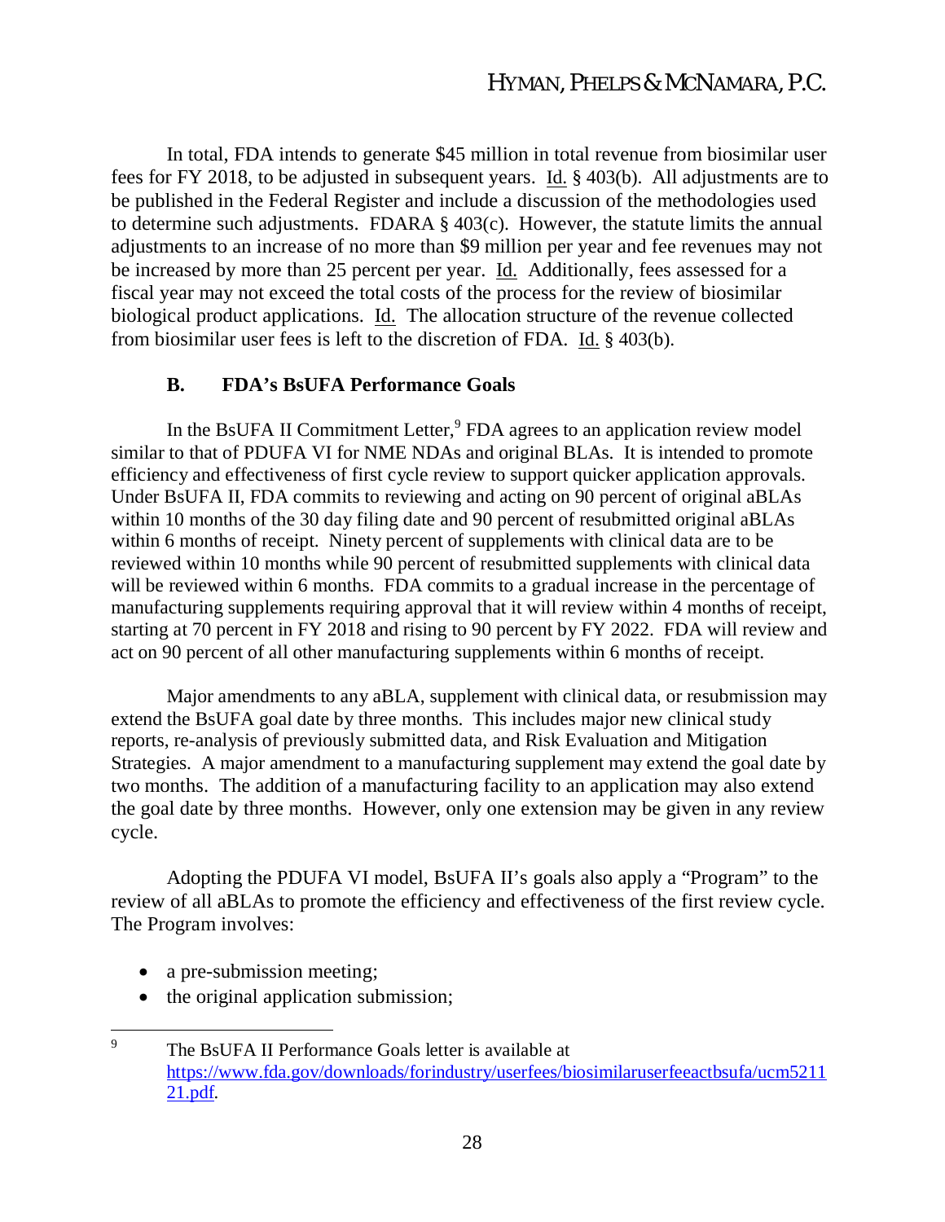In total, FDA intends to generate $45 million in total revenue from biosimilar user fees for FY 2018, to be adjusted in subsequent years. Id. § 403(b). All adjustments are to be published in the Federal Register and include a discussion of the methodologies used to determine such adjustments. FDARA § 403(c). However, the statute limits the annual adjustments to an increase of no more than $9 million per year and fee revenues may not be increased by more than 25 percent per year. Id. Additionally, fees assessed for a fiscal year may not exceed the total costs of the process for the review of biosimilar biological product applications. Id. The allocation structure of the revenue collected from biosimilar user fees is left to the discretion of FDA. Id. § 403(b).

### B. FDA's BsUFA Performance Goals

In the BsUFA II Commitment Letter,[9] FDA agrees to an application review model similar to that of PDUFA VI for NME NDAs and original BLAs. It is intended to promote efficiency and effectiveness of first cycle review to support quicker application approvals. Under BsUFA II, FDA commits to reviewing and acting on 90 percent of original aBLAs within 10 months of the 30 day filing date and 90 percent of resubmitted original aBLAs within 6 months of receipt. Ninety percent of supplements with clinical data are to be reviewed within 10 months while 90 percent of resubmitted supplements with clinical data will be reviewed within 6 months. FDA commits to a gradual increase in the percentage of manufacturing supplements requiring approval that it will review within 4 months of receipt, starting at 70 percent in FY 2018 and rising to 90 percent by FY 2022. FDA will review and act on 90 percent of all other manufacturing supplements within 6 months of receipt.

Major amendments to any aBLA, supplement with clinical data, or resubmission may extend the BsUFA goal date by three months. This includes major new clinical study reports, re-analysis of previously submitted data, and Risk Evaluation and Mitigation Strategies. A major amendment to a manufacturing supplement may extend the goal date by two months. The addition of a manufacturing facility to an application may also extend the goal date by three months. However, only one extension may be given in any review cycle.

Adopting the PDUFA VI model, BsUFA II's goals also apply a "Program" to the review of all aBLAs to promote the efficiency and effectiveness of the first review cycle. The Program involves:

- a pre-submission meeting;
- the original application submission;

---

[9] The BsUFA II Performance Goals letter is available at https://www.fda.gov/downloads/forindustry/userfees/biosimilaruserfeeactbsufa/ucm521121.pdf.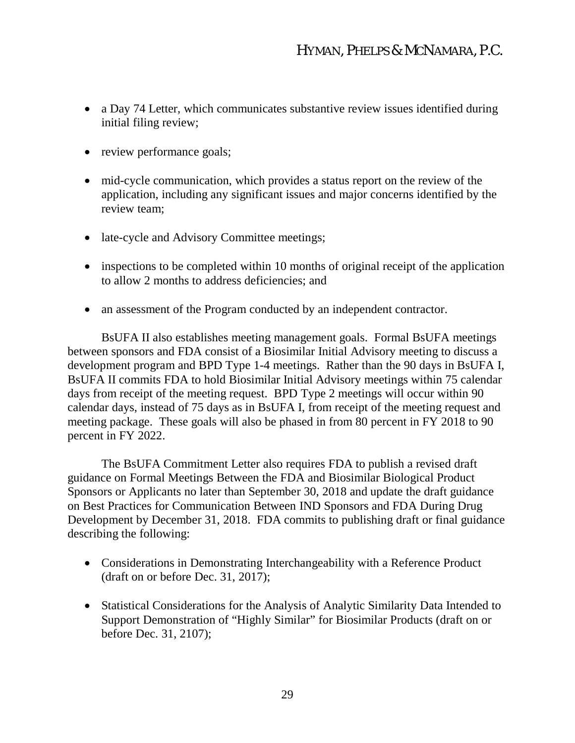- a Day 74 Letter, which communicates substantive review issues identified during initial filing review;
- review performance goals;
- mid-cycle communication, which provides a status report on the review of the application, including any significant issues and major concerns identified by the review team;
- late-cycle and Advisory Committee meetings;
- inspections to be completed within 10 months of original receipt of the application to allow 2 months to address deficiencies; and
- an assessment of the Program conducted by an independent contractor.

BsUFA II also establishes meeting management goals. Formal BsUFA meetings between sponsors and FDA consist of a Biosimilar Initial Advisory meeting to discuss a development program and BPD Type 1-4 meetings. Rather than the 90 days in BsUFA I, BsUFA II commits FDA to hold Biosimilar Initial Advisory meetings within 75 calendar days from receipt of the meeting request. BPD Type 2 meetings will occur within 90 calendar days, instead of 75 days as in BsUFA I, from receipt of the meeting request and meeting package. These goals will also be phased in from 80 percent in FY 2018 to 90 percent in FY 2022.

The BsUFA Commitment Letter also requires FDA to publish a revised draft guidance on Formal Meetings Between the FDA and Biosimilar Biological Product Sponsors or Applicants no later than September 30, 2018 and update the draft guidance on Best Practices for Communication Between IND Sponsors and FDA During Drug Development by December 31, 2018. FDA commits to publishing draft or final guidance describing the following:

- Considerations in Demonstrating Interchangeability with a Reference Product (draft on or before Dec. 31, 2017);
- Statistical Considerations for the Analysis of Analytic Similarity Data Intended to Support Demonstration of "Highly Similar" for Biosimilar Products (draft on or before Dec. 31, 2107);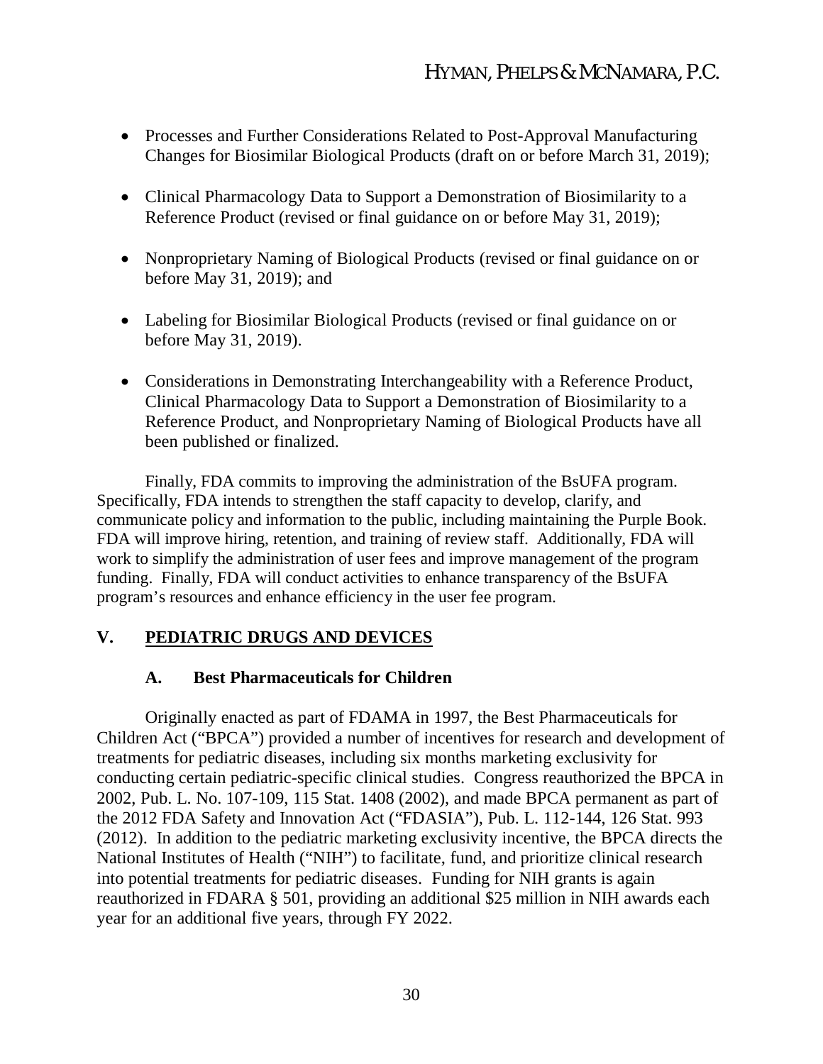- Processes and Further Considerations Related to Post-Approval Manufacturing Changes for Biosimilar Biological Products (draft on or before March 31, 2019);

- Clinical Pharmacology Data to Support a Demonstration of Biosimilarity to a Reference Product (revised or final guidance on or before May 31, 2019);

- Nonproprietary Naming of Biological Products (revised or final guidance on or before May 31, 2019); and

- Labeling for Biosimilar Biological Products (revised or final guidance on or before May 31, 2019).

- Considerations in Demonstrating Interchangeability with a Reference Product, Clinical Pharmacology Data to Support a Demonstration of Biosimilarity to a Reference Product, and Nonproprietary Naming of Biological Products have all been published or finalized.

Finally, FDA commits to improving the administration of the BsUFA program. Specifically, FDA intends to strengthen the staff capacity to develop, clarify, and communicate policy and information to the public, including maintaining the Purple Book. FDA will improve hiring, retention, and training of review staff. Additionally, FDA will work to simplify the administration of user fees and improve management of the program funding. Finally, FDA will conduct activities to enhance transparency of the BsUFA program's resources and enhance efficiency in the user fee program.

## V. PEDIATRIC DRUGS AND DEVICES

### A. Best Pharmaceuticals for Children

Originally enacted as part of FDAMA in 1997, the Best Pharmaceuticals for Children Act ("BPCA") provided a number of incentives for research and development of treatments for pediatric diseases, including six months marketing exclusivity for conducting certain pediatric-specific clinical studies. Congress reauthorized the BPCA in 2002, Pub. L. No. 107-109, 115 Stat. 1408 (2002), and made BPCA permanent as part of the 2012 FDA Safety and Innovation Act ("FDASIA"), Pub. L. 112-144, 126 Stat. 993 (2012). In addition to the pediatric marketing exclusivity incentive, the BPCA directs the National Institutes of Health ("NIH") to facilitate, fund, and prioritize clinical research into potential treatments for pediatric diseases. Funding for NIH grants is again reauthorized in FDARA § 501, providing an additional $25 million in NIH awards each year for an additional five years, through FY 2022.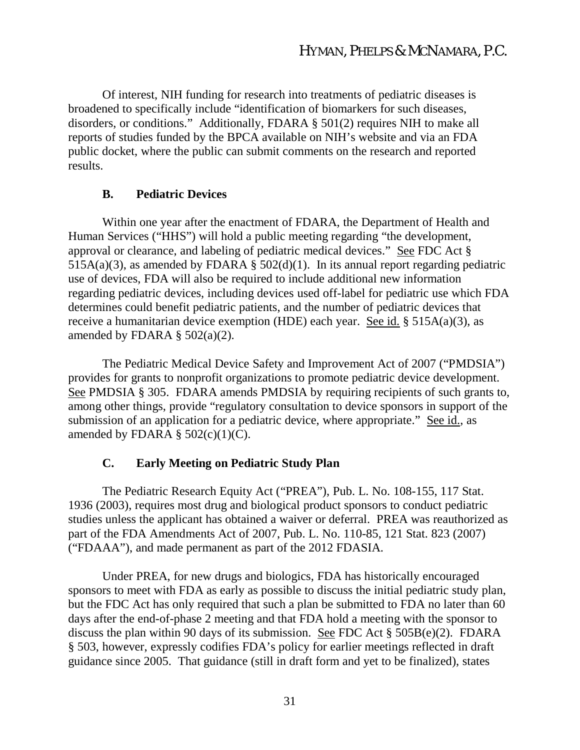Of interest, NIH funding for research into treatments of pediatric diseases is broadened to specifically include "identification of biomarkers for such diseases, disorders, or conditions." Additionally, FDARA § 501(2) requires NIH to make all reports of studies funded by the BPCA available on NIH's website and via an FDA public docket, where the public can submit comments on the research and reported results.

### B. Pediatric Devices

Within one year after the enactment of FDARA, the Department of Health and Human Services ("HHS") will hold a public meeting regarding "the development, approval or clearance, and labeling of pediatric medical devices." See FDC Act § 515A(a)(3), as amended by FDARA § 502(d)(1). In its annual report regarding pediatric use of devices, FDA will also be required to include additional new information regarding pediatric devices, including devices used off-label for pediatric use which FDA determines could benefit pediatric patients, and the number of pediatric devices that receive a humanitarian device exemption (HDE) each year. See id. § 515A(a)(3), as amended by FDARA § 502(a)(2).

The Pediatric Medical Device Safety and Improvement Act of 2007 ("PMDSIA") provides for grants to nonprofit organizations to promote pediatric device development. See PMDSIA § 305. FDARA amends PMDSIA by requiring recipients of such grants to, among other things, provide "regulatory consultation to device sponsors in support of the submission of an application for a pediatric device, where appropriate." See id., as amended by FDARA § 502(c)(1)(C).

### C. Early Meeting on Pediatric Study Plan

The Pediatric Research Equity Act ("PREA"), Pub. L. No. 108-155, 117 Stat. 1936 (2003), requires most drug and biological product sponsors to conduct pediatric studies unless the applicant has obtained a waiver or deferral. PREA was reauthorized as part of the FDA Amendments Act of 2007, Pub. L. No. 110-85, 121 Stat. 823 (2007) ("FDAAA"), and made permanent as part of the 2012 FDASIA.

Under PREA, for new drugs and biologics, FDA has historically encouraged sponsors to meet with FDA as early as possible to discuss the initial pediatric study plan, but the FDC Act has only required that such a plan be submitted to FDA no later than 60 days after the end-of-phase 2 meeting and that FDA hold a meeting with the sponsor to discuss the plan within 90 days of its submission. See FDC Act § 505B(e)(2). FDARA § 503, however, expressly codifies FDA's policy for earlier meetings reflected in draft guidance since 2005. That guidance (still in draft form and yet to be finalized), states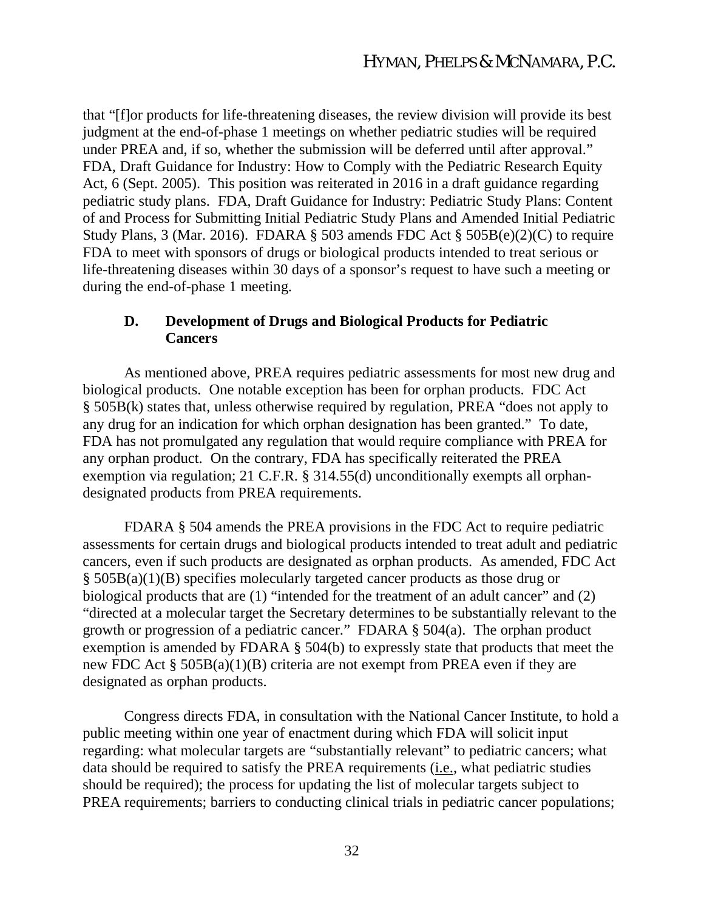that "[f]or products for life-threatening diseases, the review division will provide its best judgment at the end-of-phase 1 meetings on whether pediatric studies will be required under PREA and, if so, whether the submission will be deferred until after approval." FDA, Draft Guidance for Industry: How to Comply with the Pediatric Research Equity Act, 6 (Sept. 2005). This position was reiterated in 2016 in a draft guidance regarding pediatric study plans. FDA, Draft Guidance for Industry: Pediatric Study Plans: Content of and Process for Submitting Initial Pediatric Study Plans and Amended Initial Pediatric Study Plans, 3 (Mar. 2016). FDARA § 503 amends FDC Act § 505B(e)(2)(C) to require FDA to meet with sponsors of drugs or biological products intended to treat serious or life-threatening diseases within 30 days of a sponsor's request to have such a meeting or during the end-of-phase 1 meeting.

### D. Development of Drugs and Biological Products for Pediatric Cancers

As mentioned above, PREA requires pediatric assessments for most new drug and biological products. One notable exception has been for orphan products. FDC Act § 505B(k) states that, unless otherwise required by regulation, PREA "does not apply to any drug for an indication for which orphan designation has been granted." To date, FDA has not promulgated any regulation that would require compliance with PREA for any orphan product. On the contrary, FDA has specifically reiterated the PREA exemption via regulation; 21 C.F.R. § 314.55(d) unconditionally exempts all orphan-designated products from PREA requirements.

FDARA § 504 amends the PREA provisions in the FDC Act to require pediatric assessments for certain drugs and biological products intended to treat adult and pediatric cancers, even if such products are designated as orphan products. As amended, FDC Act § 505B(a)(1)(B) specifies molecularly targeted cancer products as those drug or biological products that are (1) "intended for the treatment of an adult cancer" and (2) "directed at a molecular target the Secretary determines to be substantially relevant to the growth or progression of a pediatric cancer." FDARA § 504(a). The orphan product exemption is amended by FDARA § 504(b) to expressly state that products that meet the new FDC Act § 505B(a)(1)(B) criteria are not exempt from PREA even if they are designated as orphan products.

Congress directs FDA, in consultation with the National Cancer Institute, to hold a public meeting within one year of enactment during which FDA will solicit input regarding: what molecular targets are "substantially relevant" to pediatric cancers; what data should be required to satisfy the PREA requirements (i.e., what pediatric studies should be required); the process for updating the list of molecular targets subject to PREA requirements; barriers to conducting clinical trials in pediatric cancer populations;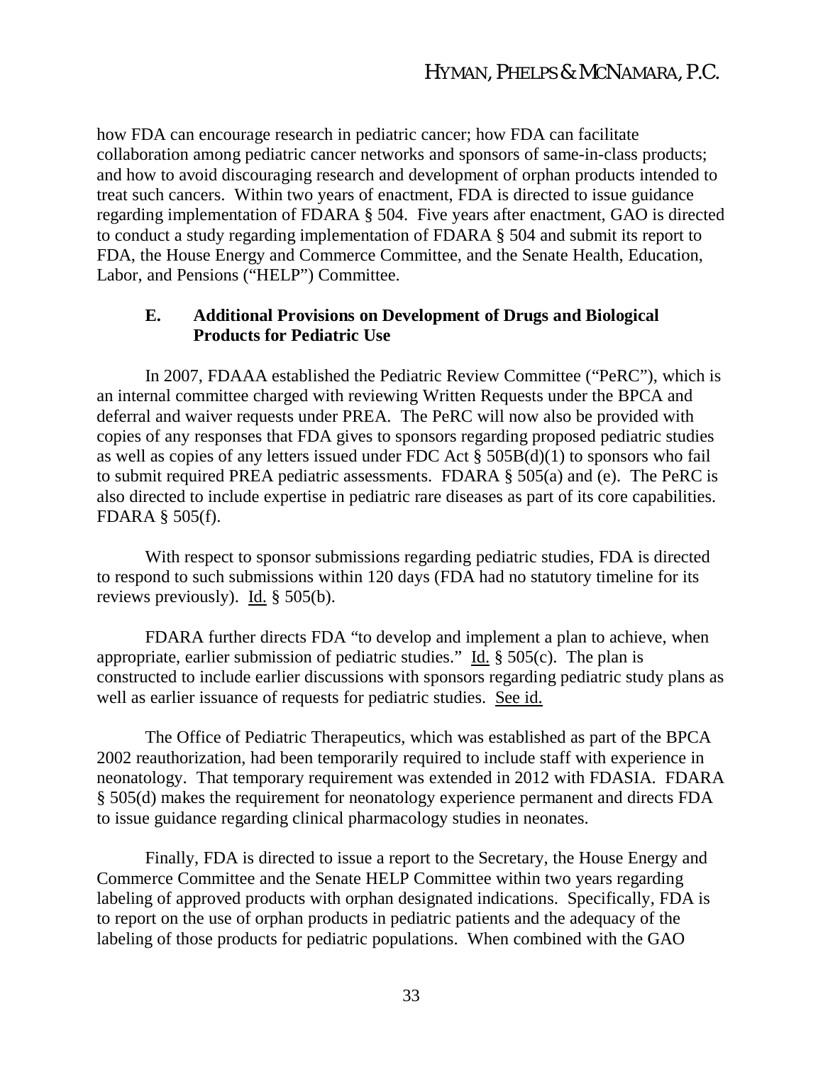how FDA can encourage research in pediatric cancer; how FDA can facilitate collaboration among pediatric cancer networks and sponsors of same-in-class products; and how to avoid discouraging research and development of orphan products intended to treat such cancers. Within two years of enactment, FDA is directed to issue guidance regarding implementation of FDARA § 504. Five years after enactment, GAO is directed to conduct a study regarding implementation of FDARA § 504 and submit its report to FDA, the House Energy and Commerce Committee, and the Senate Health, Education, Labor, and Pensions ("HELP") Committee.

### E. Additional Provisions on Development of Drugs and Biological Products for Pediatric Use

In 2007, FDAAA established the Pediatric Review Committee ("PeRC"), which is an internal committee charged with reviewing Written Requests under the BPCA and deferral and waiver requests under PREA. The PeRC will now also be provided with copies of any responses that FDA gives to sponsors regarding proposed pediatric studies as well as copies of any letters issued under FDC Act § 505B(d)(1) to sponsors who fail to submit required PREA pediatric assessments. FDARA § 505(a) and (e). The PeRC is also directed to include expertise in pediatric rare diseases as part of its core capabilities. FDARA § 505(f).

With respect to sponsor submissions regarding pediatric studies, FDA is directed to respond to such submissions within 120 days (FDA had no statutory timeline for its reviews previously). Id. § 505(b).

FDARA further directs FDA "to develop and implement a plan to achieve, when appropriate, earlier submission of pediatric studies." Id. § 505(c). The plan is constructed to include earlier discussions with sponsors regarding pediatric study plans as well as earlier issuance of requests for pediatric studies. See id.

The Office of Pediatric Therapeutics, which was established as part of the BPCA 2002 reauthorization, had been temporarily required to include staff with experience in neonatology. That temporary requirement was extended in 2012 with FDASIA. FDARA § 505(d) makes the requirement for neonatology experience permanent and directs FDA to issue guidance regarding clinical pharmacology studies in neonates.

Finally, FDA is directed to issue a report to the Secretary, the House Energy and Commerce Committee and the Senate HELP Committee within two years regarding labeling of approved products with orphan designated indications. Specifically, FDA is to report on the use of orphan products in pediatric patients and the adequacy of the labeling of those products for pediatric populations. When combined with the GAO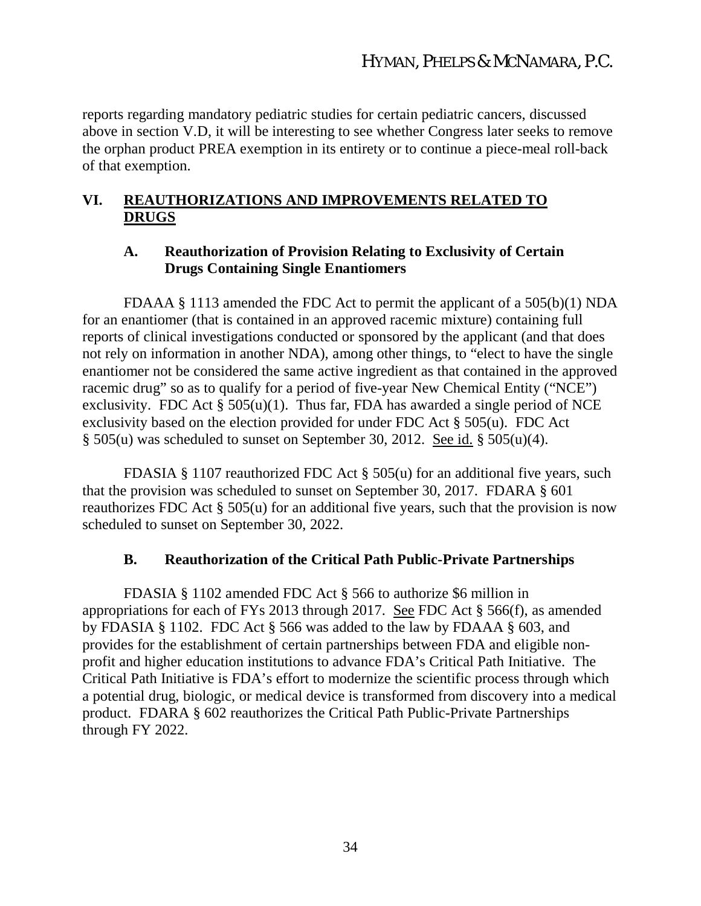reports regarding mandatory pediatric studies for certain pediatric cancers, discussed above in section V.D, it will be interesting to see whether Congress later seeks to remove the orphan product PREA exemption in its entirety or to continue a piece-meal roll-back of that exemption.

## VI. REAUTHORIZATIONS AND IMPROVEMENTS RELATED TO DRUGS

### A. Reauthorization of Provision Relating to Exclusivity of Certain Drugs Containing Single Enantiomers

FDAAA § 1113 amended the FDC Act to permit the applicant of a 505(b)(1) NDA for an enantiomer (that is contained in an approved racemic mixture) containing full reports of clinical investigations conducted or sponsored by the applicant (and that does not rely on information in another NDA), among other things, to "elect to have the single enantiomer not be considered the same active ingredient as that contained in the approved racemic drug" so as to qualify for a period of five-year New Chemical Entity ("NCE") exclusivity. FDC Act § 505(u)(1). Thus far, FDA has awarded a single period of NCE exclusivity based on the election provided for under FDC Act § 505(u). FDC Act § 505(u) was scheduled to sunset on September 30, 2012. See id. § 505(u)(4).

FDASIA § 1107 reauthorized FDC Act § 505(u) for an additional five years, such that the provision was scheduled to sunset on September 30, 2017. FDARA § 601 reauthorizes FDC Act § 505(u) for an additional five years, such that the provision is now scheduled to sunset on September 30, 2022.

### B. Reauthorization of the Critical Path Public-Private Partnerships

FDASIA § 1102 amended FDC Act § 566 to authorize $6 million in appropriations for each of FYs 2013 through 2017. See FDC Act § 566(f), as amended by FDASIA § 1102. FDC Act § 566 was added to the law by FDAAA § 603, and provides for the establishment of certain partnerships between FDA and eligible non-profit and higher education institutions to advance FDA's Critical Path Initiative. The Critical Path Initiative is FDA's effort to modernize the scientific process through which a potential drug, biologic, or medical device is transformed from discovery into a medical product. FDARA § 602 reauthorizes the Critical Path Public-Private Partnerships through FY 2022.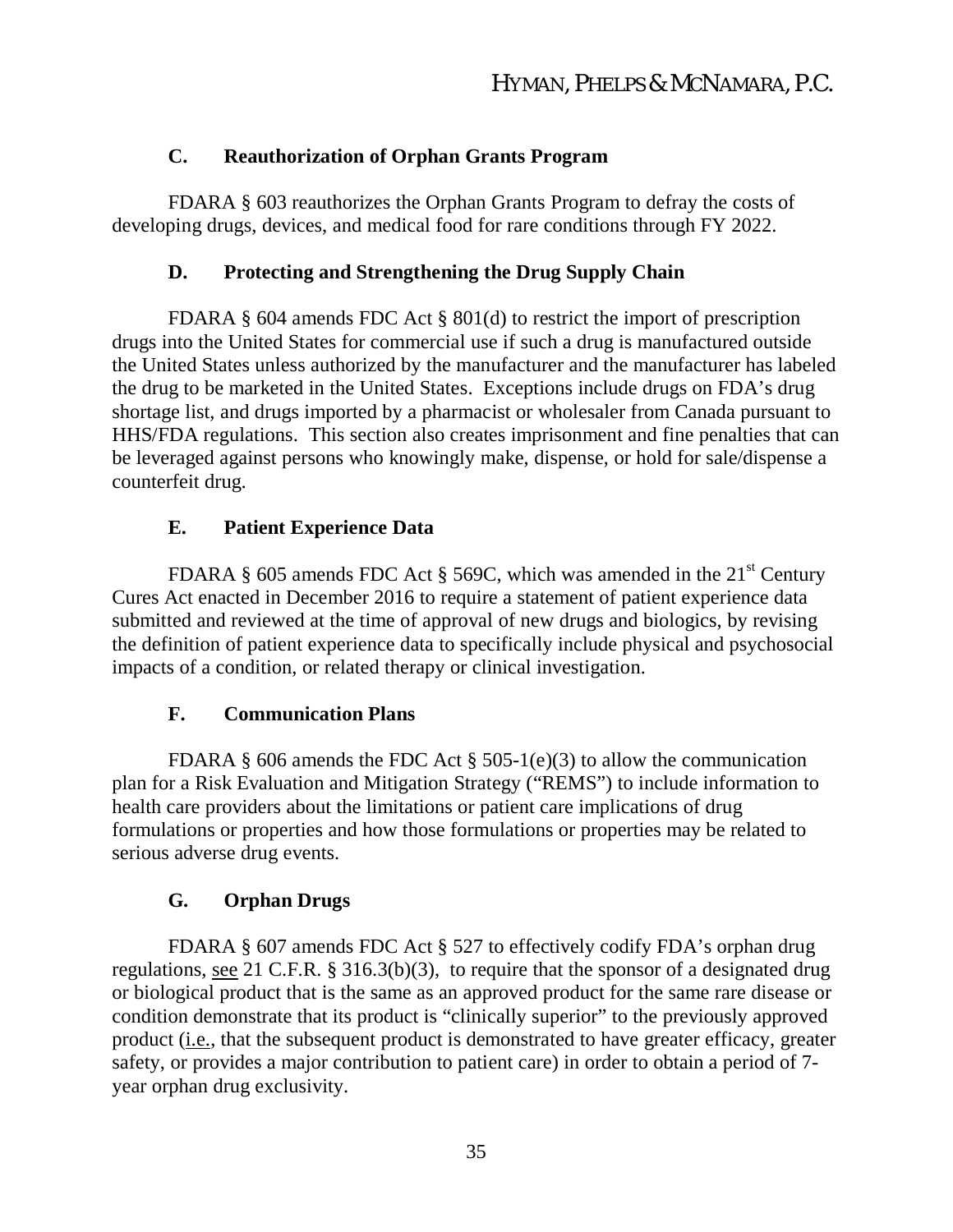### C. Reauthorization of Orphan Grants Program

FDARA § 603 reauthorizes the Orphan Grants Program to defray the costs of developing drugs, devices, and medical food for rare conditions through FY 2022.

### D. Protecting and Strengthening the Drug Supply Chain

FDARA § 604 amends FDC Act § 801(d) to restrict the import of prescription drugs into the United States for commercial use if such a drug is manufactured outside the United States unless authorized by the manufacturer and the manufacturer has labeled the drug to be marketed in the United States. Exceptions include drugs on FDA's drug shortage list, and drugs imported by a pharmacist or wholesaler from Canada pursuant to HHS/FDA regulations. This section also creates imprisonment and fine penalties that can be leveraged against persons who knowingly make, dispense, or hold for sale/dispense a counterfeit drug.

### E. Patient Experience Data

FDARA § 605 amends FDC Act § 569C, which was amended in the 21st Century Cures Act enacted in December 2016 to require a statement of patient experience data submitted and reviewed at the time of approval of new drugs and biologics, by revising the definition of patient experience data to specifically include physical and psychosocial impacts of a condition, or related therapy or clinical investigation.

### F. Communication Plans

FDARA § 606 amends the FDC Act § 505-1(e)(3) to allow the communication plan for a Risk Evaluation and Mitigation Strategy ("REMS") to include information to health care providers about the limitations or patient care implications of drug formulations or properties and how those formulations or properties may be related to serious adverse drug events.

### G. Orphan Drugs

FDARA § 607 amends FDC Act § 527 to effectively codify FDA's orphan drug regulations, see 21 C.F.R. § 316.3(b)(3), to require that the sponsor of a designated drug or biological product that is the same as an approved product for the same rare disease or condition demonstrate that its product is "clinically superior" to the previously approved product (i.e., that the subsequent product is demonstrated to have greater efficacy, greater safety, or provides a major contribution to patient care) in order to obtain a period of 7-year orphan drug exclusivity.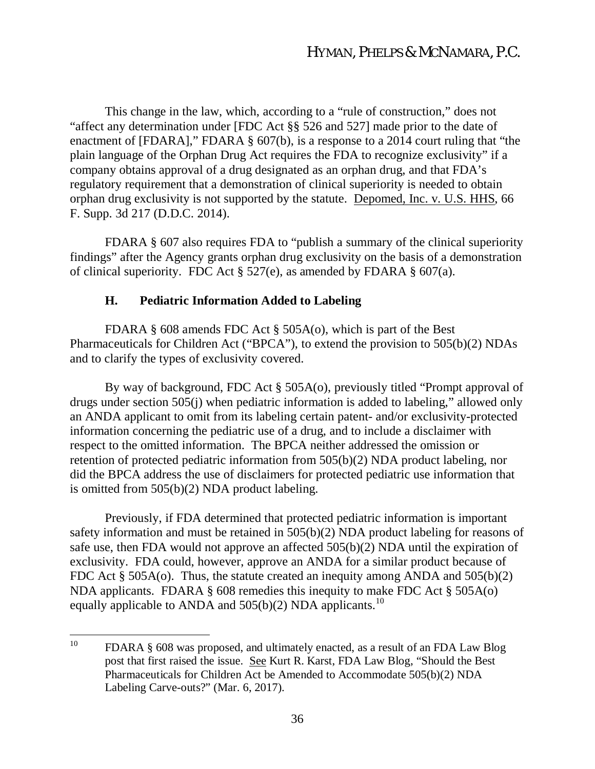This change in the law, which, according to a "rule of construction," does not "affect any determination under [FDC Act §§ 526 and 527] made prior to the date of enactment of [FDARA]," FDARA § 607(b), is a response to a 2014 court ruling that "the plain language of the Orphan Drug Act requires the FDA to recognize exclusivity" if a company obtains approval of a drug designated as an orphan drug, and that FDA's regulatory requirement that a demonstration of clinical superiority is needed to obtain orphan drug exclusivity is not supported by the statute. Depomed, Inc. v. U.S. HHS, 66 F. Supp. 3d 217 (D.D.C. 2014).

FDARA § 607 also requires FDA to "publish a summary of the clinical superiority findings" after the Agency grants orphan drug exclusivity on the basis of a demonstration of clinical superiority. FDC Act § 527(e), as amended by FDARA § 607(a).

### H. Pediatric Information Added to Labeling

FDARA § 608 amends FDC Act § 505A(o), which is part of the Best Pharmaceuticals for Children Act ("BPCA"), to extend the provision to 505(b)(2) NDAs and to clarify the types of exclusivity covered.

By way of background, FDC Act § 505A(o), previously titled "Prompt approval of drugs under section 505(j) when pediatric information is added to labeling," allowed only an ANDA applicant to omit from its labeling certain patent- and/or exclusivity-protected information concerning the pediatric use of a drug, and to include a disclaimer with respect to the omitted information. The BPCA neither addressed the omission or retention of protected pediatric information from 505(b)(2) NDA product labeling, nor did the BPCA address the use of disclaimers for protected pediatric use information that is omitted from 505(b)(2) NDA product labeling.

Previously, if FDA determined that protected pediatric information is important safety information and must be retained in 505(b)(2) NDA product labeling for reasons of safe use, then FDA would not approve an affected 505(b)(2) NDA until the expiration of exclusivity. FDA could, however, approve an ANDA for a similar product because of FDC Act § 505A(o). Thus, the statute created an inequity among ANDA and 505(b)(2) NDA applicants. FDARA § 608 remedies this inequity to make FDC Act § 505A(o) equally applicable to ANDA and 505(b)(2) NDA applicants.[10]

---

[10] FDARA § 608 was proposed, and ultimately enacted, as a result of an FDA Law Blog post that first raised the issue. See Kurt R. Karst, FDA Law Blog, "Should the Best Pharmaceuticals for Children Act be Amended to Accommodate 505(b)(2) NDA Labeling Carve-outs?" (Mar. 6, 2017).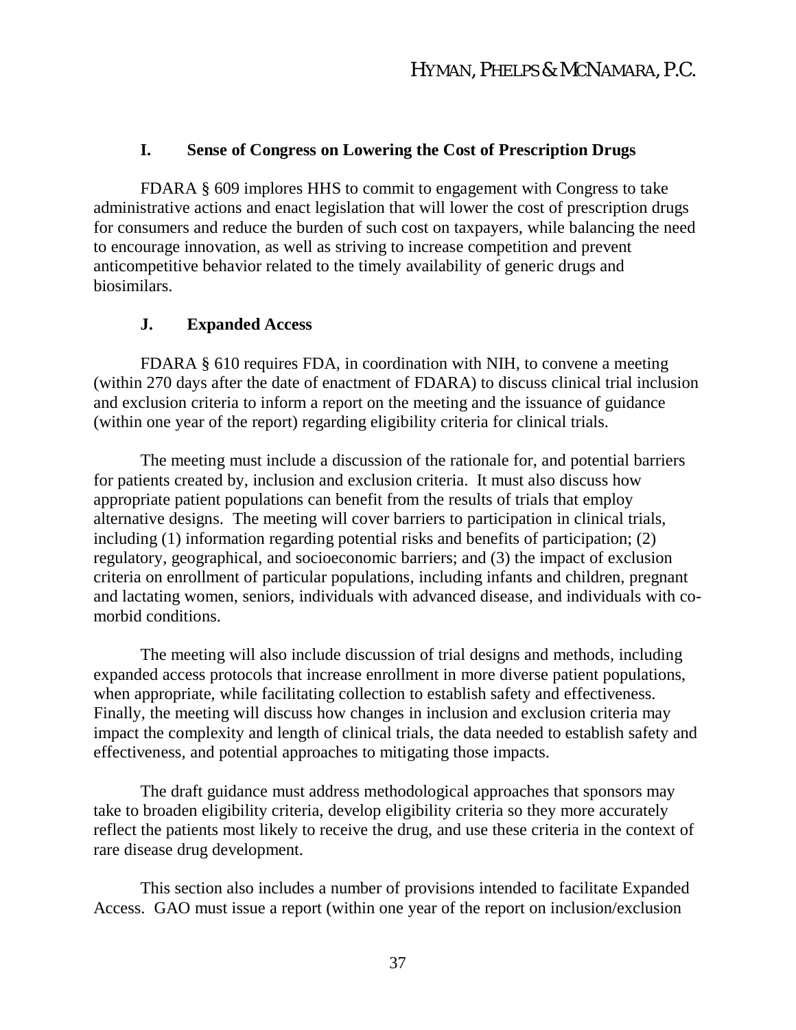### I. Sense of Congress on Lowering the Cost of Prescription Drugs

FDARA § 609 implores HHS to commit to engagement with Congress to take administrative actions and enact legislation that will lower the cost of prescription drugs for consumers and reduce the burden of such cost on taxpayers, while balancing the need to encourage innovation, as well as striving to increase competition and prevent anticompetitive behavior related to the timely availability of generic drugs and biosimilars.

### J. Expanded Access

FDARA § 610 requires FDA, in coordination with NIH, to convene a meeting (within 270 days after the date of enactment of FDARA) to discuss clinical trial inclusion and exclusion criteria to inform a report on the meeting and the issuance of guidance (within one year of the report) regarding eligibility criteria for clinical trials.

The meeting must include a discussion of the rationale for, and potential barriers for patients created by, inclusion and exclusion criteria. It must also discuss how appropriate patient populations can benefit from the results of trials that employ alternative designs. The meeting will cover barriers to participation in clinical trials, including (1) information regarding potential risks and benefits of participation; (2) regulatory, geographical, and socioeconomic barriers; and (3) the impact of exclusion criteria on enrollment of particular populations, including infants and children, pregnant and lactating women, seniors, individuals with advanced disease, and individuals with co-morbid conditions.

The meeting will also include discussion of trial designs and methods, including expanded access protocols that increase enrollment in more diverse patient populations, when appropriate, while facilitating collection to establish safety and effectiveness. Finally, the meeting will discuss how changes in inclusion and exclusion criteria may impact the complexity and length of clinical trials, the data needed to establish safety and effectiveness, and potential approaches to mitigating those impacts.

The draft guidance must address methodological approaches that sponsors may take to broaden eligibility criteria, develop eligibility criteria so they more accurately reflect the patients most likely to receive the drug, and use these criteria in the context of rare disease drug development.

This section also includes a number of provisions intended to facilitate Expanded Access. GAO must issue a report (within one year of the report on inclusion/exclusion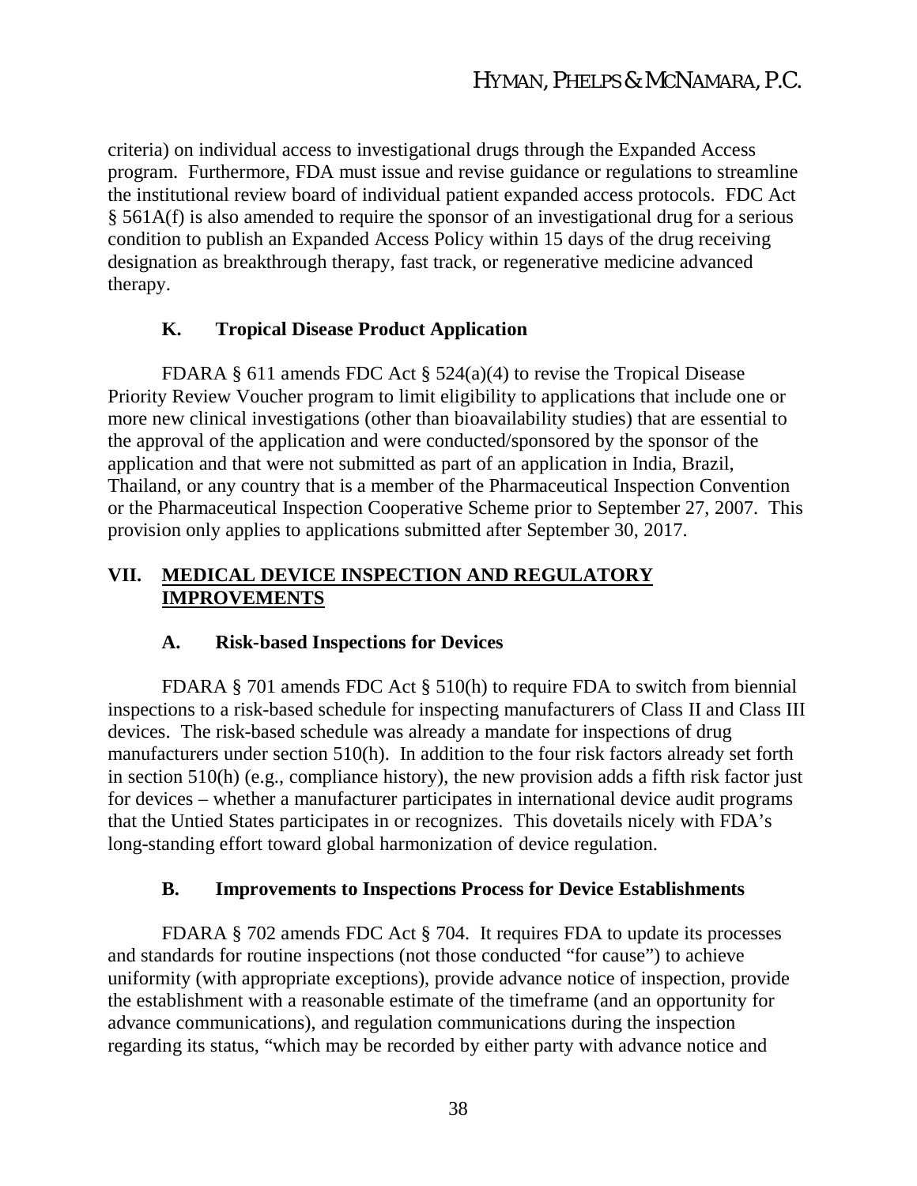criteria) on individual access to investigational drugs through the Expanded Access program. Furthermore, FDA must issue and revise guidance or regulations to streamline the institutional review board of individual patient expanded access protocols. FDC Act § 561A(f) is also amended to require the sponsor of an investigational drug for a serious condition to publish an Expanded Access Policy within 15 days of the drug receiving designation as breakthrough therapy, fast track, or regenerative medicine advanced therapy.

### K. Tropical Disease Product Application

FDARA § 611 amends FDC Act § 524(a)(4) to revise the Tropical Disease Priority Review Voucher program to limit eligibility to applications that include one or more new clinical investigations (other than bioavailability studies) that are essential to the approval of the application and were conducted/sponsored by the sponsor of the application and that were not submitted as part of an application in India, Brazil, Thailand, or any country that is a member of the Pharmaceutical Inspection Convention or the Pharmaceutical Inspection Cooperative Scheme prior to September 27, 2007. This provision only applies to applications submitted after September 30, 2017.

## VII. MEDICAL DEVICE INSPECTION AND REGULATORY IMPROVEMENTS

### A. Risk-based Inspections for Devices

FDARA § 701 amends FDC Act § 510(h) to require FDA to switch from biennial inspections to a risk-based schedule for inspecting manufacturers of Class II and Class III devices. The risk-based schedule was already a mandate for inspections of drug manufacturers under section 510(h). In addition to the four risk factors already set forth in section 510(h) (e.g., compliance history), the new provision adds a fifth risk factor just for devices – whether a manufacturer participates in international device audit programs that the Untied States participates in or recognizes. This dovetails nicely with FDA's long-standing effort toward global harmonization of device regulation.

### B. Improvements to Inspections Process for Device Establishments

FDARA § 702 amends FDC Act § 704. It requires FDA to update its processes and standards for routine inspections (not those conducted "for cause") to achieve uniformity (with appropriate exceptions), provide advance notice of inspection, provide the establishment with a reasonable estimate of the timeframe (and an opportunity for advance communications), and regulation communications during the inspection regarding its status, "which may be recorded by either party with advance notice and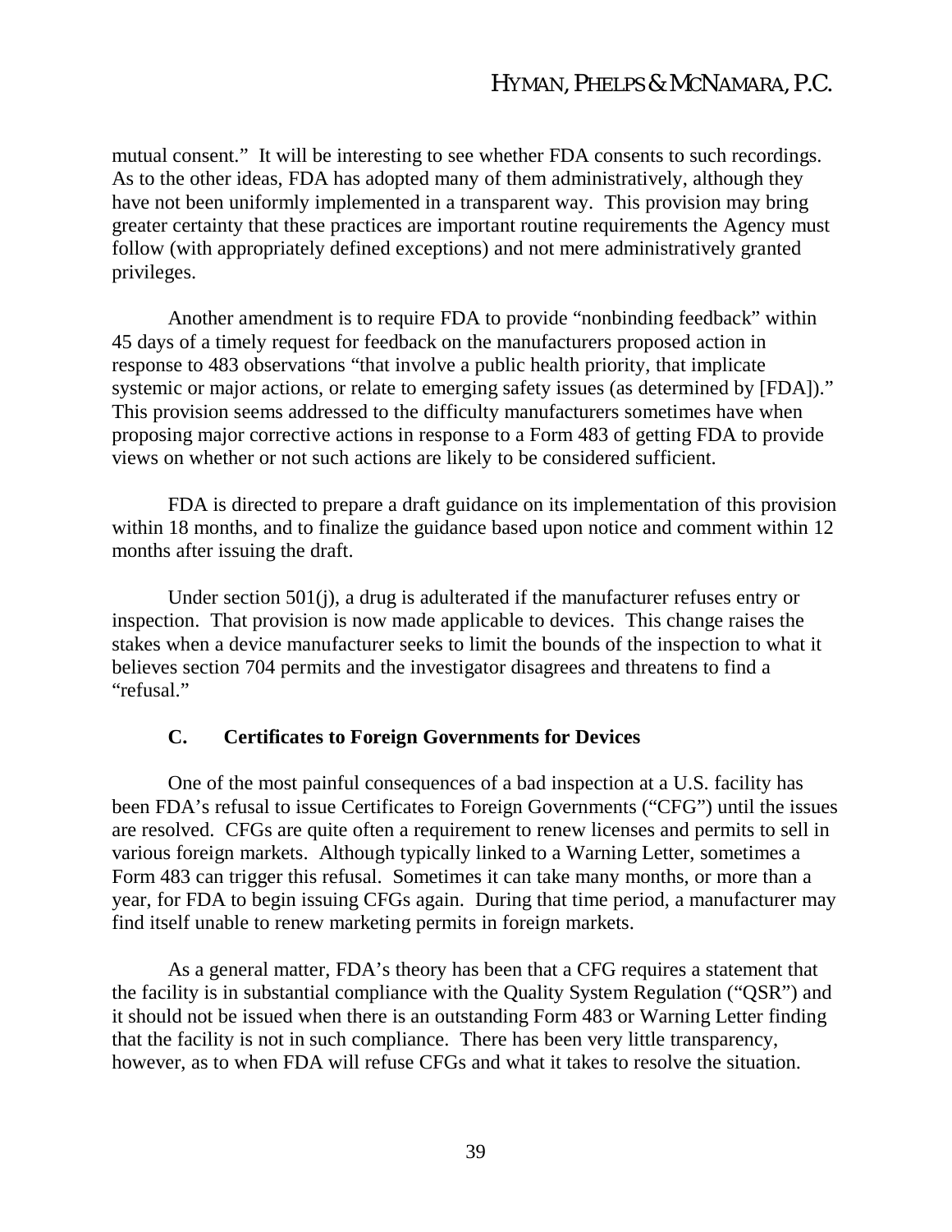mutual consent." It will be interesting to see whether FDA consents to such recordings. As to the other ideas, FDA has adopted many of them administratively, although they have not been uniformly implemented in a transparent way. This provision may bring greater certainty that these practices are important routine requirements the Agency must follow (with appropriately defined exceptions) and not mere administratively granted privileges.

Another amendment is to require FDA to provide "nonbinding feedback" within 45 days of a timely request for feedback on the manufacturers proposed action in response to 483 observations "that involve a public health priority, that implicate systemic or major actions, or relate to emerging safety issues (as determined by [FDA])." This provision seems addressed to the difficulty manufacturers sometimes have when proposing major corrective actions in response to a Form 483 of getting FDA to provide views on whether or not such actions are likely to be considered sufficient.

FDA is directed to prepare a draft guidance on its implementation of this provision within 18 months, and to finalize the guidance based upon notice and comment within 12 months after issuing the draft.

Under section 501(j), a drug is adulterated if the manufacturer refuses entry or inspection. That provision is now made applicable to devices. This change raises the stakes when a device manufacturer seeks to limit the bounds of the inspection to what it believes section 704 permits and the investigator disagrees and threatens to find a "refusal."

### C. Certificates to Foreign Governments for Devices

One of the most painful consequences of a bad inspection at a U.S. facility has been FDA's refusal to issue Certificates to Foreign Governments ("CFG") until the issues are resolved. CFGs are quite often a requirement to renew licenses and permits to sell in various foreign markets. Although typically linked to a Warning Letter, sometimes a Form 483 can trigger this refusal. Sometimes it can take many months, or more than a year, for FDA to begin issuing CFGs again. During that time period, a manufacturer may find itself unable to renew marketing permits in foreign markets.

As a general matter, FDA's theory has been that a CFG requires a statement that the facility is in substantial compliance with the Quality System Regulation ("QSR") and it should not be issued when there is an outstanding Form 483 or Warning Letter finding that the facility is not in such compliance. There has been very little transparency, however, as to when FDA will refuse CFGs and what it takes to resolve the situation.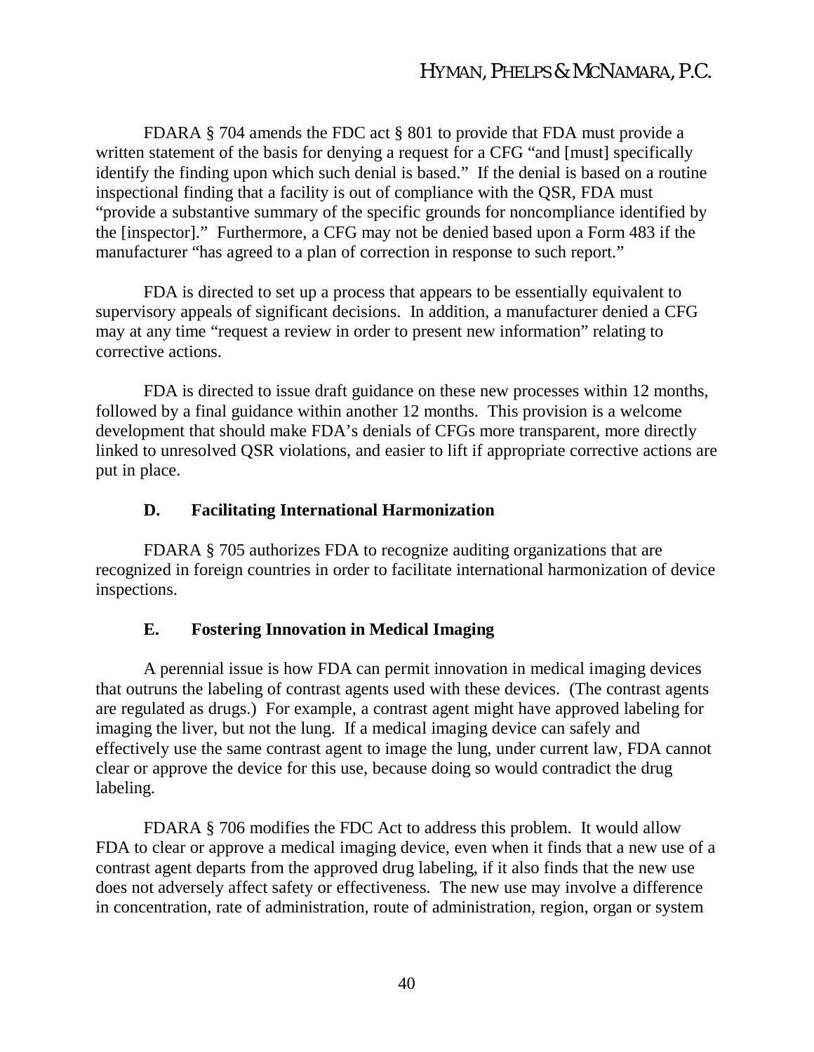FDARA § 704 amends the FDC act § 801 to provide that FDA must provide a written statement of the basis for denying a request for a CFG "and [must] specifically identify the finding upon which such denial is based." If the denial is based on a routine inspectional finding that a facility is out of compliance with the QSR, FDA must "provide a substantive summary of the specific grounds for noncompliance identified by the [inspector]." Furthermore, a CFG may not be denied based upon a Form 483 if the manufacturer "has agreed to a plan of correction in response to such report."

FDA is directed to set up a process that appears to be essentially equivalent to supervisory appeals of significant decisions. In addition, a manufacturer denied a CFG may at any time "request a review in order to present new information" relating to corrective actions.

FDA is directed to issue draft guidance on these new processes within 12 months, followed by a final guidance within another 12 months. This provision is a welcome development that should make FDA's denials of CFGs more transparent, more directly linked to unresolved QSR violations, and easier to lift if appropriate corrective actions are put in place.

### D. Facilitating International Harmonization

FDARA § 705 authorizes FDA to recognize auditing organizations that are recognized in foreign countries in order to facilitate international harmonization of device inspections.

### E. Fostering Innovation in Medical Imaging

A perennial issue is how FDA can permit innovation in medical imaging devices that outruns the labeling of contrast agents used with these devices. (The contrast agents are regulated as drugs.) For example, a contrast agent might have approved labeling for imaging the liver, but not the lung. If a medical imaging device can safely and effectively use the same contrast agent to image the lung, under current law, FDA cannot clear or approve the device for this use, because doing so would contradict the drug labeling.

FDARA § 706 modifies the FDC Act to address this problem. It would allow FDA to clear or approve a medical imaging device, even when it finds that a new use of a contrast agent departs from the approved drug labeling, if it also finds that the new use does not adversely affect safety or effectiveness. The new use may involve a difference in concentration, rate of administration, route of administration, region, organ or system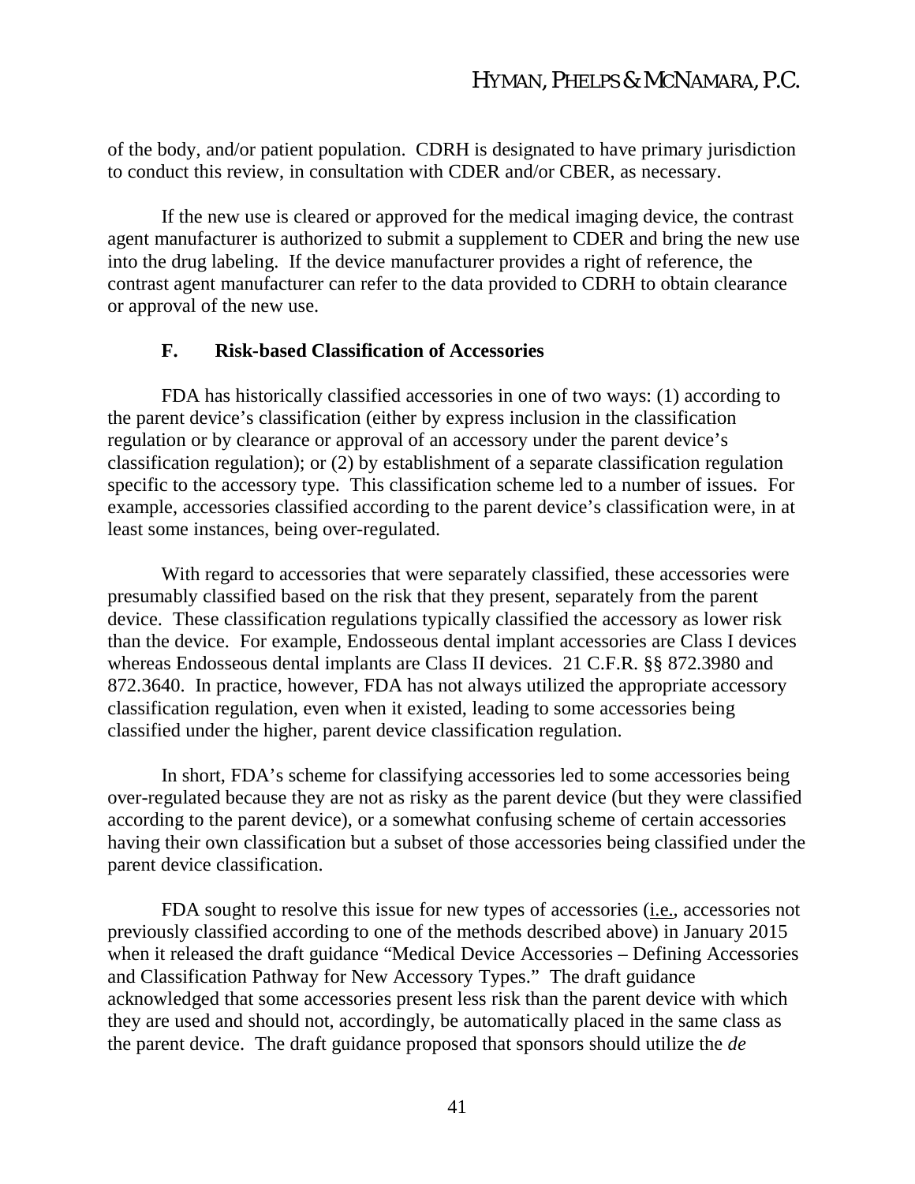of the body, and/or patient population. CDRH is designated to have primary jurisdiction to conduct this review, in consultation with CDER and/or CBER, as necessary.

If the new use is cleared or approved for the medical imaging device, the contrast agent manufacturer is authorized to submit a supplement to CDER and bring the new use into the drug labeling. If the device manufacturer provides a right of reference, the contrast agent manufacturer can refer to the data provided to CDRH to obtain clearance or approval of the new use.

### F. Risk-based Classification of Accessories

FDA has historically classified accessories in one of two ways: (1) according to the parent device's classification (either by express inclusion in the classification regulation or by clearance or approval of an accessory under the parent device's classification regulation); or (2) by establishment of a separate classification regulation specific to the accessory type. This classification scheme led to a number of issues. For example, accessories classified according to the parent device's classification were, in at least some instances, being over-regulated.

With regard to accessories that were separately classified, these accessories were presumably classified based on the risk that they present, separately from the parent device. These classification regulations typically classified the accessory as lower risk than the device. For example, Endosseous dental implant accessories are Class I devices whereas Endosseous dental implants are Class II devices. 21 C.F.R. §§ 872.3980 and 872.3640. In practice, however, FDA has not always utilized the appropriate accessory classification regulation, even when it existed, leading to some accessories being classified under the higher, parent device classification regulation.

In short, FDA's scheme for classifying accessories led to some accessories being over-regulated because they are not as risky as the parent device (but they were classified according to the parent device), or a somewhat confusing scheme of certain accessories having their own classification but a subset of those accessories being classified under the parent device classification.

FDA sought to resolve this issue for new types of accessories (i.e., accessories not previously classified according to one of the methods described above) in January 2015 when it released the draft guidance "Medical Device Accessories – Defining Accessories and Classification Pathway for New Accessory Types." The draft guidance acknowledged that some accessories present less risk than the parent device with which they are used and should not, accordingly, be automatically placed in the same class as the parent device. The draft guidance proposed that sponsors should utilize the *de*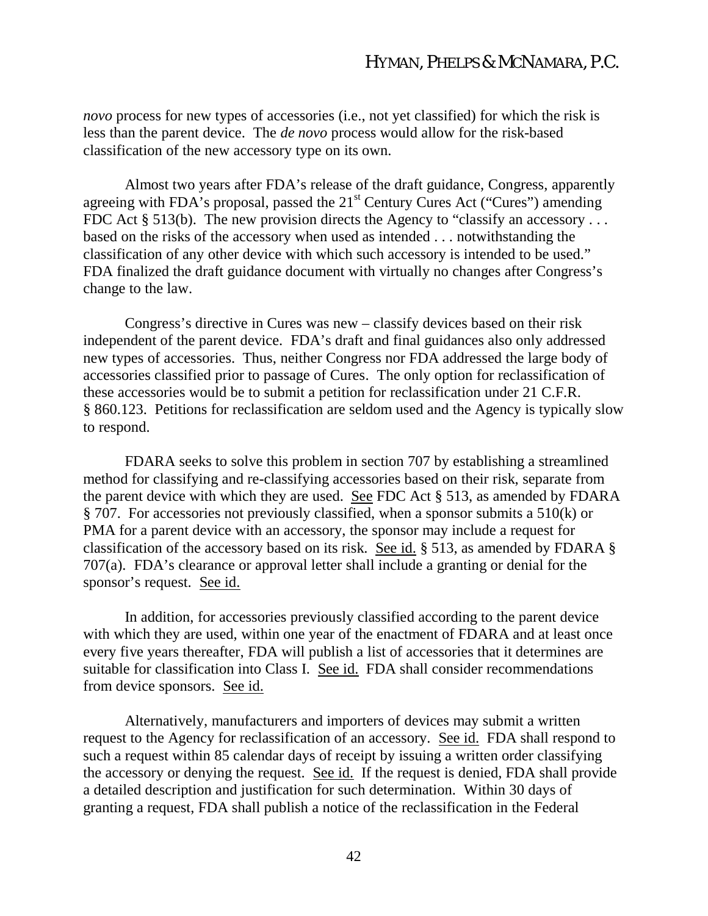*novo* process for new types of accessories (i.e., not yet classified) for which the risk is less than the parent device. The *de novo* process would allow for the risk-based classification of the new accessory type on its own.

Almost two years after FDA's release of the draft guidance, Congress, apparently agreeing with FDA's proposal, passed the 21st Century Cures Act ("Cures") amending FDC Act § 513(b). The new provision directs the Agency to "classify an accessory . . . based on the risks of the accessory when used as intended . . . notwithstanding the classification of any other device with which such accessory is intended to be used." FDA finalized the draft guidance document with virtually no changes after Congress's change to the law.

Congress's directive in Cures was new – classify devices based on their risk independent of the parent device. FDA's draft and final guidances also only addressed new types of accessories. Thus, neither Congress nor FDA addressed the large body of accessories classified prior to passage of Cures. The only option for reclassification of these accessories would be to submit a petition for reclassification under 21 C.F.R. § 860.123. Petitions for reclassification are seldom used and the Agency is typically slow to respond.

FDARA seeks to solve this problem in section 707 by establishing a streamlined method for classifying and re-classifying accessories based on their risk, separate from the parent device with which they are used. See FDC Act § 513, as amended by FDARA § 707. For accessories not previously classified, when a sponsor submits a 510(k) or PMA for a parent device with an accessory, the sponsor may include a request for classification of the accessory based on its risk. See id. § 513, as amended by FDARA § 707(a). FDA's clearance or approval letter shall include a granting or denial for the sponsor's request. See id.

In addition, for accessories previously classified according to the parent device with which they are used, within one year of the enactment of FDARA and at least once every five years thereafter, FDA will publish a list of accessories that it determines are suitable for classification into Class I. See id. FDA shall consider recommendations from device sponsors. See id.

Alternatively, manufacturers and importers of devices may submit a written request to the Agency for reclassification of an accessory. See id. FDA shall respond to such a request within 85 calendar days of receipt by issuing a written order classifying the accessory or denying the request. See id. If the request is denied, FDA shall provide a detailed description and justification for such determination. Within 30 days of granting a request, FDA shall publish a notice of the reclassification in the Federal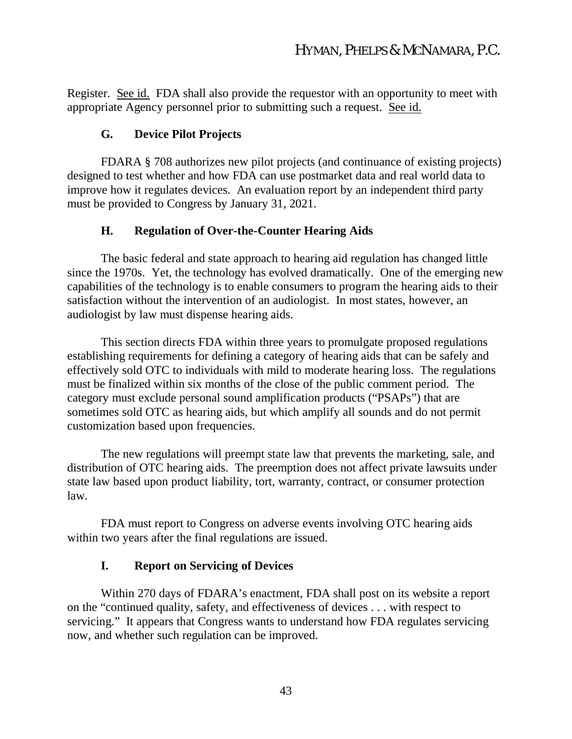Register. See id. FDA shall also provide the requestor with an opportunity to meet with appropriate Agency personnel prior to submitting such a request. See id.

### G. Device Pilot Projects

FDARA § 708 authorizes new pilot projects (and continuance of existing projects) designed to test whether and how FDA can use postmarket data and real world data to improve how it regulates devices. An evaluation report by an independent third party must be provided to Congress by January 31, 2021.

### H. Regulation of Over-the-Counter Hearing Aids

The basic federal and state approach to hearing aid regulation has changed little since the 1970s. Yet, the technology has evolved dramatically. One of the emerging new capabilities of the technology is to enable consumers to program the hearing aids to their satisfaction without the intervention of an audiologist. In most states, however, an audiologist by law must dispense hearing aids.

This section directs FDA within three years to promulgate proposed regulations establishing requirements for defining a category of hearing aids that can be safely and effectively sold OTC to individuals with mild to moderate hearing loss. The regulations must be finalized within six months of the close of the public comment period. The category must exclude personal sound amplification products ("PSAPs") that are sometimes sold OTC as hearing aids, but which amplify all sounds and do not permit customization based upon frequencies.

The new regulations will preempt state law that prevents the marketing, sale, and distribution of OTC hearing aids. The preemption does not affect private lawsuits under state law based upon product liability, tort, warranty, contract, or consumer protection law.

FDA must report to Congress on adverse events involving OTC hearing aids within two years after the final regulations are issued.

### I. Report on Servicing of Devices

Within 270 days of FDARA's enactment, FDA shall post on its website a report on the "continued quality, safety, and effectiveness of devices . . . with respect to servicing." It appears that Congress wants to understand how FDA regulates servicing now, and whether such regulation can be improved.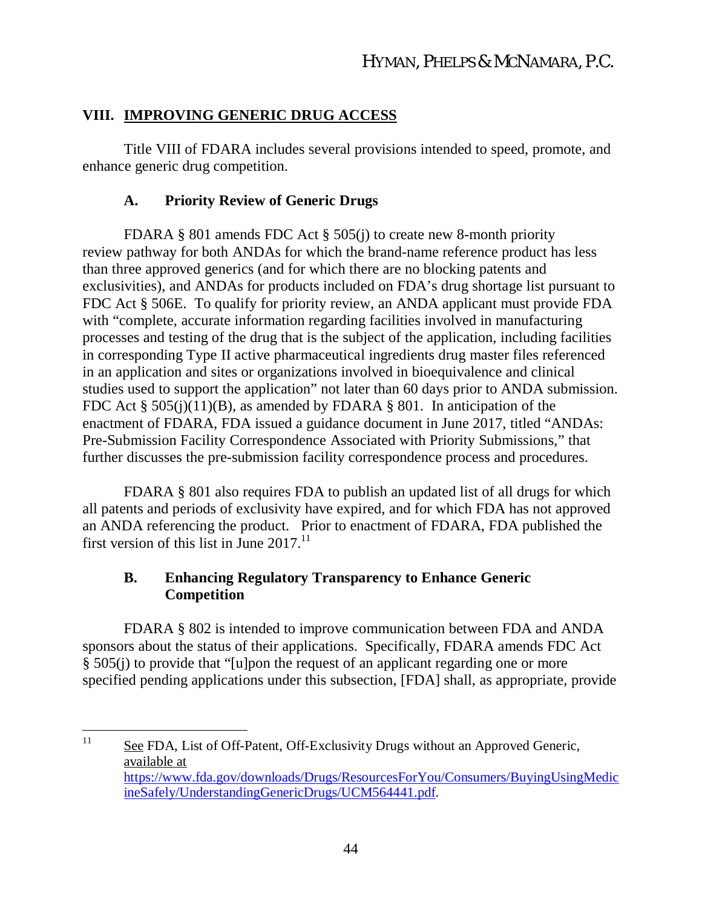## VIII. IMPROVING GENERIC DRUG ACCESS

Title VIII of FDARA includes several provisions intended to speed, promote, and enhance generic drug competition.

### A. Priority Review of Generic Drugs

FDARA § 801 amends FDC Act § 505(j) to create new 8-month priority review pathway for both ANDAs for which the brand-name reference product has less than three approved generics (and for which there are no blocking patents and exclusivities), and ANDAs for products included on FDA's drug shortage list pursuant to FDC Act § 506E. To qualify for priority review, an ANDA applicant must provide FDA with "complete, accurate information regarding facilities involved in manufacturing processes and testing of the drug that is the subject of the application, including facilities in corresponding Type II active pharmaceutical ingredients drug master files referenced in an application and sites or organizations involved in bioequivalence and clinical studies used to support the application" not later than 60 days prior to ANDA submission. FDC Act § 505(j)(11)(B), as amended by FDARA § 801. In anticipation of the enactment of FDARA, FDA issued a guidance document in June 2017, titled "ANDAs: Pre-Submission Facility Correspondence Associated with Priority Submissions," that further discusses the pre-submission facility correspondence process and procedures.

FDARA § 801 also requires FDA to publish an updated list of all drugs for which all patents and periods of exclusivity have expired, and for which FDA has not approved an ANDA referencing the product. Prior to enactment of FDARA, FDA published the first version of this list in June 2017.[11]

### B. Enhancing Regulatory Transparency to Enhance Generic Competition

FDARA § 802 is intended to improve communication between FDA and ANDA sponsors about the status of their applications. Specifically, FDARA amends FDC Act § 505(j) to provide that "[u]pon the request of an applicant regarding one or more specified pending applications under this subsection, [FDA] shall, as appropriate, provide

---

[11] See FDA, List of Off-Patent, Off-Exclusivity Drugs without an Approved Generic, available at https://www.fda.gov/downloads/Drugs/ResourcesForYou/Consumers/BuyingUsingMedicineSafely/UnderstandingGenericDrugs/UCM564441.pdf.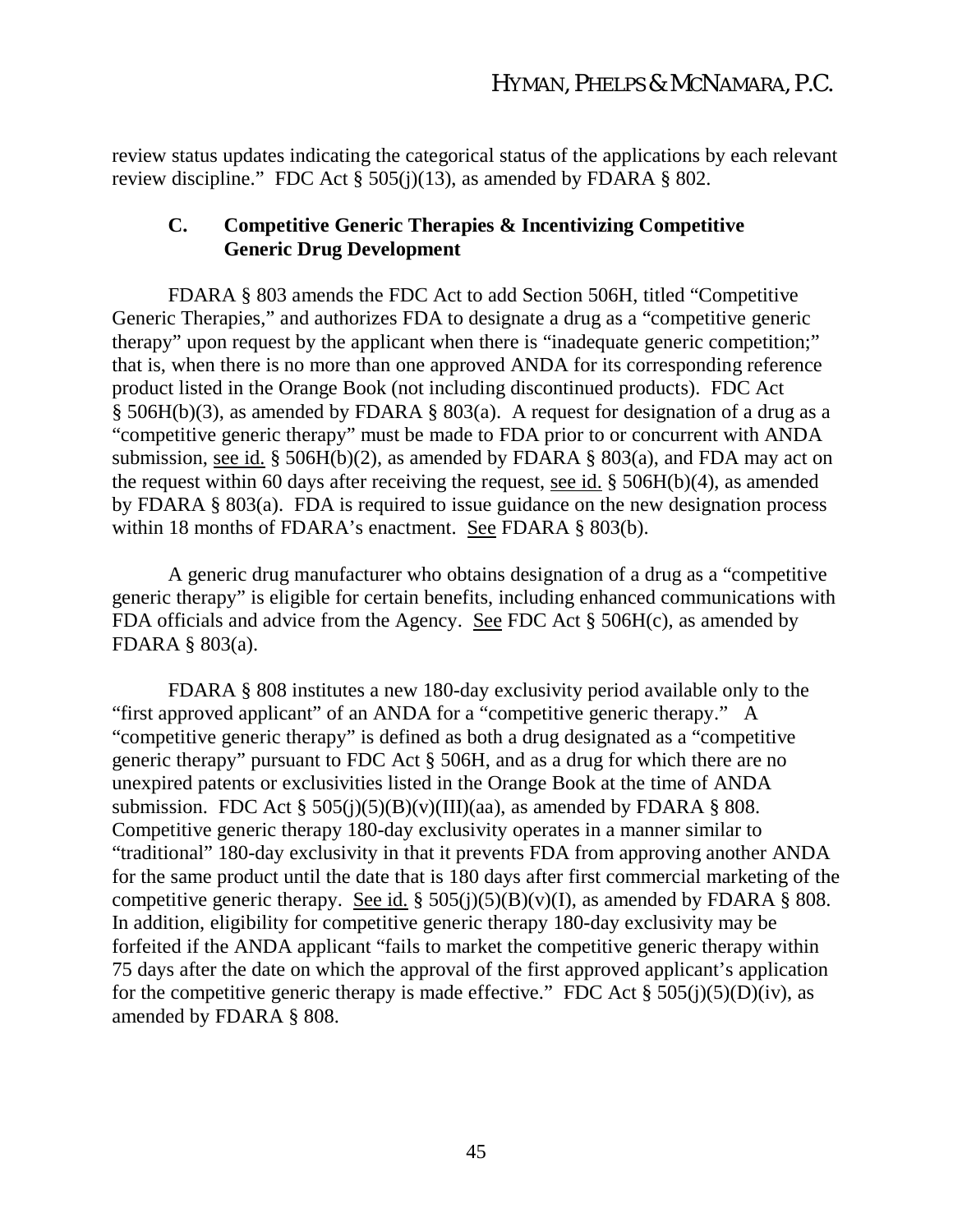review status updates indicating the categorical status of the applications by each relevant review discipline." FDC Act § 505(j)(13), as amended by FDARA § 802.

### C. Competitive Generic Therapies & Incentivizing Competitive Generic Drug Development

FDARA § 803 amends the FDC Act to add Section 506H, titled "Competitive Generic Therapies," and authorizes FDA to designate a drug as a "competitive generic therapy" upon request by the applicant when there is "inadequate generic competition;" that is, when there is no more than one approved ANDA for its corresponding reference product listed in the Orange Book (not including discontinued products). FDC Act § 506H(b)(3), as amended by FDARA § 803(a). A request for designation of a drug as a "competitive generic therapy" must be made to FDA prior to or concurrent with ANDA submission, see id. § 506H(b)(2), as amended by FDARA § 803(a), and FDA may act on the request within 60 days after receiving the request, see id. § 506H(b)(4), as amended by FDARA § 803(a). FDA is required to issue guidance on the new designation process within 18 months of FDARA's enactment. See FDARA § 803(b).

A generic drug manufacturer who obtains designation of a drug as a "competitive generic therapy" is eligible for certain benefits, including enhanced communications with FDA officials and advice from the Agency. See FDC Act § 506H(c), as amended by FDARA § 803(a).

FDARA § 808 institutes a new 180-day exclusivity period available only to the "first approved applicant" of an ANDA for a "competitive generic therapy." A "competitive generic therapy" is defined as both a drug designated as a "competitive generic therapy" pursuant to FDC Act § 506H, and as a drug for which there are no unexpired patents or exclusivities listed in the Orange Book at the time of ANDA submission. FDC Act § 505(j)(5)(B)(v)(III)(aa), as amended by FDARA § 808. Competitive generic therapy 180-day exclusivity operates in a manner similar to "traditional" 180-day exclusivity in that it prevents FDA from approving another ANDA for the same product until the date that is 180 days after first commercial marketing of the competitive generic therapy. See id. § 505(j)(5)(B)(v)(I), as amended by FDARA § 808. In addition, eligibility for competitive generic therapy 180-day exclusivity may be forfeited if the ANDA applicant "fails to market the competitive generic therapy within 75 days after the date on which the approval of the first approved applicant's application for the competitive generic therapy is made effective." FDC Act § 505(j)(5)(D)(iv), as amended by FDARA § 808.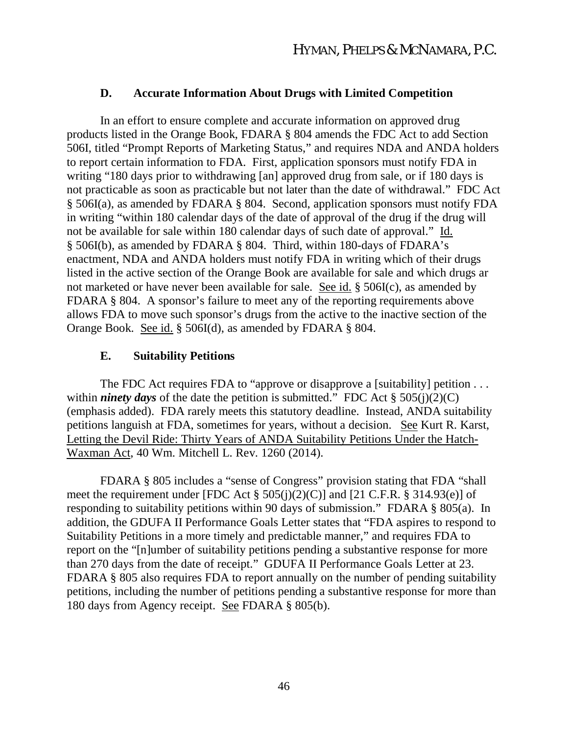### D. Accurate Information About Drugs with Limited Competition

In an effort to ensure complete and accurate information on approved drug products listed in the Orange Book, FDARA § 804 amends the FDC Act to add Section 506I, titled "Prompt Reports of Marketing Status," and requires NDA and ANDA holders to report certain information to FDA. First, application sponsors must notify FDA in writing "180 days prior to withdrawing [an] approved drug from sale, or if 180 days is not practicable as soon as practicable but not later than the date of withdrawal." FDC Act § 506I(a), as amended by FDARA § 804. Second, application sponsors must notify FDA in writing "within 180 calendar days of the date of approval of the drug if the drug will not be available for sale within 180 calendar days of such date of approval." Id. § 506I(b), as amended by FDARA § 804. Third, within 180-days of FDARA's enactment, NDA and ANDA holders must notify FDA in writing which of their drugs listed in the active section of the Orange Book are available for sale and which drugs ar not marketed or have never been available for sale. See id. § 506I(c), as amended by FDARA § 804. A sponsor's failure to meet any of the reporting requirements above allows FDA to move such sponsor's drugs from the active to the inactive section of the Orange Book. See id. § 506I(d), as amended by FDARA § 804.

### E. Suitability Petitions

The FDC Act requires FDA to "approve or disapprove a [suitability] petition . . . within ***ninety days*** of the date the petition is submitted." FDC Act § 505(j)(2)(C) (emphasis added). FDA rarely meets this statutory deadline. Instead, ANDA suitability petitions languish at FDA, sometimes for years, without a decision. See Kurt R. Karst, Letting the Devil Ride: Thirty Years of ANDA Suitability Petitions Under the Hatch-Waxman Act, 40 Wm. Mitchell L. Rev. 1260 (2014).

FDARA § 805 includes a "sense of Congress" provision stating that FDA "shall meet the requirement under [FDC Act § 505(j)(2)(C)] and [21 C.F.R. § 314.93(e)] of responding to suitability petitions within 90 days of submission." FDARA § 805(a). In addition, the GDUFA II Performance Goals Letter states that "FDA aspires to respond to Suitability Petitions in a more timely and predictable manner," and requires FDA to report on the "[n]umber of suitability petitions pending a substantive response for more than 270 days from the date of receipt." GDUFA II Performance Goals Letter at 23. FDARA § 805 also requires FDA to report annually on the number of pending suitability petitions, including the number of petitions pending a substantive response for more than 180 days from Agency receipt. See FDARA § 805(b).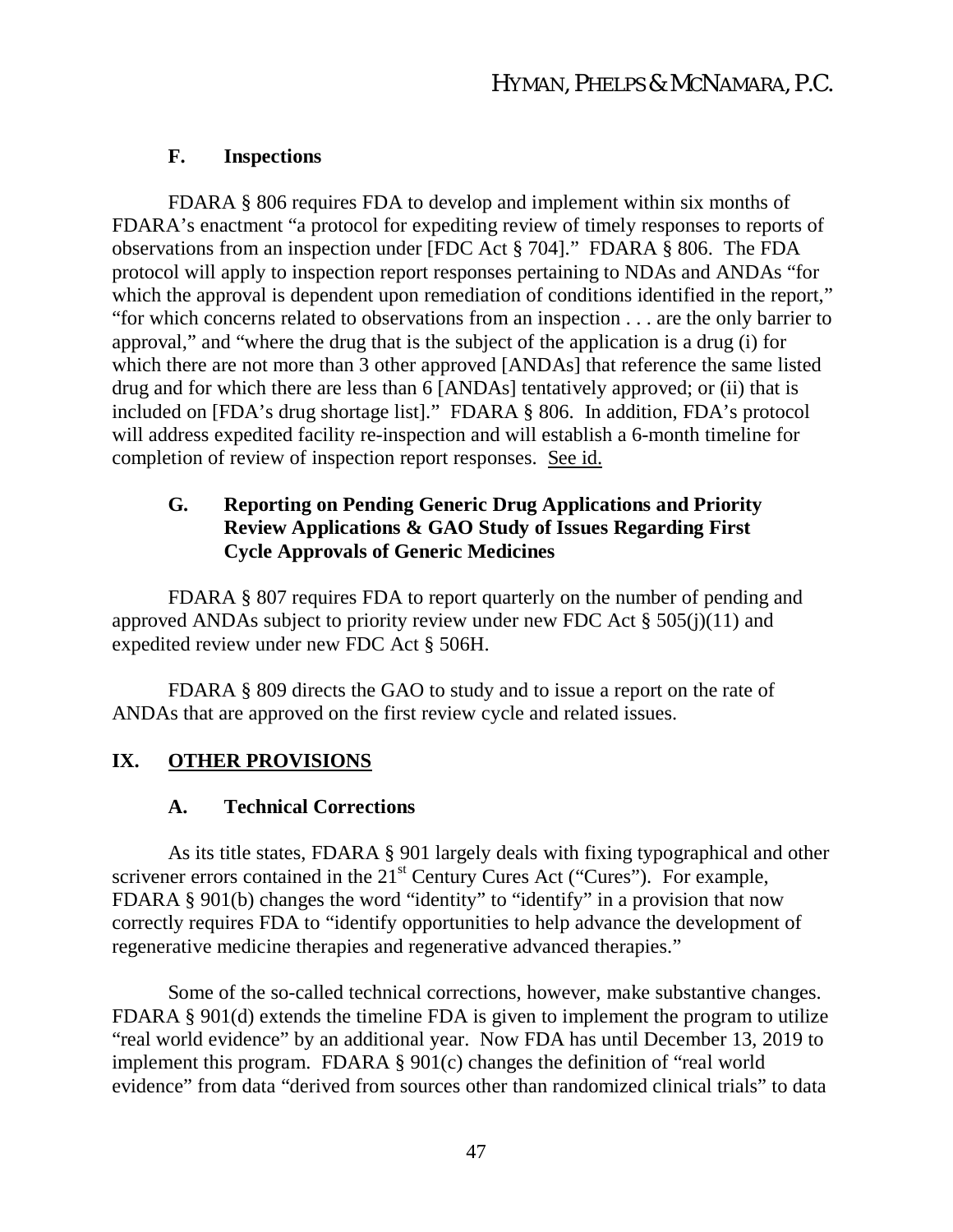### F. Inspections

FDARA § 806 requires FDA to develop and implement within six months of FDARA's enactment "a protocol for expediting review of timely responses to reports of observations from an inspection under [FDC Act § 704]." FDARA § 806. The FDA protocol will apply to inspection report responses pertaining to NDAs and ANDAs "for which the approval is dependent upon remediation of conditions identified in the report," "for which concerns related to observations from an inspection . . . are the only barrier to approval," and "where the drug that is the subject of the application is a drug (i) for which there are not more than 3 other approved [ANDAs] that reference the same listed drug and for which there are less than 6 [ANDAs] tentatively approved; or (ii) that is included on [FDA's drug shortage list]." FDARA § 806. In addition, FDA's protocol will address expedited facility re-inspection and will establish a 6-month timeline for completion of review of inspection report responses. See id.

### G. Reporting on Pending Generic Drug Applications and Priority Review Applications & GAO Study of Issues Regarding First Cycle Approvals of Generic Medicines

FDARA § 807 requires FDA to report quarterly on the number of pending and approved ANDAs subject to priority review under new FDC Act § 505(j)(11) and expedited review under new FDC Act § 506H.

FDARA § 809 directs the GAO to study and to issue a report on the rate of ANDAs that are approved on the first review cycle and related issues.

## IX. OTHER PROVISIONS

### A. Technical Corrections

As its title states, FDARA § 901 largely deals with fixing typographical and other scrivener errors contained in the 21st Century Cures Act ("Cures"). For example, FDARA § 901(b) changes the word "identity" to "identify" in a provision that now correctly requires FDA to "identify opportunities to help advance the development of regenerative medicine therapies and regenerative advanced therapies."

Some of the so-called technical corrections, however, make substantive changes. FDARA § 901(d) extends the timeline FDA is given to implement the program to utilize "real world evidence" by an additional year. Now FDA has until December 13, 2019 to implement this program. FDARA § 901(c) changes the definition of "real world evidence" from data "derived from sources other than randomized clinical trials" to data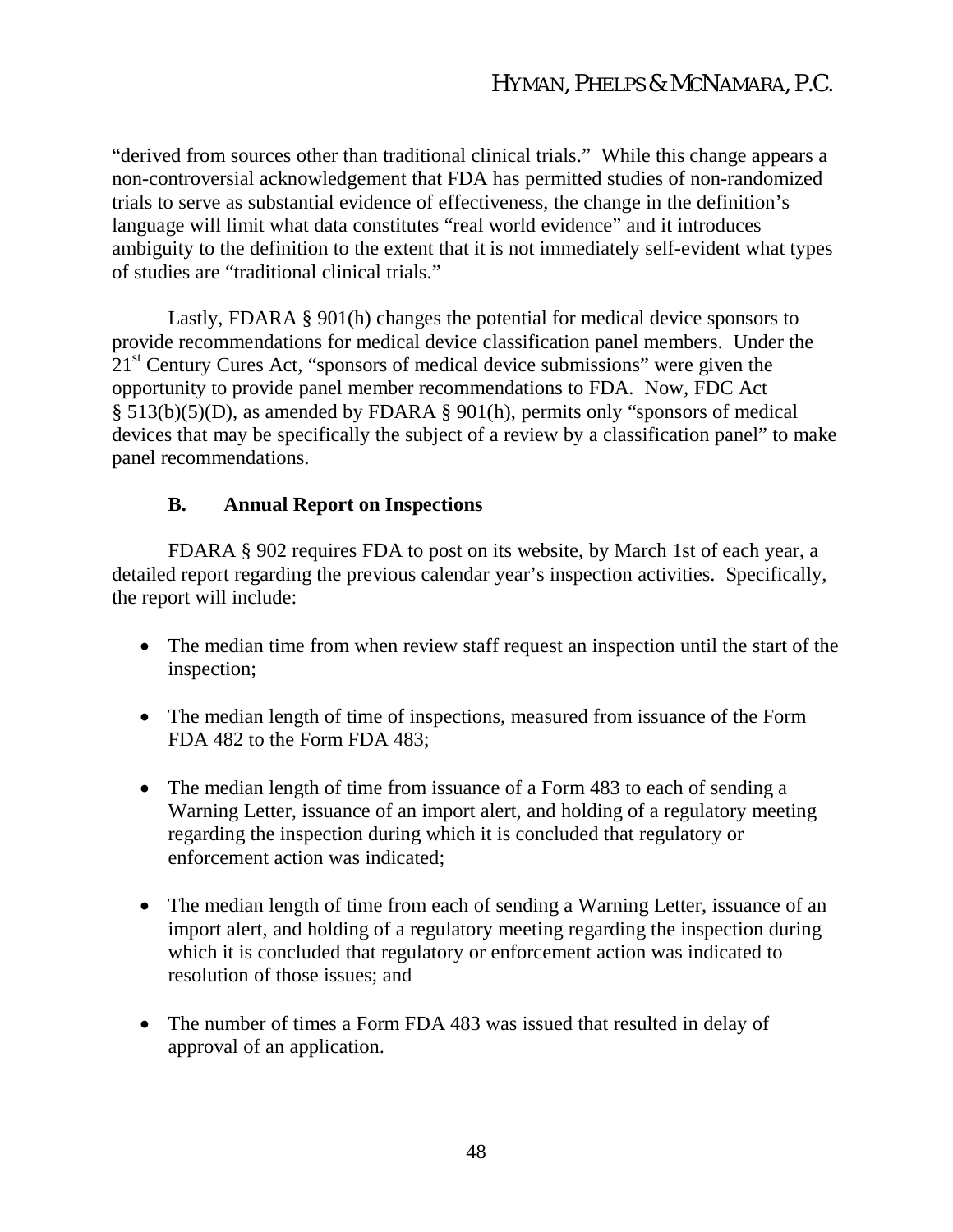"derived from sources other than traditional clinical trials." While this change appears a non-controversial acknowledgement that FDA has permitted studies of non-randomized trials to serve as substantial evidence of effectiveness, the change in the definition's language will limit what data constitutes "real world evidence" and it introduces ambiguity to the definition to the extent that it is not immediately self-evident what types of studies are "traditional clinical trials."

Lastly, FDARA § 901(h) changes the potential for medical device sponsors to provide recommendations for medical device classification panel members. Under the 21st Century Cures Act, "sponsors of medical device submissions" were given the opportunity to provide panel member recommendations to FDA. Now, FDC Act § 513(b)(5)(D), as amended by FDARA § 901(h), permits only "sponsors of medical devices that may be specifically the subject of a review by a classification panel" to make panel recommendations.

### B. Annual Report on Inspections

FDARA § 902 requires FDA to post on its website, by March 1st of each year, a detailed report regarding the previous calendar year's inspection activities. Specifically, the report will include:

- The median time from when review staff request an inspection until the start of the inspection;
- The median length of time of inspections, measured from issuance of the Form FDA 482 to the Form FDA 483;
- The median length of time from issuance of a Form 483 to each of sending a Warning Letter, issuance of an import alert, and holding of a regulatory meeting regarding the inspection during which it is concluded that regulatory or enforcement action was indicated;
- The median length of time from each of sending a Warning Letter, issuance of an import alert, and holding of a regulatory meeting regarding the inspection during which it is concluded that regulatory or enforcement action was indicated to resolution of those issues; and
- The number of times a Form FDA 483 was issued that resulted in delay of approval of an application.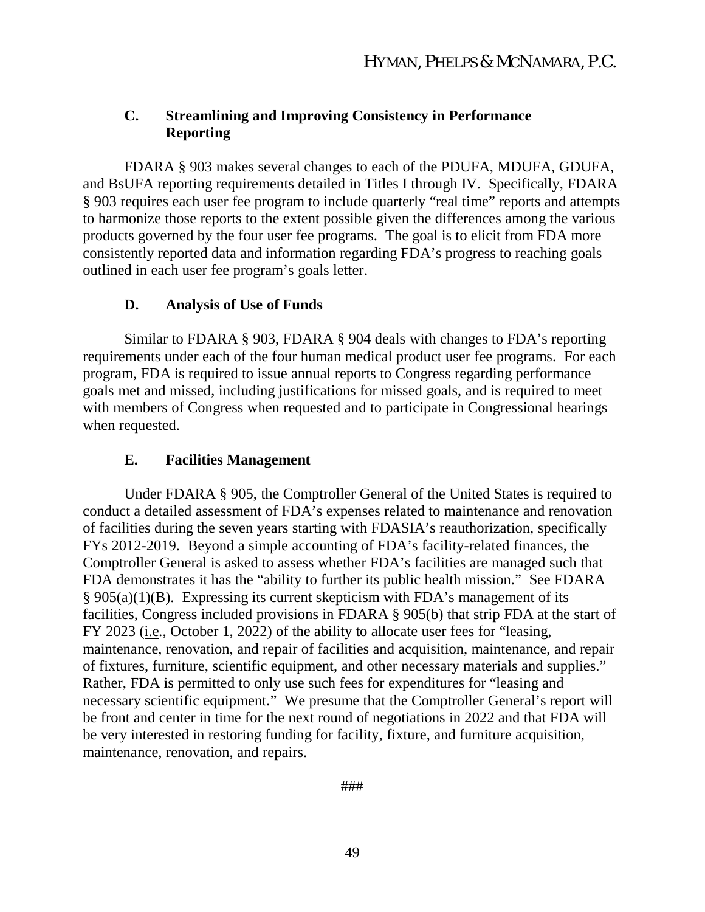### C. Streamlining and Improving Consistency in Performance Reporting

FDARA § 903 makes several changes to each of the PDUFA, MDUFA, GDUFA, and BsUFA reporting requirements detailed in Titles I through IV. Specifically, FDARA § 903 requires each user fee program to include quarterly "real time" reports and attempts to harmonize those reports to the extent possible given the differences among the various products governed by the four user fee programs. The goal is to elicit from FDA more consistently reported data and information regarding FDA's progress to reaching goals outlined in each user fee program's goals letter.

### D. Analysis of Use of Funds

Similar to FDARA § 903, FDARA § 904 deals with changes to FDA's reporting requirements under each of the four human medical product user fee programs. For each program, FDA is required to issue annual reports to Congress regarding performance goals met and missed, including justifications for missed goals, and is required to meet with members of Congress when requested and to participate in Congressional hearings when requested.

### E. Facilities Management

Under FDARA § 905, the Comptroller General of the United States is required to conduct a detailed assessment of FDA's expenses related to maintenance and renovation of facilities during the seven years starting with FDASIA's reauthorization, specifically FYs 2012-2019. Beyond a simple accounting of FDA's facility-related finances, the Comptroller General is asked to assess whether FDA's facilities are managed such that FDA demonstrates it has the "ability to further its public health mission." See FDARA § 905(a)(1)(B). Expressing its current skepticism with FDA's management of its facilities, Congress included provisions in FDARA § 905(b) that strip FDA at the start of FY 2023 (i.e., October 1, 2022) of the ability to allocate user fees for "leasing, maintenance, renovation, and repair of facilities and acquisition, maintenance, and repair of fixtures, furniture, scientific equipment, and other necessary materials and supplies." Rather, FDA is permitted to only use such fees for expenditures for "leasing and necessary scientific equipment." We presume that the Comptroller General's report will be front and center in time for the next round of negotiations in 2022 and that FDA will be very interested in restoring funding for facility, fixture, and furniture acquisition, maintenance, renovation, and repairs.

###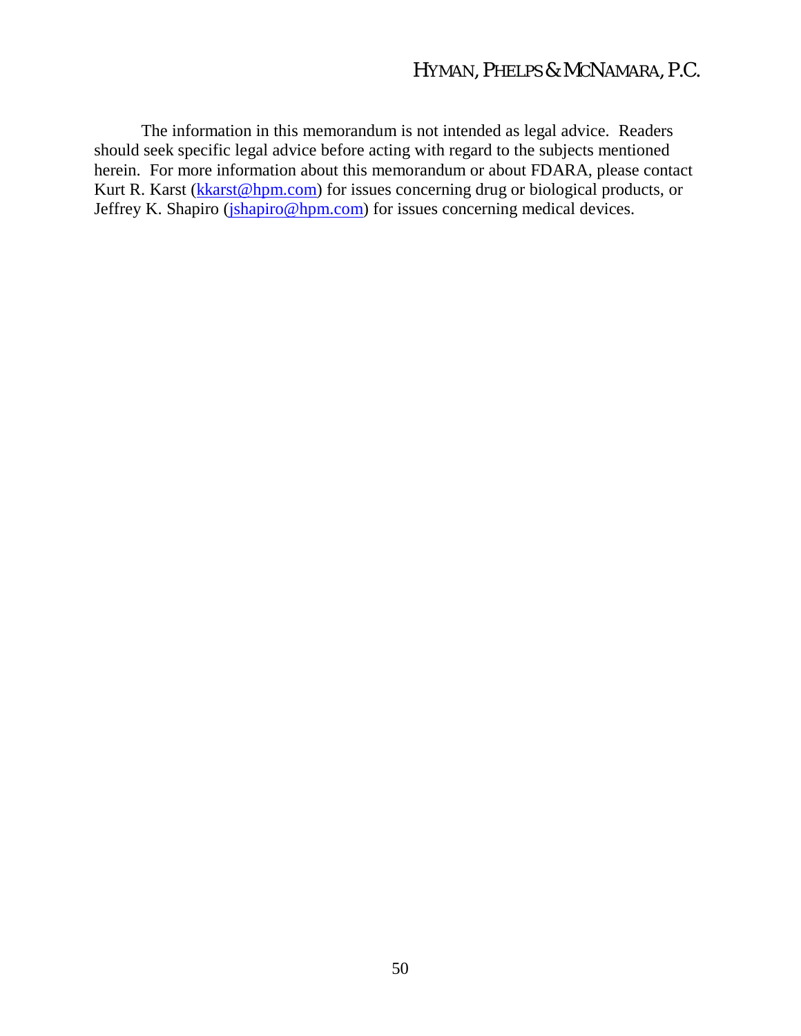The information in this memorandum is not intended as legal advice. Readers should seek specific legal advice before acting with regard to the subjects mentioned herein. For more information about this memorandum or about FDARA, please contact Kurt R. Karst (kkarst@hpm.com) for issues concerning drug or biological products, or Jeffrey K. Shapiro (jshapiro@hpm.com) for issues concerning medical devices.